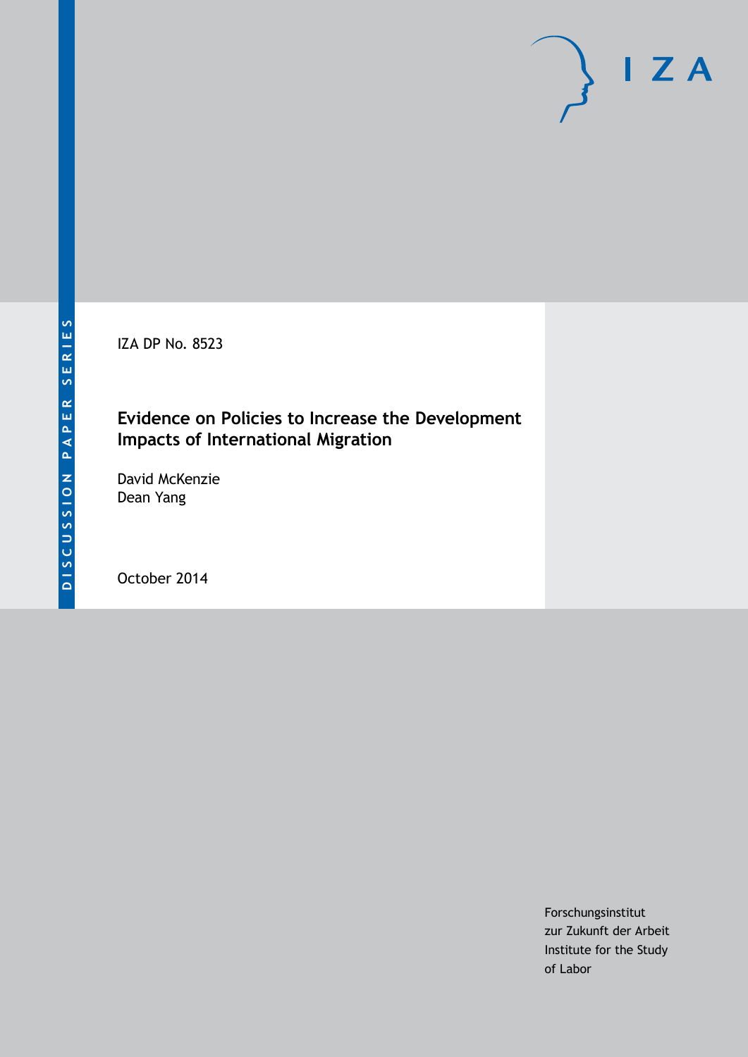DISCUSSION PAPER SERIES

IZA DP No. 8523

# Evidence on Policies to Increase the Development Impacts of International Migration

David McKenzie
Dean Yang

October 2014

Forschungsinstitut
zur Zukunft der Arbeit
Institute for the Study
of Labor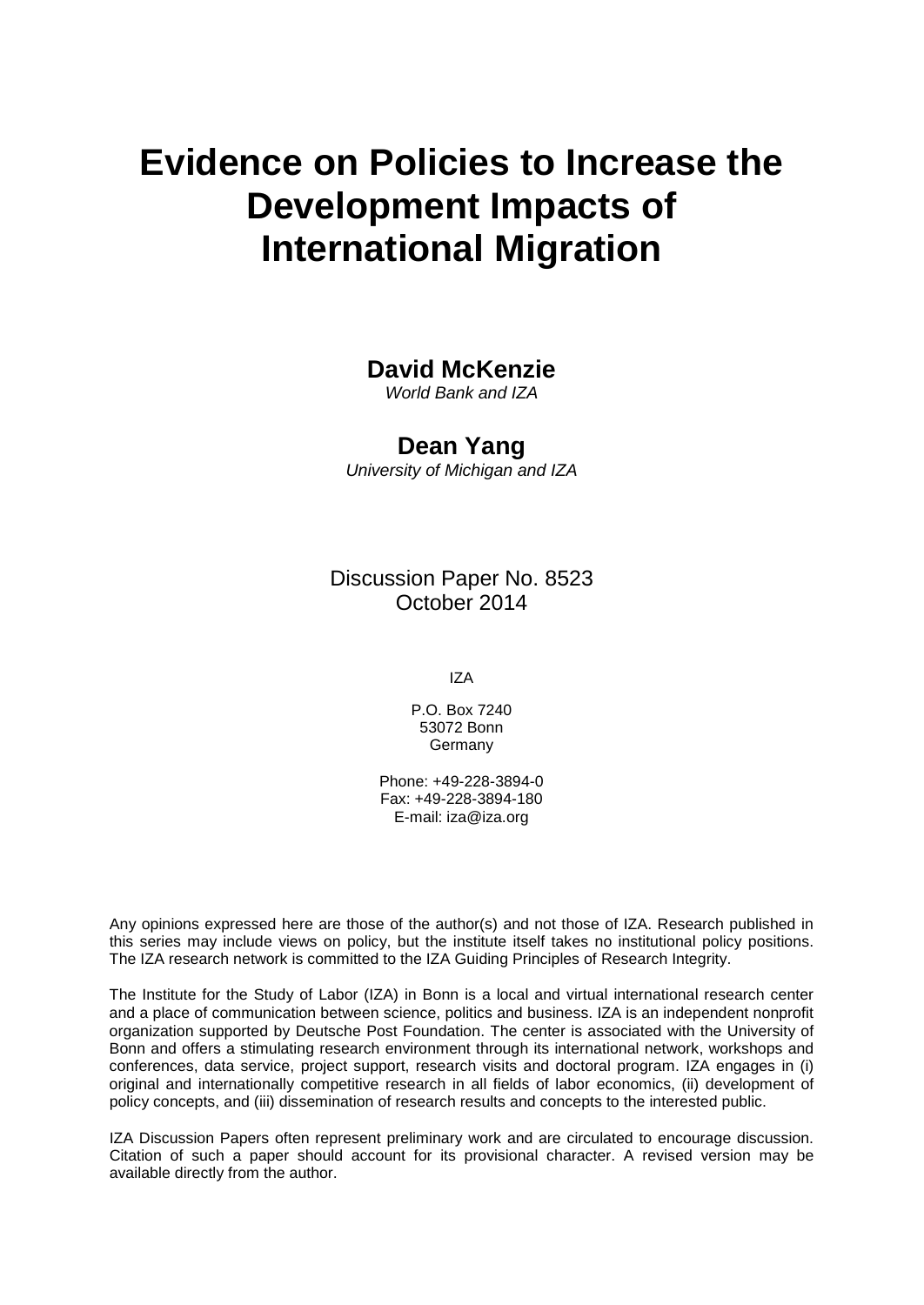# Evidence on Policies to Increase the Development Impacts of International Migration

**David McKenzie**
*World Bank and IZA*

**Dean Yang**
*University of Michigan and IZA*

Discussion Paper No. 8523
October 2014

IZA

P.O. Box 7240
53072 Bonn
Germany

Phone: +49-228-3894-0
Fax: +49-228-3894-180
E-mail: iza@iza.org

Any opinions expressed here are those of the author(s) and not those of IZA. Research published in this series may include views on policy, but the institute itself takes no institutional policy positions. The IZA research network is committed to the IZA Guiding Principles of Research Integrity.

The Institute for the Study of Labor (IZA) in Bonn is a local and virtual international research center and a place of communication between science, politics and business. IZA is an independent nonprofit organization supported by Deutsche Post Foundation. The center is associated with the University of Bonn and offers a stimulating research environment through its international network, workshops and conferences, data service, project support, research visits and doctoral program. IZA engages in (i) original and internationally competitive research in all fields of labor economics, (ii) development of policy concepts, and (iii) dissemination of research results and concepts to the interested public.

IZA Discussion Papers often represent preliminary work and are circulated to encourage discussion. Citation of such a paper should account for its provisional character. A revised version may be available directly from the author.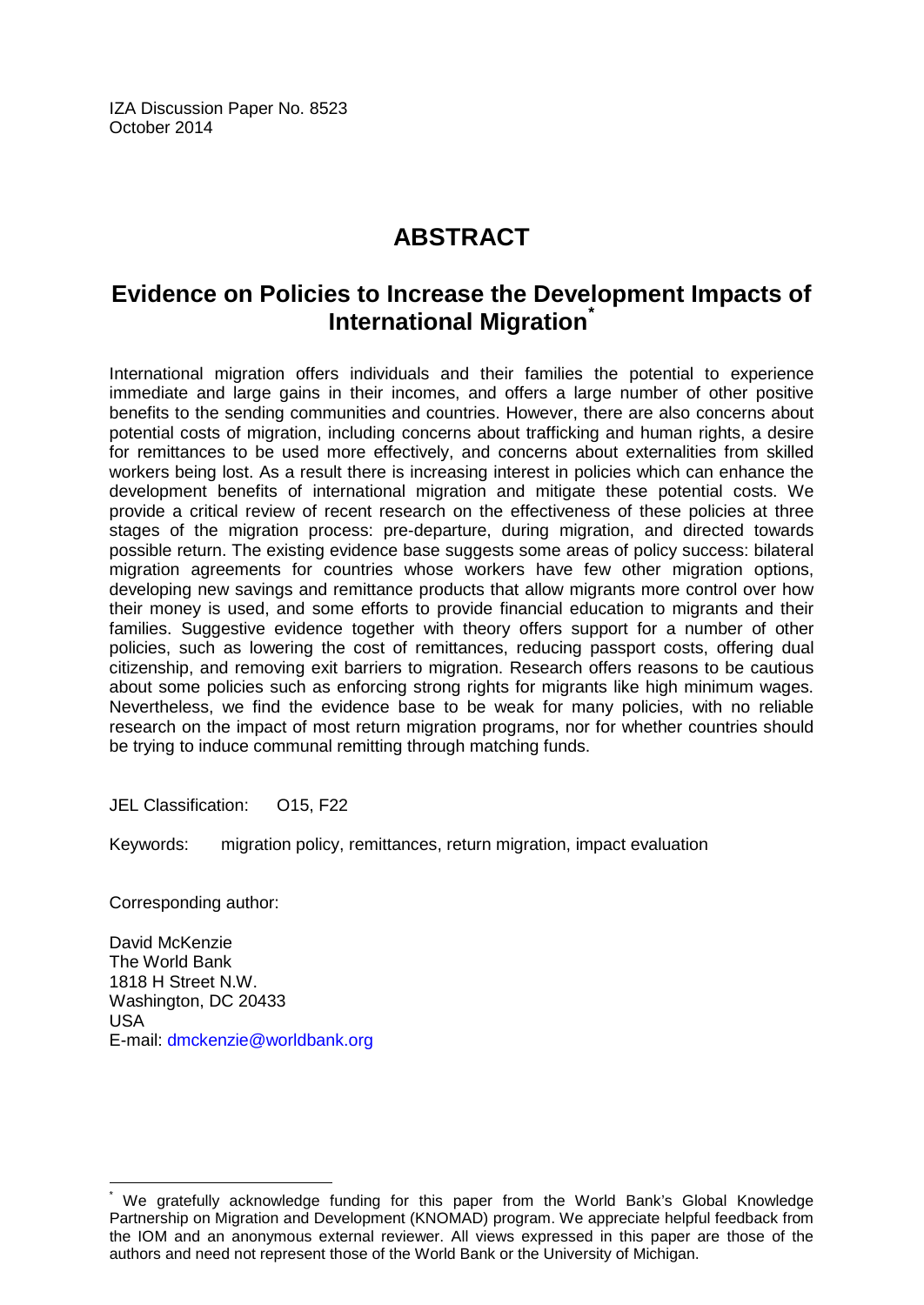IZA Discussion Paper No. 8523
October 2014

# ABSTRACT

## Evidence on Policies to Increase the Development Impacts of International Migration[*]

International migration offers individuals and their families the potential to experience immediate and large gains in their incomes, and offers a large number of other positive benefits to the sending communities and countries. However, there are also concerns about potential costs of migration, including concerns about trafficking and human rights, a desire for remittances to be used more effectively, and concerns about externalities from skilled workers being lost. As a result there is increasing interest in policies which can enhance the development benefits of international migration and mitigate these potential costs. We provide a critical review of recent research on the effectiveness of these policies at three stages of the migration process: pre-departure, during migration, and directed towards possible return. The existing evidence base suggests some areas of policy success: bilateral migration agreements for countries whose workers have few other migration options, developing new savings and remittance products that allow migrants more control over how their money is used, and some efforts to provide financial education to migrants and their families. Suggestive evidence together with theory offers support for a number of other policies, such as lowering the cost of remittances, reducing passport costs, offering dual citizenship, and removing exit barriers to migration. Research offers reasons to be cautious about some policies such as enforcing strong rights for migrants like high minimum wages. Nevertheless, we find the evidence base to be weak for many policies, with no reliable research on the impact of most return migration programs, nor for whether countries should be trying to induce communal remitting through matching funds.

JEL Classification: O15, F22

Keywords: migration policy, remittances, return migration, impact evaluation

Corresponding author:

David McKenzie
The World Bank
1818 H Street N.W.
Washington, DC 20433
USA
E-mail: dmckenzie@worldbank.org

[*] We gratefully acknowledge funding for this paper from the World Bank's Global Knowledge Partnership on Migration and Development (KNOMAD) program. We appreciate helpful feedback from the IOM and an anonymous external reviewer. All views expressed in this paper are those of the authors and need not represent those of the World Bank or the University of Michigan.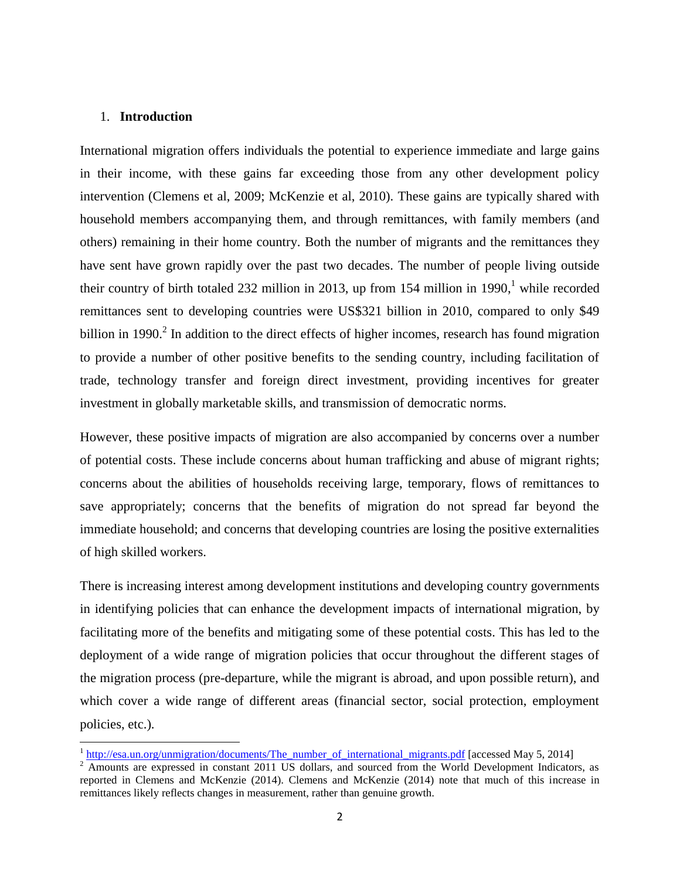## 1. Introduction

International migration offers individuals the potential to experience immediate and large gains in their income, with these gains far exceeding those from any other development policy intervention (Clemens et al, 2009; McKenzie et al, 2010). These gains are typically shared with household members accompanying them, and through remittances, with family members (and others) remaining in their home country. Both the number of migrants and the remittances they have sent have grown rapidly over the past two decades. The number of people living outside their country of birth totaled 232 million in 2013, up from 154 million in 1990,[1] while recorded remittances sent to developing countries were US$321 billion in 2010, compared to only $49 billion in 1990.[2] In addition to the direct effects of higher incomes, research has found migration to provide a number of other positive benefits to the sending country, including facilitation of trade, technology transfer and foreign direct investment, providing incentives for greater investment in globally marketable skills, and transmission of democratic norms.

However, these positive impacts of migration are also accompanied by concerns over a number of potential costs. These include concerns about human trafficking and abuse of migrant rights; concerns about the abilities of households receiving large, temporary, flows of remittances to save appropriately; concerns that the benefits of migration do not spread far beyond the immediate household; and concerns that developing countries are losing the positive externalities of high skilled workers.

There is increasing interest among development institutions and developing country governments in identifying policies that can enhance the development impacts of international migration, by facilitating more of the benefits and mitigating some of these potential costs. This has led to the deployment of a wide range of migration policies that occur throughout the different stages of the migration process (pre-departure, while the migrant is abroad, and upon possible return), and which cover a wide range of different areas (financial sector, social protection, employment policies, etc.).

---

[1] http://esa.un.org/unmigration/documents/The_number_of_international_migrants.pdf [accessed May 5, 2014]

[2] Amounts are expressed in constant 2011 US dollars, and sourced from the World Development Indicators, as reported in Clemens and McKenzie (2014). Clemens and McKenzie (2014) note that much of this increase in remittances likely reflects changes in measurement, rather than genuine growth.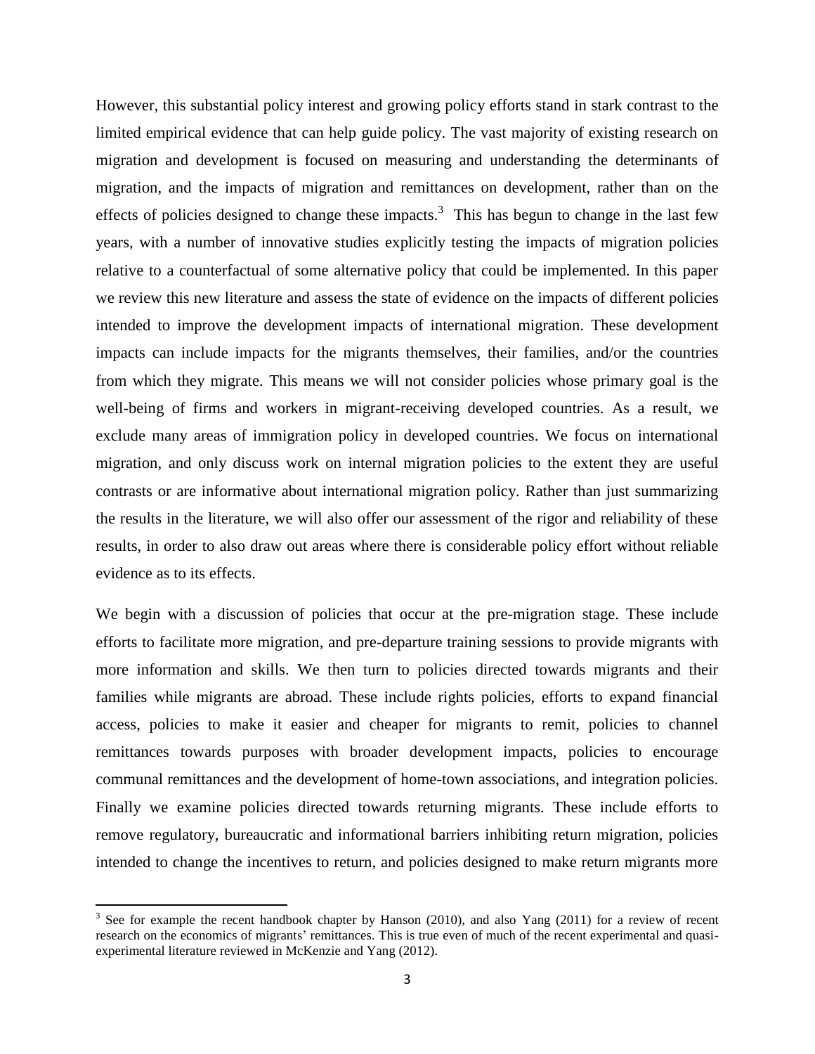However, this substantial policy interest and growing policy efforts stand in stark contrast to the limited empirical evidence that can help guide policy. The vast majority of existing research on migration and development is focused on measuring and understanding the determinants of migration, and the impacts of migration and remittances on development, rather than on the effects of policies designed to change these impacts.[3] This has begun to change in the last few years, with a number of innovative studies explicitly testing the impacts of migration policies relative to a counterfactual of some alternative policy that could be implemented. In this paper we review this new literature and assess the state of evidence on the impacts of different policies intended to improve the development impacts of international migration. These development impacts can include impacts for the migrants themselves, their families, and/or the countries from which they migrate. This means we will not consider policies whose primary goal is the well-being of firms and workers in migrant-receiving developed countries. As a result, we exclude many areas of immigration policy in developed countries. We focus on international migration, and only discuss work on internal migration policies to the extent they are useful contrasts or are informative about international migration policy. Rather than just summarizing the results in the literature, we will also offer our assessment of the rigor and reliability of these results, in order to also draw out areas where there is considerable policy effort without reliable evidence as to its effects.

We begin with a discussion of policies that occur at the pre-migration stage. These include efforts to facilitate more migration, and pre-departure training sessions to provide migrants with more information and skills. We then turn to policies directed towards migrants and their families while migrants are abroad. These include rights policies, efforts to expand financial access, policies to make it easier and cheaper for migrants to remit, policies to channel remittances towards purposes with broader development impacts, policies to encourage communal remittances and the development of home-town associations, and integration policies. Finally we examine policies directed towards returning migrants. These include efforts to remove regulatory, bureaucratic and informational barriers inhibiting return migration, policies intended to change the incentives to return, and policies designed to make return migrants more

[3] See for example the recent handbook chapter by Hanson (2010), and also Yang (2011) for a review of recent research on the economics of migrants' remittances. This is true even of much of the recent experimental and quasi-experimental literature reviewed in McKenzie and Yang (2012).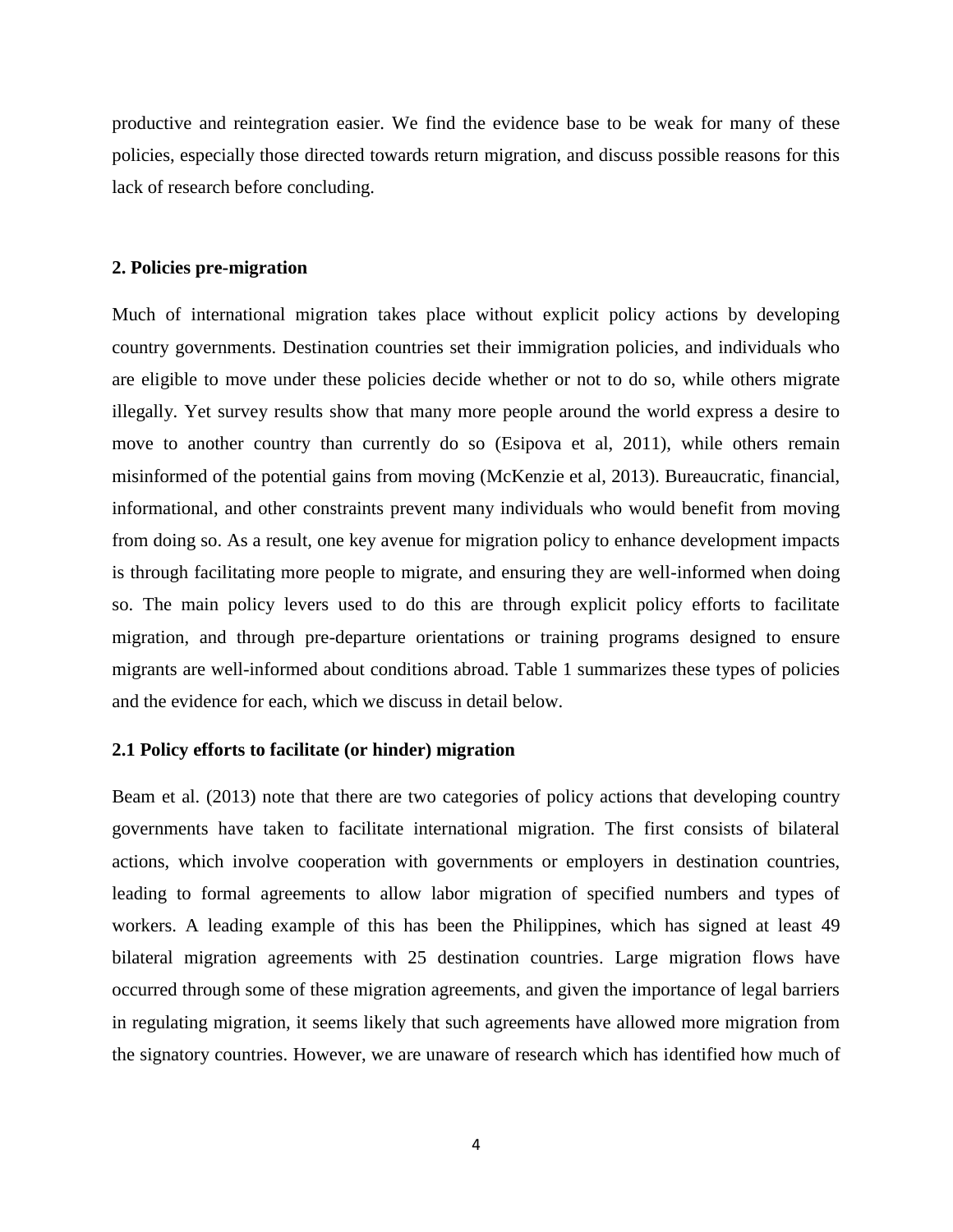productive and reintegration easier. We find the evidence base to be weak for many of these policies, especially those directed towards return migration, and discuss possible reasons for this lack of research before concluding.

## 2. Policies pre-migration

Much of international migration takes place without explicit policy actions by developing country governments. Destination countries set their immigration policies, and individuals who are eligible to move under these policies decide whether or not to do so, while others migrate illegally. Yet survey results show that many more people around the world express a desire to move to another country than currently do so (Esipova et al, 2011), while others remain misinformed of the potential gains from moving (McKenzie et al, 2013). Bureaucratic, financial, informational, and other constraints prevent many individuals who would benefit from moving from doing so. As a result, one key avenue for migration policy to enhance development impacts is through facilitating more people to migrate, and ensuring they are well-informed when doing so. The main policy levers used to do this are through explicit policy efforts to facilitate migration, and through pre-departure orientations or training programs designed to ensure migrants are well-informed about conditions abroad. Table 1 summarizes these types of policies and the evidence for each, which we discuss in detail below.

### 2.1 Policy efforts to facilitate (or hinder) migration

Beam et al. (2013) note that there are two categories of policy actions that developing country governments have taken to facilitate international migration. The first consists of bilateral actions, which involve cooperation with governments or employers in destination countries, leading to formal agreements to allow labor migration of specified numbers and types of workers. A leading example of this has been the Philippines, which has signed at least 49 bilateral migration agreements with 25 destination countries. Large migration flows have occurred through some of these migration agreements, and given the importance of legal barriers in regulating migration, it seems likely that such agreements have allowed more migration from the signatory countries. However, we are unaware of research which has identified how much of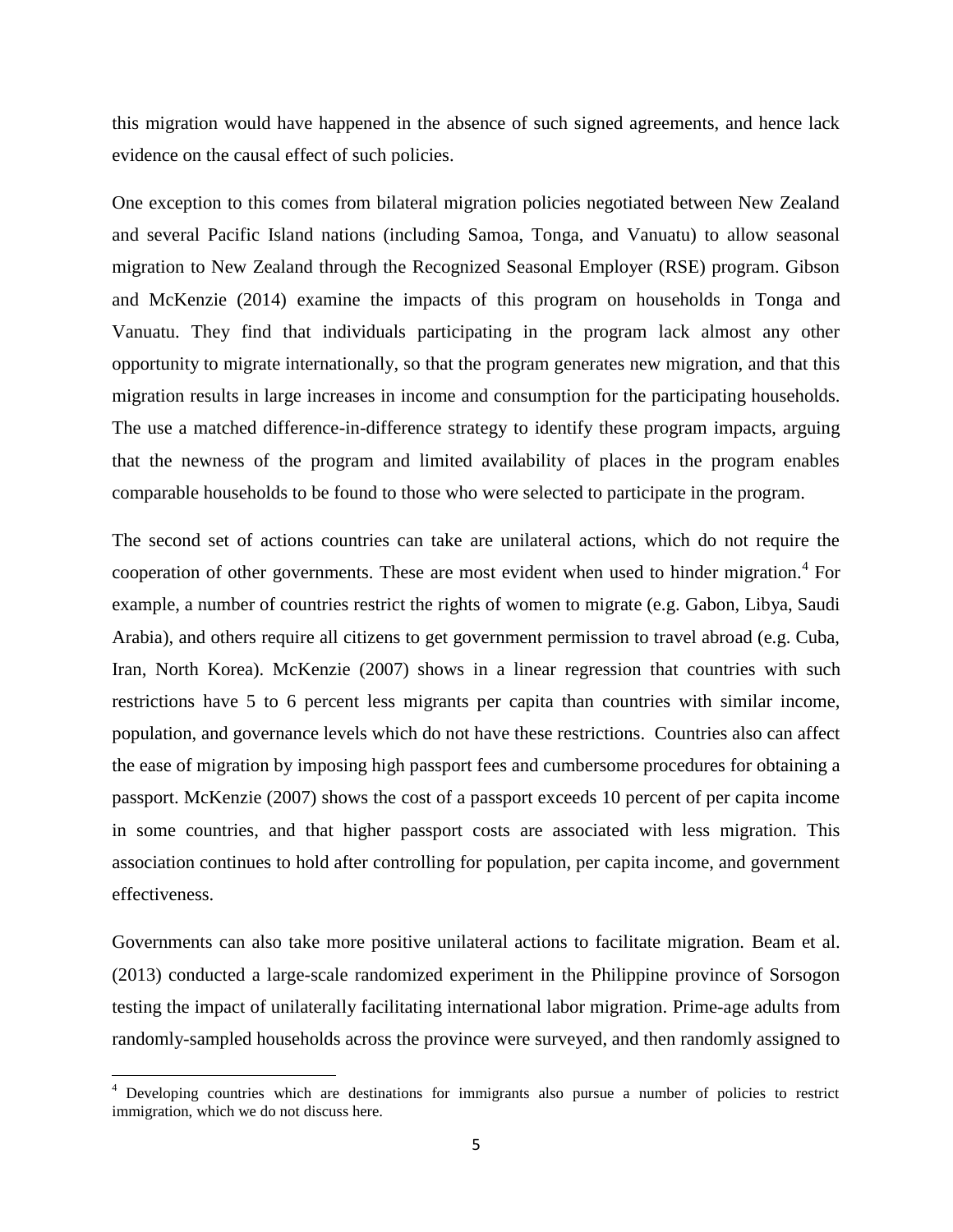this migration would have happened in the absence of such signed agreements, and hence lack evidence on the causal effect of such policies.

One exception to this comes from bilateral migration policies negotiated between New Zealand and several Pacific Island nations (including Samoa, Tonga, and Vanuatu) to allow seasonal migration to New Zealand through the Recognized Seasonal Employer (RSE) program. Gibson and McKenzie (2014) examine the impacts of this program on households in Tonga and Vanuatu. They find that individuals participating in the program lack almost any other opportunity to migrate internationally, so that the program generates new migration, and that this migration results in large increases in income and consumption for the participating households. The use a matched difference-in-difference strategy to identify these program impacts, arguing that the newness of the program and limited availability of places in the program enables comparable households to be found to those who were selected to participate in the program.

The second set of actions countries can take are unilateral actions, which do not require the cooperation of other governments. These are most evident when used to hinder migration.[4] For example, a number of countries restrict the rights of women to migrate (e.g. Gabon, Libya, Saudi Arabia), and others require all citizens to get government permission to travel abroad (e.g. Cuba, Iran, North Korea). McKenzie (2007) shows in a linear regression that countries with such restrictions have 5 to 6 percent less migrants per capita than countries with similar income, population, and governance levels which do not have these restrictions. Countries also can affect the ease of migration by imposing high passport fees and cumbersome procedures for obtaining a passport. McKenzie (2007) shows the cost of a passport exceeds 10 percent of per capita income in some countries, and that higher passport costs are associated with less migration. This association continues to hold after controlling for population, per capita income, and government effectiveness.

Governments can also take more positive unilateral actions to facilitate migration. Beam et al. (2013) conducted a large-scale randomized experiment in the Philippine province of Sorsogon testing the impact of unilaterally facilitating international labor migration. Prime-age adults from randomly-sampled households across the province were surveyed, and then randomly assigned to

[4] Developing countries which are destinations for immigrants also pursue a number of policies to restrict immigration, which we do not discuss here.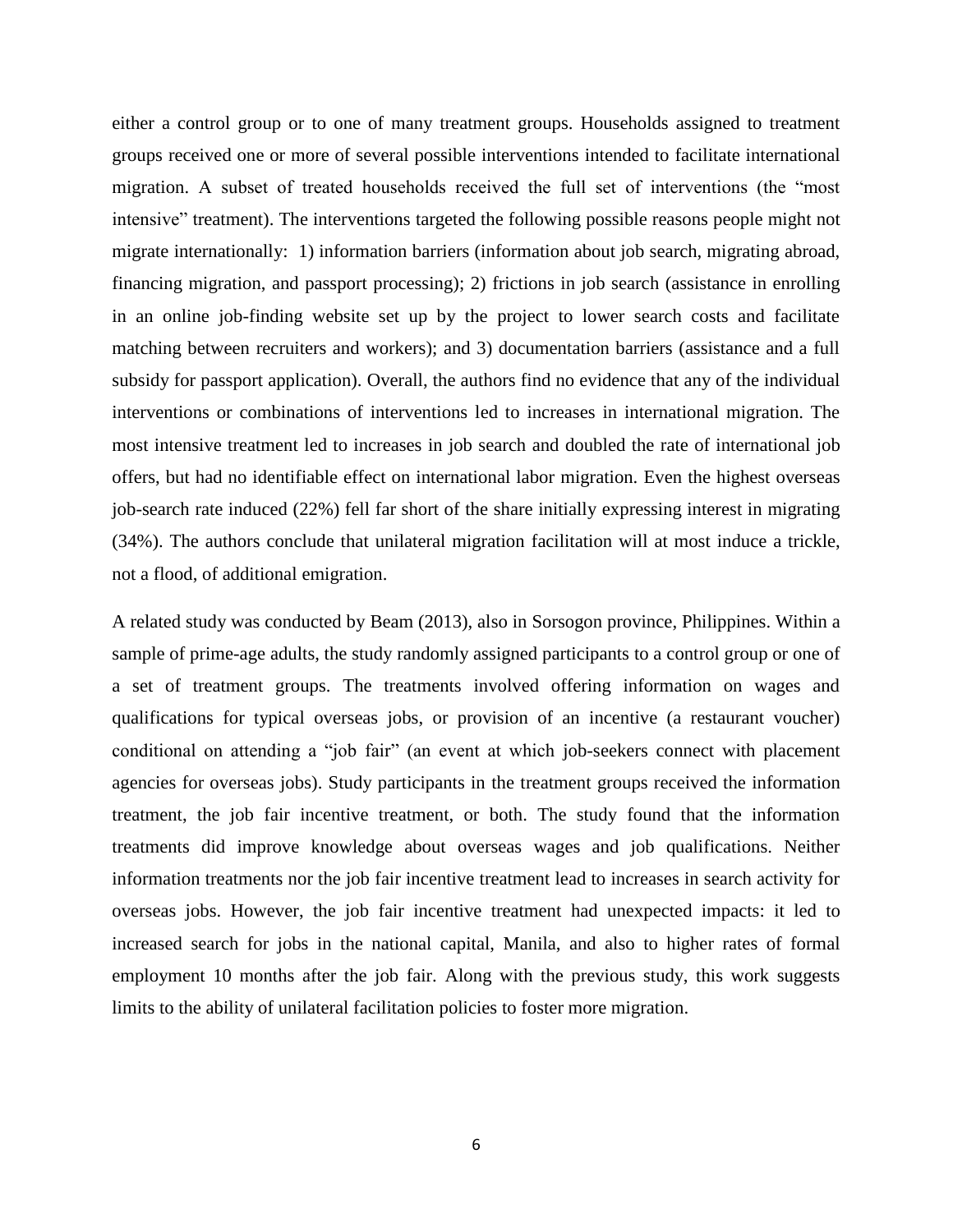either a control group or to one of many treatment groups. Households assigned to treatment groups received one or more of several possible interventions intended to facilitate international migration. A subset of treated households received the full set of interventions (the "most intensive" treatment). The interventions targeted the following possible reasons people might not migrate internationally: 1) information barriers (information about job search, migrating abroad, financing migration, and passport processing); 2) frictions in job search (assistance in enrolling in an online job-finding website set up by the project to lower search costs and facilitate matching between recruiters and workers); and 3) documentation barriers (assistance and a full subsidy for passport application). Overall, the authors find no evidence that any of the individual interventions or combinations of interventions led to increases in international migration. The most intensive treatment led to increases in job search and doubled the rate of international job offers, but had no identifiable effect on international labor migration. Even the highest overseas job-search rate induced (22%) fell far short of the share initially expressing interest in migrating (34%). The authors conclude that unilateral migration facilitation will at most induce a trickle, not a flood, of additional emigration.

A related study was conducted by Beam (2013), also in Sorsogon province, Philippines. Within a sample of prime-age adults, the study randomly assigned participants to a control group or one of a set of treatment groups. The treatments involved offering information on wages and qualifications for typical overseas jobs, or provision of an incentive (a restaurant voucher) conditional on attending a "job fair" (an event at which job-seekers connect with placement agencies for overseas jobs). Study participants in the treatment groups received the information treatment, the job fair incentive treatment, or both. The study found that the information treatments did improve knowledge about overseas wages and job qualifications. Neither information treatments nor the job fair incentive treatment lead to increases in search activity for overseas jobs. However, the job fair incentive treatment had unexpected impacts: it led to increased search for jobs in the national capital, Manila, and also to higher rates of formal employment 10 months after the job fair. Along with the previous study, this work suggests limits to the ability of unilateral facilitation policies to foster more migration.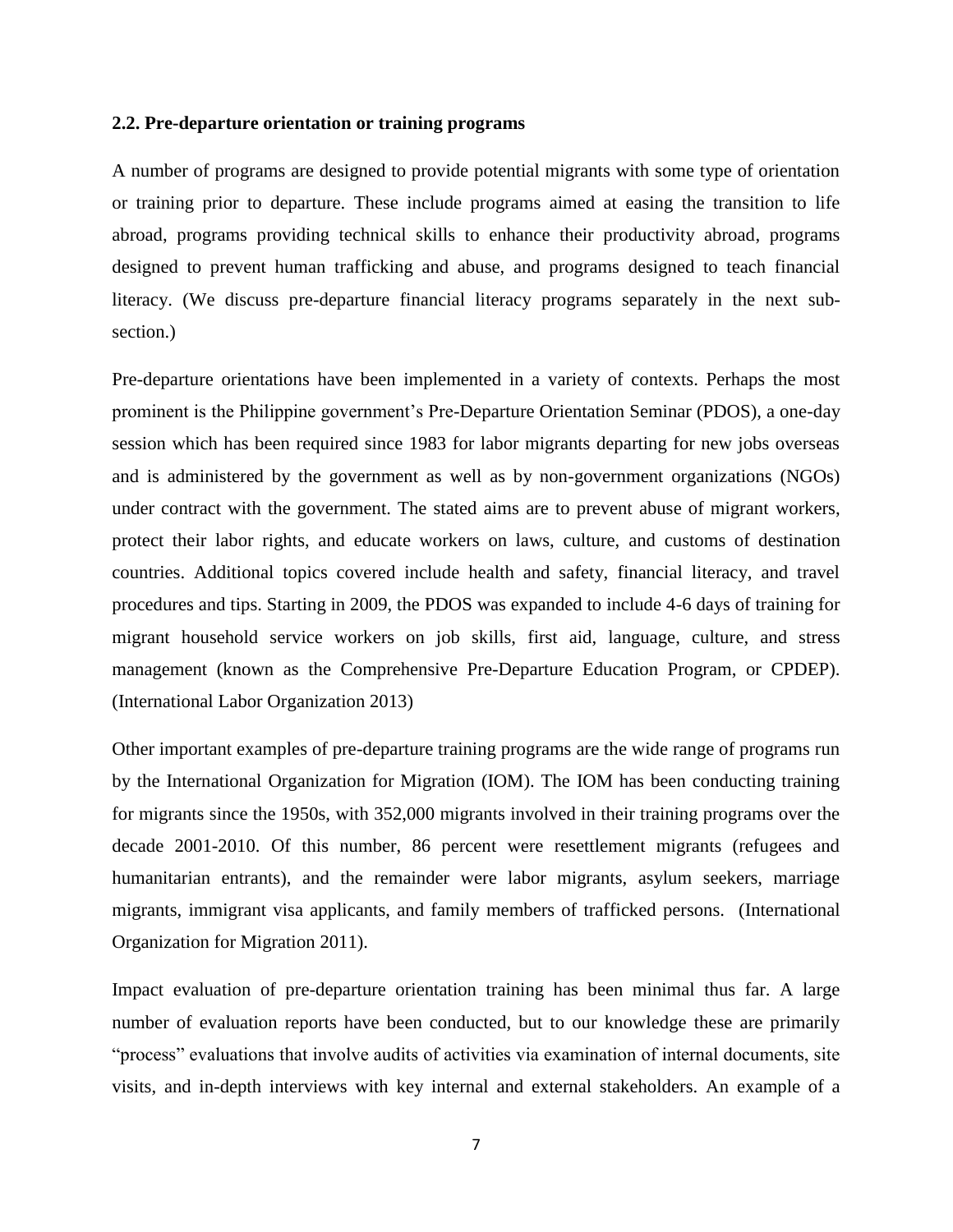### 2.2. Pre-departure orientation or training programs

A number of programs are designed to provide potential migrants with some type of orientation or training prior to departure. These include programs aimed at easing the transition to life abroad, programs providing technical skills to enhance their productivity abroad, programs designed to prevent human trafficking and abuse, and programs designed to teach financial literacy. (We discuss pre-departure financial literacy programs separately in the next sub-section.)

Pre-departure orientations have been implemented in a variety of contexts. Perhaps the most prominent is the Philippine government's Pre-Departure Orientation Seminar (PDOS), a one-day session which has been required since 1983 for labor migrants departing for new jobs overseas and is administered by the government as well as by non-government organizations (NGOs) under contract with the government. The stated aims are to prevent abuse of migrant workers, protect their labor rights, and educate workers on laws, culture, and customs of destination countries. Additional topics covered include health and safety, financial literacy, and travel procedures and tips. Starting in 2009, the PDOS was expanded to include 4-6 days of training for migrant household service workers on job skills, first aid, language, culture, and stress management (known as the Comprehensive Pre-Departure Education Program, or CPDEP). (International Labor Organization 2013)

Other important examples of pre-departure training programs are the wide range of programs run by the International Organization for Migration (IOM). The IOM has been conducting training for migrants since the 1950s, with 352,000 migrants involved in their training programs over the decade 2001-2010. Of this number, 86 percent were resettlement migrants (refugees and humanitarian entrants), and the remainder were labor migrants, asylum seekers, marriage migrants, immigrant visa applicants, and family members of trafficked persons. (International Organization for Migration 2011).

Impact evaluation of pre-departure orientation training has been minimal thus far. A large number of evaluation reports have been conducted, but to our knowledge these are primarily "process" evaluations that involve audits of activities via examination of internal documents, site visits, and in-depth interviews with key internal and external stakeholders. An example of a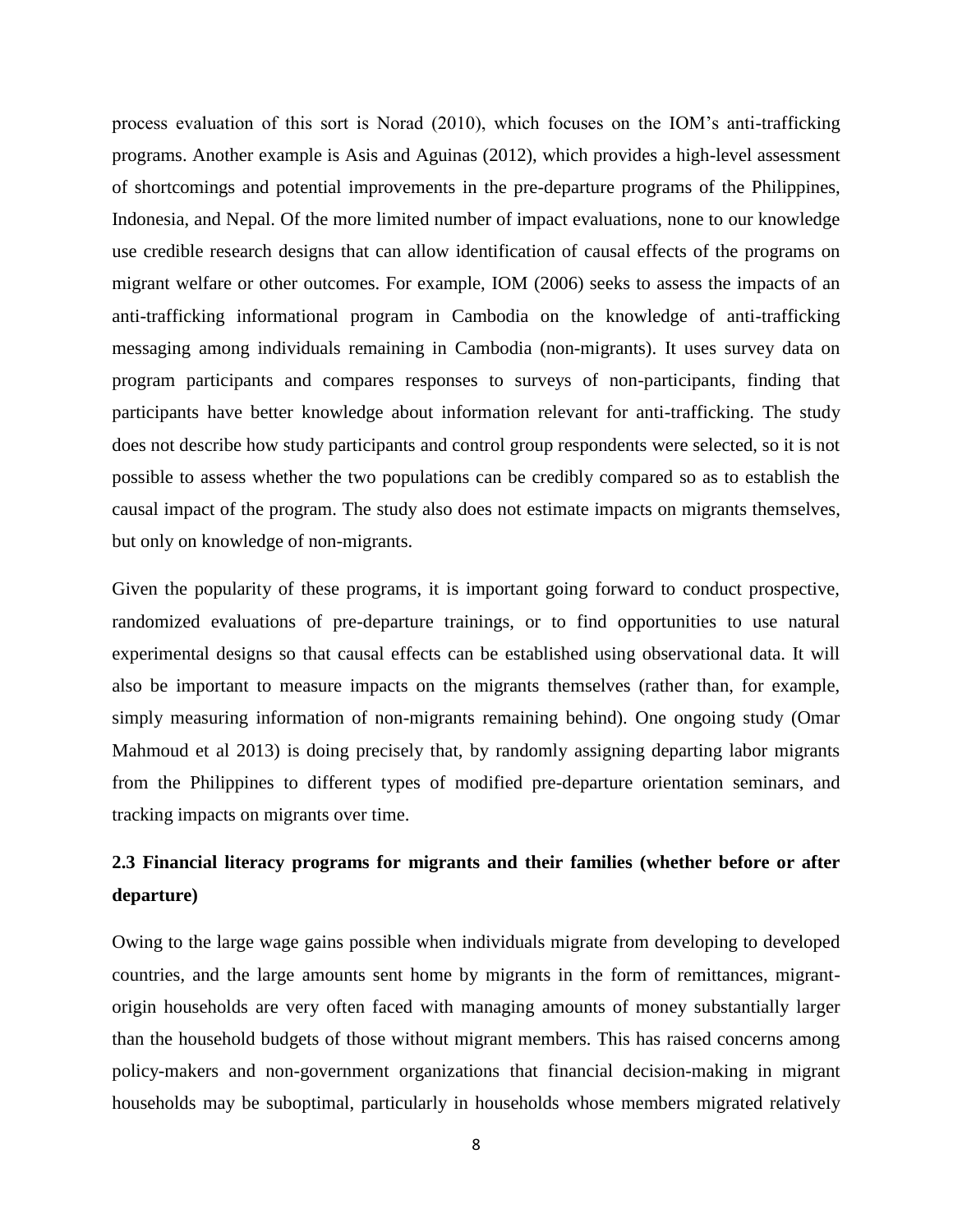process evaluation of this sort is Norad (2010), which focuses on the IOM's anti-trafficking programs. Another example is Asis and Aguinas (2012), which provides a high-level assessment of shortcomings and potential improvements in the pre-departure programs of the Philippines, Indonesia, and Nepal. Of the more limited number of impact evaluations, none to our knowledge use credible research designs that can allow identification of causal effects of the programs on migrant welfare or other outcomes. For example, IOM (2006) seeks to assess the impacts of an anti-trafficking informational program in Cambodia on the knowledge of anti-trafficking messaging among individuals remaining in Cambodia (non-migrants). It uses survey data on program participants and compares responses to surveys of non-participants, finding that participants have better knowledge about information relevant for anti-trafficking. The study does not describe how study participants and control group respondents were selected, so it is not possible to assess whether the two populations can be credibly compared so as to establish the causal impact of the program. The study also does not estimate impacts on migrants themselves, but only on knowledge of non-migrants.

Given the popularity of these programs, it is important going forward to conduct prospective, randomized evaluations of pre-departure trainings, or to find opportunities to use natural experimental designs so that causal effects can be established using observational data. It will also be important to measure impacts on the migrants themselves (rather than, for example, simply measuring information of non-migrants remaining behind). One ongoing study (Omar Mahmoud et al 2013) is doing precisely that, by randomly assigning departing labor migrants from the Philippines to different types of modified pre-departure orientation seminars, and tracking impacts on migrants over time.

### 2.3 Financial literacy programs for migrants and their families (whether before or after departure)

Owing to the large wage gains possible when individuals migrate from developing to developed countries, and the large amounts sent home by migrants in the form of remittances, migrant-origin households are very often faced with managing amounts of money substantially larger than the household budgets of those without migrant members. This has raised concerns among policy-makers and non-government organizations that financial decision-making in migrant households may be suboptimal, particularly in households whose members migrated relatively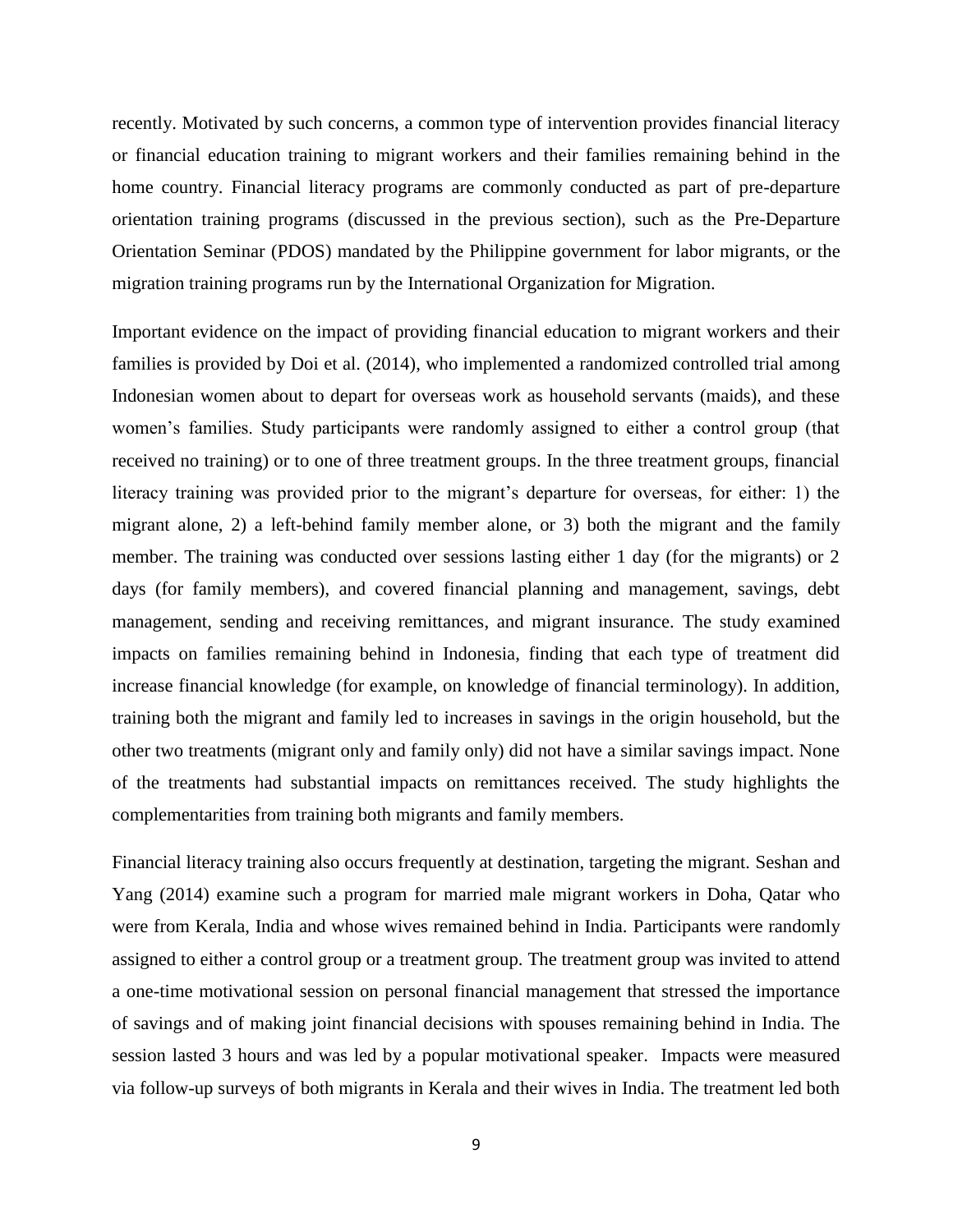recently. Motivated by such concerns, a common type of intervention provides financial literacy or financial education training to migrant workers and their families remaining behind in the home country. Financial literacy programs are commonly conducted as part of pre-departure orientation training programs (discussed in the previous section), such as the Pre-Departure Orientation Seminar (PDOS) mandated by the Philippine government for labor migrants, or the migration training programs run by the International Organization for Migration.

Important evidence on the impact of providing financial education to migrant workers and their families is provided by Doi et al. (2014), who implemented a randomized controlled trial among Indonesian women about to depart for overseas work as household servants (maids), and these women's families. Study participants were randomly assigned to either a control group (that received no training) or to one of three treatment groups. In the three treatment groups, financial literacy training was provided prior to the migrant's departure for overseas, for either: 1) the migrant alone, 2) a left-behind family member alone, or 3) both the migrant and the family member. The training was conducted over sessions lasting either 1 day (for the migrants) or 2 days (for family members), and covered financial planning and management, savings, debt management, sending and receiving remittances, and migrant insurance. The study examined impacts on families remaining behind in Indonesia, finding that each type of treatment did increase financial knowledge (for example, on knowledge of financial terminology). In addition, training both the migrant and family led to increases in savings in the origin household, but the other two treatments (migrant only and family only) did not have a similar savings impact. None of the treatments had substantial impacts on remittances received. The study highlights the complementarities from training both migrants and family members.

Financial literacy training also occurs frequently at destination, targeting the migrant. Seshan and Yang (2014) examine such a program for married male migrant workers in Doha, Qatar who were from Kerala, India and whose wives remained behind in India. Participants were randomly assigned to either a control group or a treatment group. The treatment group was invited to attend a one-time motivational session on personal financial management that stressed the importance of savings and of making joint financial decisions with spouses remaining behind in India. The session lasted 3 hours and was led by a popular motivational speaker. Impacts were measured via follow-up surveys of both migrants in Kerala and their wives in India. The treatment led both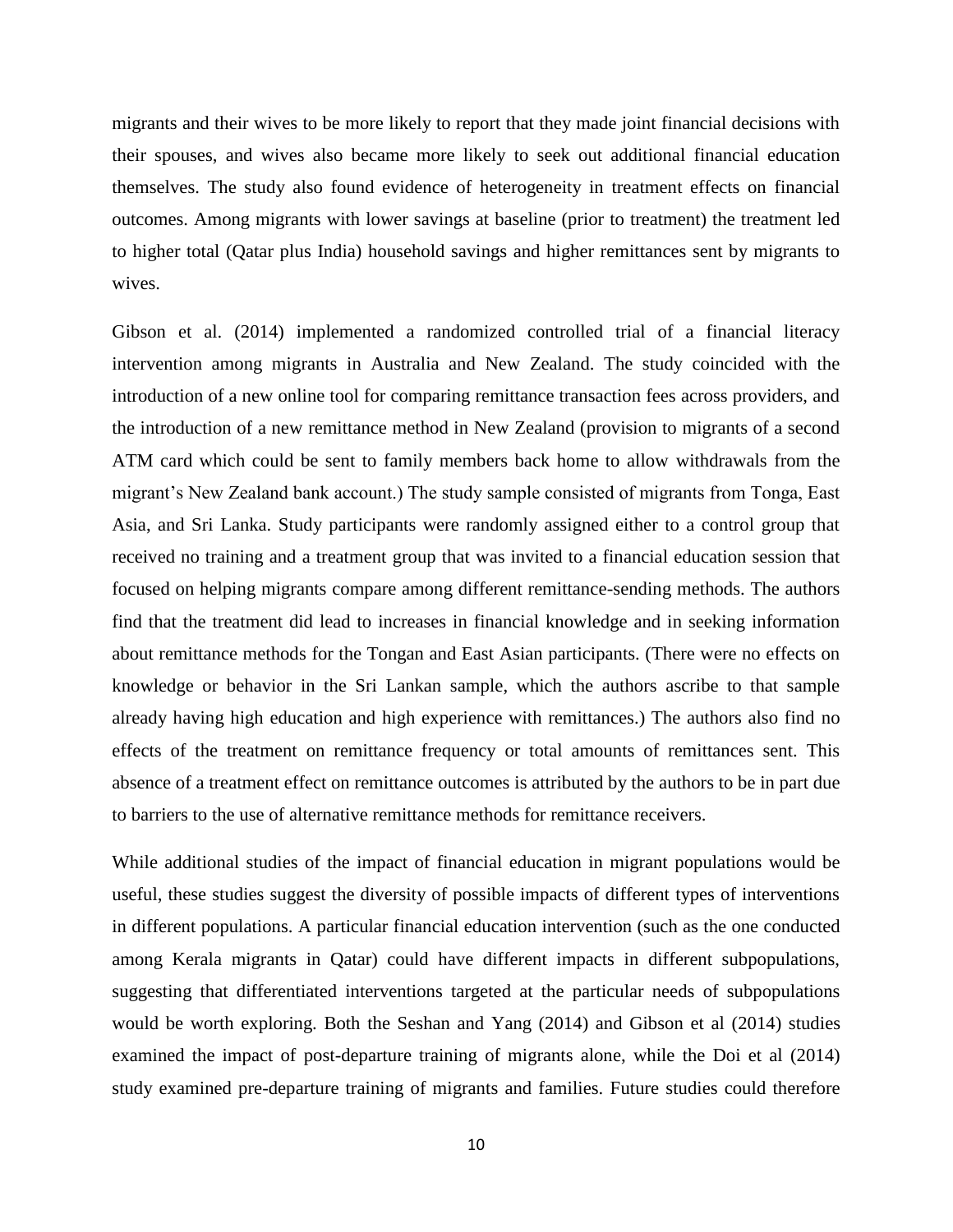migrants and their wives to be more likely to report that they made joint financial decisions with their spouses, and wives also became more likely to seek out additional financial education themselves. The study also found evidence of heterogeneity in treatment effects on financial outcomes. Among migrants with lower savings at baseline (prior to treatment) the treatment led to higher total (Qatar plus India) household savings and higher remittances sent by migrants to wives.

Gibson et al. (2014) implemented a randomized controlled trial of a financial literacy intervention among migrants in Australia and New Zealand. The study coincided with the introduction of a new online tool for comparing remittance transaction fees across providers, and the introduction of a new remittance method in New Zealand (provision to migrants of a second ATM card which could be sent to family members back home to allow withdrawals from the migrant's New Zealand bank account.) The study sample consisted of migrants from Tonga, East Asia, and Sri Lanka. Study participants were randomly assigned either to a control group that received no training and a treatment group that was invited to a financial education session that focused on helping migrants compare among different remittance-sending methods. The authors find that the treatment did lead to increases in financial knowledge and in seeking information about remittance methods for the Tongan and East Asian participants. (There were no effects on knowledge or behavior in the Sri Lankan sample, which the authors ascribe to that sample already having high education and high experience with remittances.) The authors also find no effects of the treatment on remittance frequency or total amounts of remittances sent. This absence of a treatment effect on remittance outcomes is attributed by the authors to be in part due to barriers to the use of alternative remittance methods for remittance receivers.

While additional studies of the impact of financial education in migrant populations would be useful, these studies suggest the diversity of possible impacts of different types of interventions in different populations. A particular financial education intervention (such as the one conducted among Kerala migrants in Qatar) could have different impacts in different subpopulations, suggesting that differentiated interventions targeted at the particular needs of subpopulations would be worth exploring. Both the Seshan and Yang (2014) and Gibson et al (2014) studies examined the impact of post-departure training of migrants alone, while the Doi et al (2014) study examined pre-departure training of migrants and families. Future studies could therefore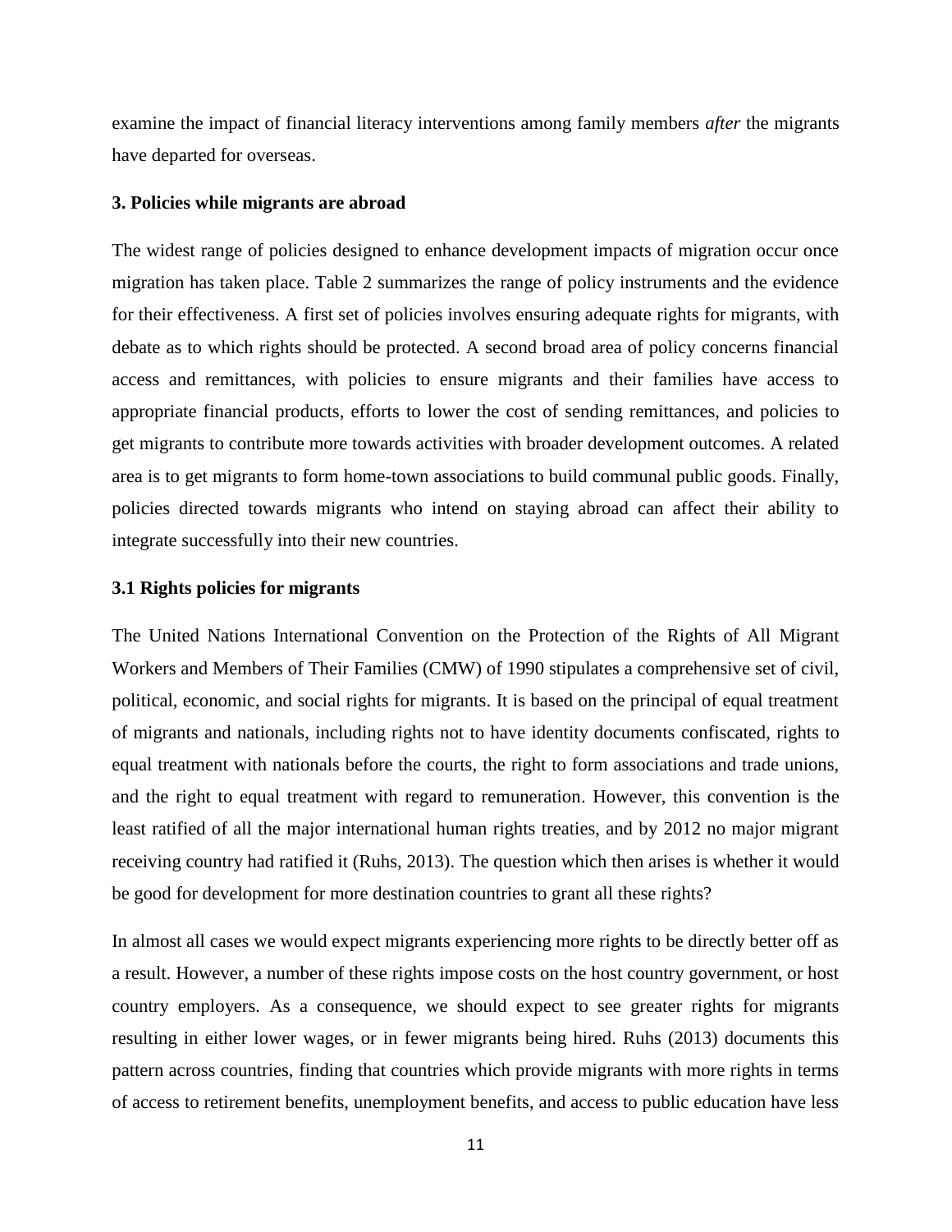examine the impact of financial literacy interventions among family members *after* the migrants have departed for overseas.

## 3. Policies while migrants are abroad

The widest range of policies designed to enhance development impacts of migration occur once migration has taken place. Table 2 summarizes the range of policy instruments and the evidence for their effectiveness. A first set of policies involves ensuring adequate rights for migrants, with debate as to which rights should be protected. A second broad area of policy concerns financial access and remittances, with policies to ensure migrants and their families have access to appropriate financial products, efforts to lower the cost of sending remittances, and policies to get migrants to contribute more towards activities with broader development outcomes. A related area is to get migrants to form home-town associations to build communal public goods. Finally, policies directed towards migrants who intend on staying abroad can affect their ability to integrate successfully into their new countries.

### 3.1 Rights policies for migrants

The United Nations International Convention on the Protection of the Rights of All Migrant Workers and Members of Their Families (CMW) of 1990 stipulates a comprehensive set of civil, political, economic, and social rights for migrants. It is based on the principal of equal treatment of migrants and nationals, including rights not to have identity documents confiscated, rights to equal treatment with nationals before the courts, the right to form associations and trade unions, and the right to equal treatment with regard to remuneration. However, this convention is the least ratified of all the major international human rights treaties, and by 2012 no major migrant receiving country had ratified it (Ruhs, 2013). The question which then arises is whether it would be good for development for more destination countries to grant all these rights?

In almost all cases we would expect migrants experiencing more rights to be directly better off as a result. However, a number of these rights impose costs on the host country government, or host country employers. As a consequence, we should expect to see greater rights for migrants resulting in either lower wages, or in fewer migrants being hired. Ruhs (2013) documents this pattern across countries, finding that countries which provide migrants with more rights in terms of access to retirement benefits, unemployment benefits, and access to public education have less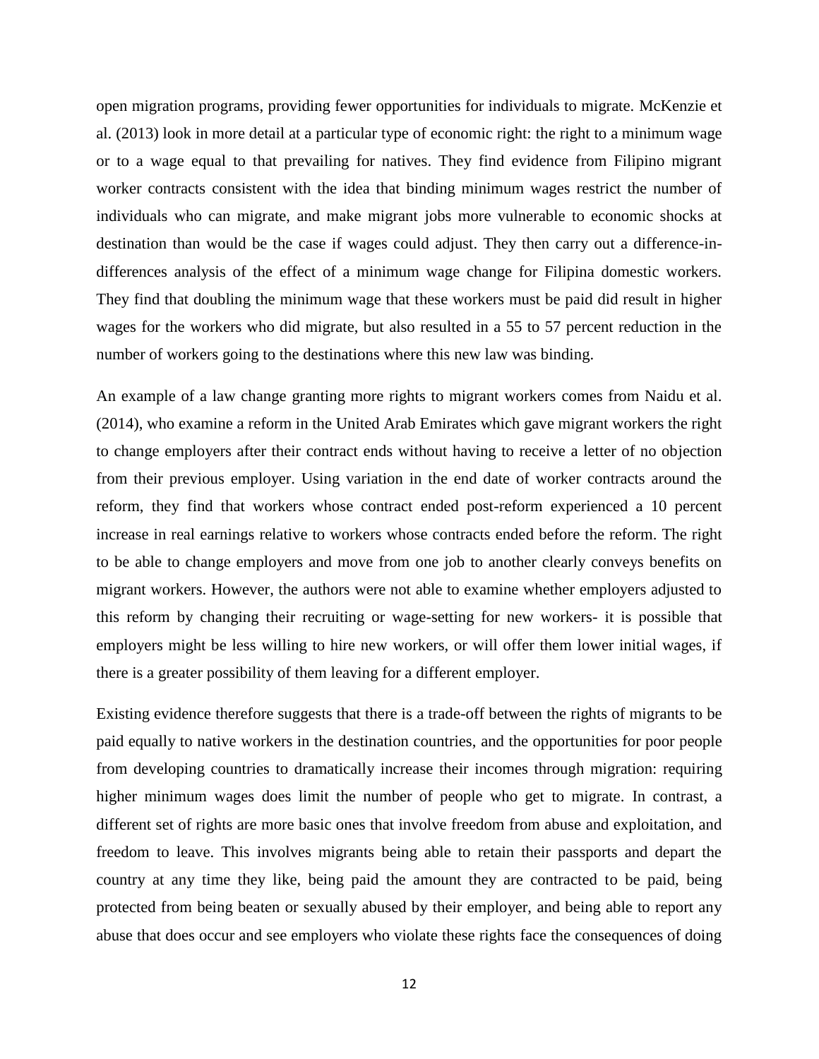open migration programs, providing fewer opportunities for individuals to migrate. McKenzie et al. (2013) look in more detail at a particular type of economic right: the right to a minimum wage or to a wage equal to that prevailing for natives. They find evidence from Filipino migrant worker contracts consistent with the idea that binding minimum wages restrict the number of individuals who can migrate, and make migrant jobs more vulnerable to economic shocks at destination than would be the case if wages could adjust. They then carry out a difference-in-differences analysis of the effect of a minimum wage change for Filipina domestic workers. They find that doubling the minimum wage that these workers must be paid did result in higher wages for the workers who did migrate, but also resulted in a 55 to 57 percent reduction in the number of workers going to the destinations where this new law was binding.

An example of a law change granting more rights to migrant workers comes from Naidu et al. (2014), who examine a reform in the United Arab Emirates which gave migrant workers the right to change employers after their contract ends without having to receive a letter of no objection from their previous employer. Using variation in the end date of worker contracts around the reform, they find that workers whose contract ended post-reform experienced a 10 percent increase in real earnings relative to workers whose contracts ended before the reform. The right to be able to change employers and move from one job to another clearly conveys benefits on migrant workers. However, the authors were not able to examine whether employers adjusted to this reform by changing their recruiting or wage-setting for new workers- it is possible that employers might be less willing to hire new workers, or will offer them lower initial wages, if there is a greater possibility of them leaving for a different employer.

Existing evidence therefore suggests that there is a trade-off between the rights of migrants to be paid equally to native workers in the destination countries, and the opportunities for poor people from developing countries to dramatically increase their incomes through migration: requiring higher minimum wages does limit the number of people who get to migrate. In contrast, a different set of rights are more basic ones that involve freedom from abuse and exploitation, and freedom to leave. This involves migrants being able to retain their passports and depart the country at any time they like, being paid the amount they are contracted to be paid, being protected from being beaten or sexually abused by their employer, and being able to report any abuse that does occur and see employers who violate these rights face the consequences of doing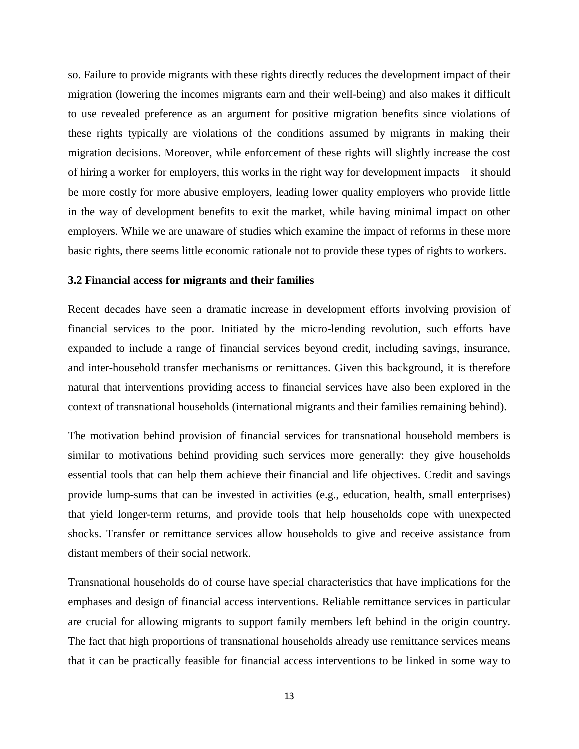so. Failure to provide migrants with these rights directly reduces the development impact of their migration (lowering the incomes migrants earn and their well-being) and also makes it difficult to use revealed preference as an argument for positive migration benefits since violations of these rights typically are violations of the conditions assumed by migrants in making their migration decisions. Moreover, while enforcement of these rights will slightly increase the cost of hiring a worker for employers, this works in the right way for development impacts – it should be more costly for more abusive employers, leading lower quality employers who provide little in the way of development benefits to exit the market, while having minimal impact on other employers. While we are unaware of studies which examine the impact of reforms in these more basic rights, there seems little economic rationale not to provide these types of rights to workers.

### 3.2 Financial access for migrants and their families

Recent decades have seen a dramatic increase in development efforts involving provision of financial services to the poor. Initiated by the micro-lending revolution, such efforts have expanded to include a range of financial services beyond credit, including savings, insurance, and inter-household transfer mechanisms or remittances. Given this background, it is therefore natural that interventions providing access to financial services have also been explored in the context of transnational households (international migrants and their families remaining behind).

The motivation behind provision of financial services for transnational household members is similar to motivations behind providing such services more generally: they give households essential tools that can help them achieve their financial and life objectives. Credit and savings provide lump-sums that can be invested in activities (e.g., education, health, small enterprises) that yield longer-term returns, and provide tools that help households cope with unexpected shocks. Transfer or remittance services allow households to give and receive assistance from distant members of their social network.

Transnational households do of course have special characteristics that have implications for the emphases and design of financial access interventions. Reliable remittance services in particular are crucial for allowing migrants to support family members left behind in the origin country. The fact that high proportions of transnational households already use remittance services means that it can be practically feasible for financial access interventions to be linked in some way to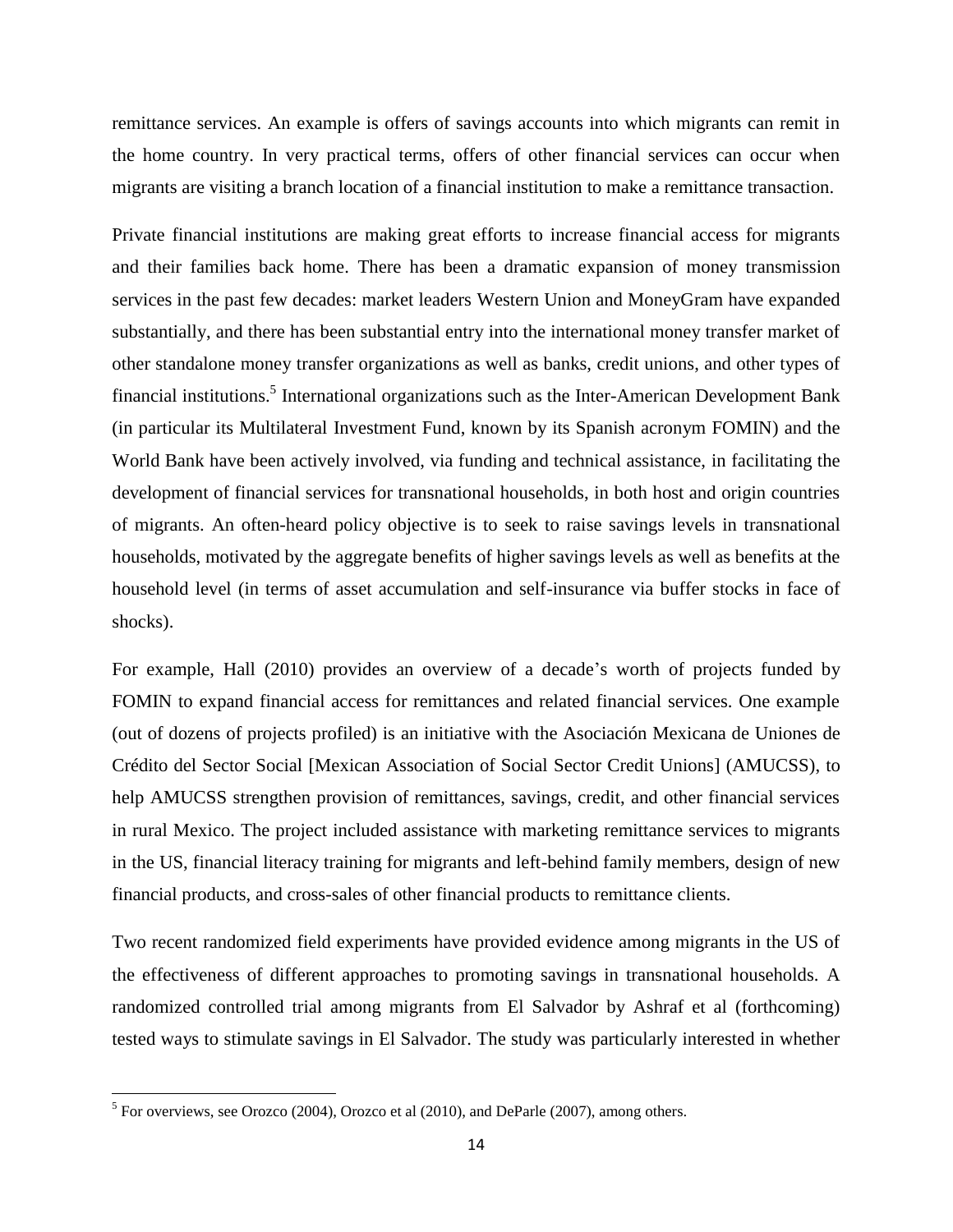remittance services. An example is offers of savings accounts into which migrants can remit in the home country. In very practical terms, offers of other financial services can occur when migrants are visiting a branch location of a financial institution to make a remittance transaction.

Private financial institutions are making great efforts to increase financial access for migrants and their families back home. There has been a dramatic expansion of money transmission services in the past few decades: market leaders Western Union and MoneyGram have expanded substantially, and there has been substantial entry into the international money transfer market of other standalone money transfer organizations as well as banks, credit unions, and other types of financial institutions.[5] International organizations such as the Inter-American Development Bank (in particular its Multilateral Investment Fund, known by its Spanish acronym FOMIN) and the World Bank have been actively involved, via funding and technical assistance, in facilitating the development of financial services for transnational households, in both host and origin countries of migrants. An often-heard policy objective is to seek to raise savings levels in transnational households, motivated by the aggregate benefits of higher savings levels as well as benefits at the household level (in terms of asset accumulation and self-insurance via buffer stocks in face of shocks).

For example, Hall (2010) provides an overview of a decade's worth of projects funded by FOMIN to expand financial access for remittances and related financial services. One example (out of dozens of projects profiled) is an initiative with the Asociación Mexicana de Uniones de Crédito del Sector Social [Mexican Association of Social Sector Credit Unions] (AMUCSS), to help AMUCSS strengthen provision of remittances, savings, credit, and other financial services in rural Mexico. The project included assistance with marketing remittance services to migrants in the US, financial literacy training for migrants and left-behind family members, design of new financial products, and cross-sales of other financial products to remittance clients.

Two recent randomized field experiments have provided evidence among migrants in the US of the effectiveness of different approaches to promoting savings in transnational households. A randomized controlled trial among migrants from El Salvador by Ashraf et al (forthcoming) tested ways to stimulate savings in El Salvador. The study was particularly interested in whether

[5] For overviews, see Orozco (2004), Orozco et al (2010), and DeParle (2007), among others.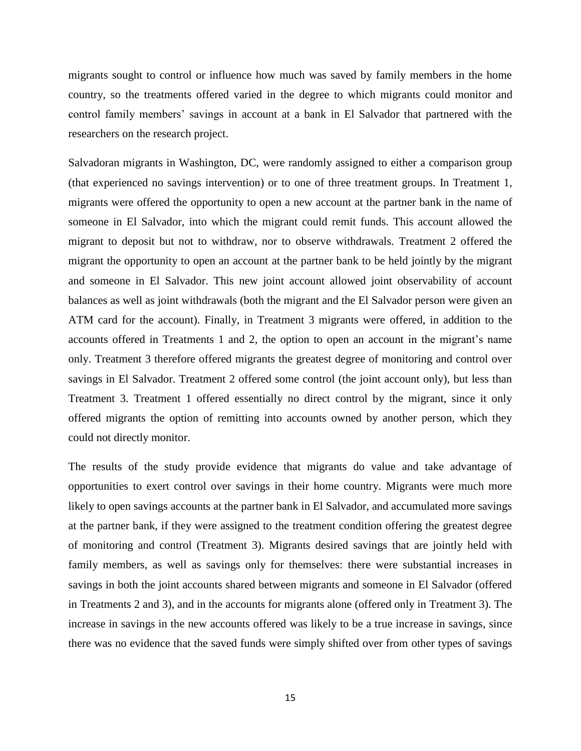migrants sought to control or influence how much was saved by family members in the home country, so the treatments offered varied in the degree to which migrants could monitor and control family members' savings in account at a bank in El Salvador that partnered with the researchers on the research project.

Salvadoran migrants in Washington, DC, were randomly assigned to either a comparison group (that experienced no savings intervention) or to one of three treatment groups. In Treatment 1, migrants were offered the opportunity to open a new account at the partner bank in the name of someone in El Salvador, into which the migrant could remit funds. This account allowed the migrant to deposit but not to withdraw, nor to observe withdrawals. Treatment 2 offered the migrant the opportunity to open an account at the partner bank to be held jointly by the migrant and someone in El Salvador. This new joint account allowed joint observability of account balances as well as joint withdrawals (both the migrant and the El Salvador person were given an ATM card for the account). Finally, in Treatment 3 migrants were offered, in addition to the accounts offered in Treatments 1 and 2, the option to open an account in the migrant's name only. Treatment 3 therefore offered migrants the greatest degree of monitoring and control over savings in El Salvador. Treatment 2 offered some control (the joint account only), but less than Treatment 3. Treatment 1 offered essentially no direct control by the migrant, since it only offered migrants the option of remitting into accounts owned by another person, which they could not directly monitor.

The results of the study provide evidence that migrants do value and take advantage of opportunities to exert control over savings in their home country. Migrants were much more likely to open savings accounts at the partner bank in El Salvador, and accumulated more savings at the partner bank, if they were assigned to the treatment condition offering the greatest degree of monitoring and control (Treatment 3). Migrants desired savings that are jointly held with family members, as well as savings only for themselves: there were substantial increases in savings in both the joint accounts shared between migrants and someone in El Salvador (offered in Treatments 2 and 3), and in the accounts for migrants alone (offered only in Treatment 3). The increase in savings in the new accounts offered was likely to be a true increase in savings, since there was no evidence that the saved funds were simply shifted over from other types of savings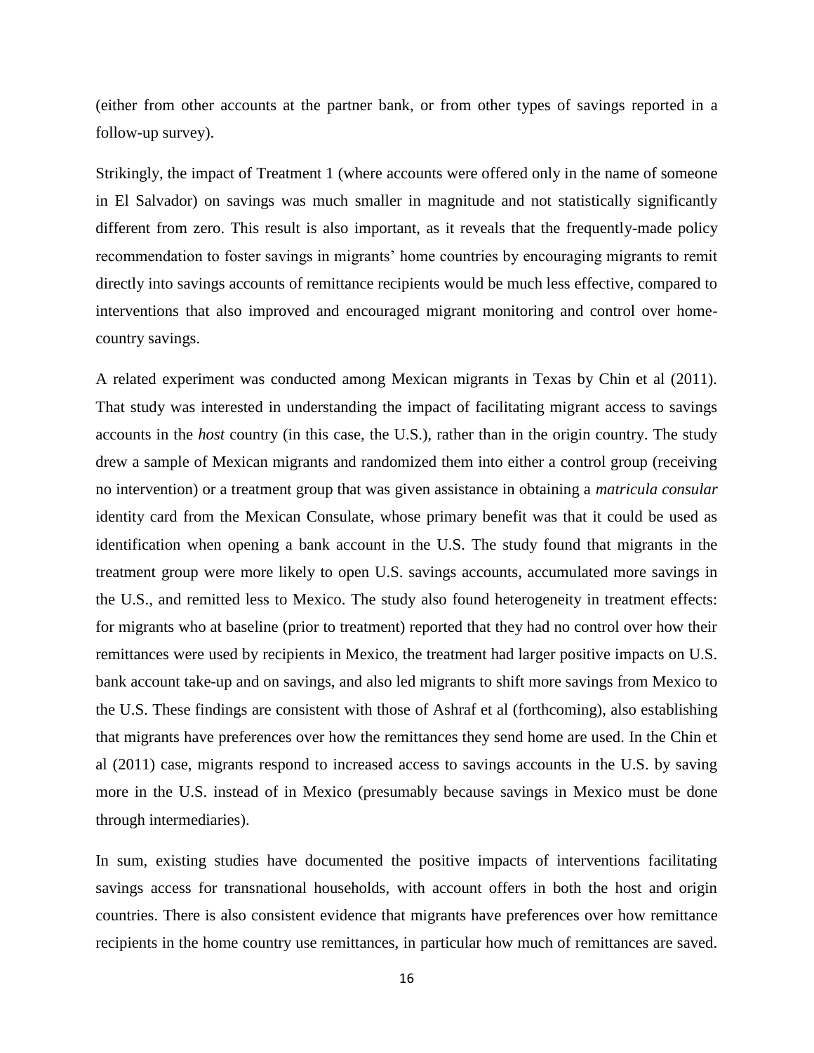(either from other accounts at the partner bank, or from other types of savings reported in a follow-up survey).

Strikingly, the impact of Treatment 1 (where accounts were offered only in the name of someone in El Salvador) on savings was much smaller in magnitude and not statistically significantly different from zero. This result is also important, as it reveals that the frequently-made policy recommendation to foster savings in migrants' home countries by encouraging migrants to remit directly into savings accounts of remittance recipients would be much less effective, compared to interventions that also improved and encouraged migrant monitoring and control over home-country savings.

A related experiment was conducted among Mexican migrants in Texas by Chin et al (2011). That study was interested in understanding the impact of facilitating migrant access to savings accounts in the *host* country (in this case, the U.S.), rather than in the origin country. The study drew a sample of Mexican migrants and randomized them into either a control group (receiving no intervention) or a treatment group that was given assistance in obtaining a *matricula consular* identity card from the Mexican Consulate, whose primary benefit was that it could be used as identification when opening a bank account in the U.S. The study found that migrants in the treatment group were more likely to open U.S. savings accounts, accumulated more savings in the U.S., and remitted less to Mexico. The study also found heterogeneity in treatment effects: for migrants who at baseline (prior to treatment) reported that they had no control over how their remittances were used by recipients in Mexico, the treatment had larger positive impacts on U.S. bank account take-up and on savings, and also led migrants to shift more savings from Mexico to the U.S. These findings are consistent with those of Ashraf et al (forthcoming), also establishing that migrants have preferences over how the remittances they send home are used. In the Chin et al (2011) case, migrants respond to increased access to savings accounts in the U.S. by saving more in the U.S. instead of in Mexico (presumably because savings in Mexico must be done through intermediaries).

In sum, existing studies have documented the positive impacts of interventions facilitating savings access for transnational households, with account offers in both the host and origin countries. There is also consistent evidence that migrants have preferences over how remittance recipients in the home country use remittances, in particular how much of remittances are saved.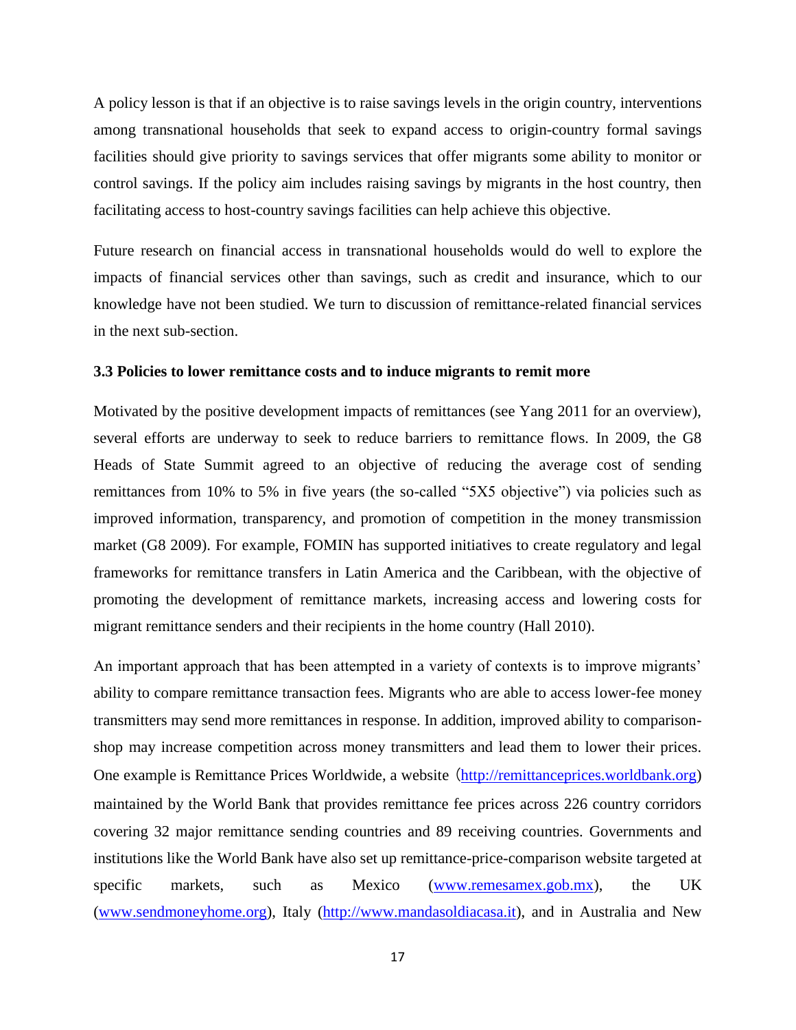A policy lesson is that if an objective is to raise savings levels in the origin country, interventions among transnational households that seek to expand access to origin-country formal savings facilities should give priority to savings services that offer migrants some ability to monitor or control savings. If the policy aim includes raising savings by migrants in the host country, then facilitating access to host-country savings facilities can help achieve this objective.

Future research on financial access in transnational households would do well to explore the impacts of financial services other than savings, such as credit and insurance, which to our knowledge have not been studied. We turn to discussion of remittance-related financial services in the next sub-section.

### 3.3 Policies to lower remittance costs and to induce migrants to remit more

Motivated by the positive development impacts of remittances (see Yang 2011 for an overview), several efforts are underway to seek to reduce barriers to remittance flows. In 2009, the G8 Heads of State Summit agreed to an objective of reducing the average cost of sending remittances from 10% to 5% in five years (the so-called "5X5 objective") via policies such as improved information, transparency, and promotion of competition in the money transmission market (G8 2009). For example, FOMIN has supported initiatives to create regulatory and legal frameworks for remittance transfers in Latin America and the Caribbean, with the objective of promoting the development of remittance markets, increasing access and lowering costs for migrant remittance senders and their recipients in the home country (Hall 2010).

An important approach that has been attempted in a variety of contexts is to improve migrants' ability to compare remittance transaction fees. Migrants who are able to access lower-fee money transmitters may send more remittances in response. In addition, improved ability to comparison-shop may increase competition across money transmitters and lead them to lower their prices. One example is Remittance Prices Worldwide, a website (http://remittanceprices.worldbank.org) maintained by the World Bank that provides remittance fee prices across 226 country corridors covering 32 major remittance sending countries and 89 receiving countries. Governments and institutions like the World Bank have also set up remittance-price-comparison website targeted at specific markets, such as Mexico (www.remesamex.gob.mx), the UK (www.sendmoneyhome.org), Italy (http://www.mandasoldiacasa.it), and in Australia and New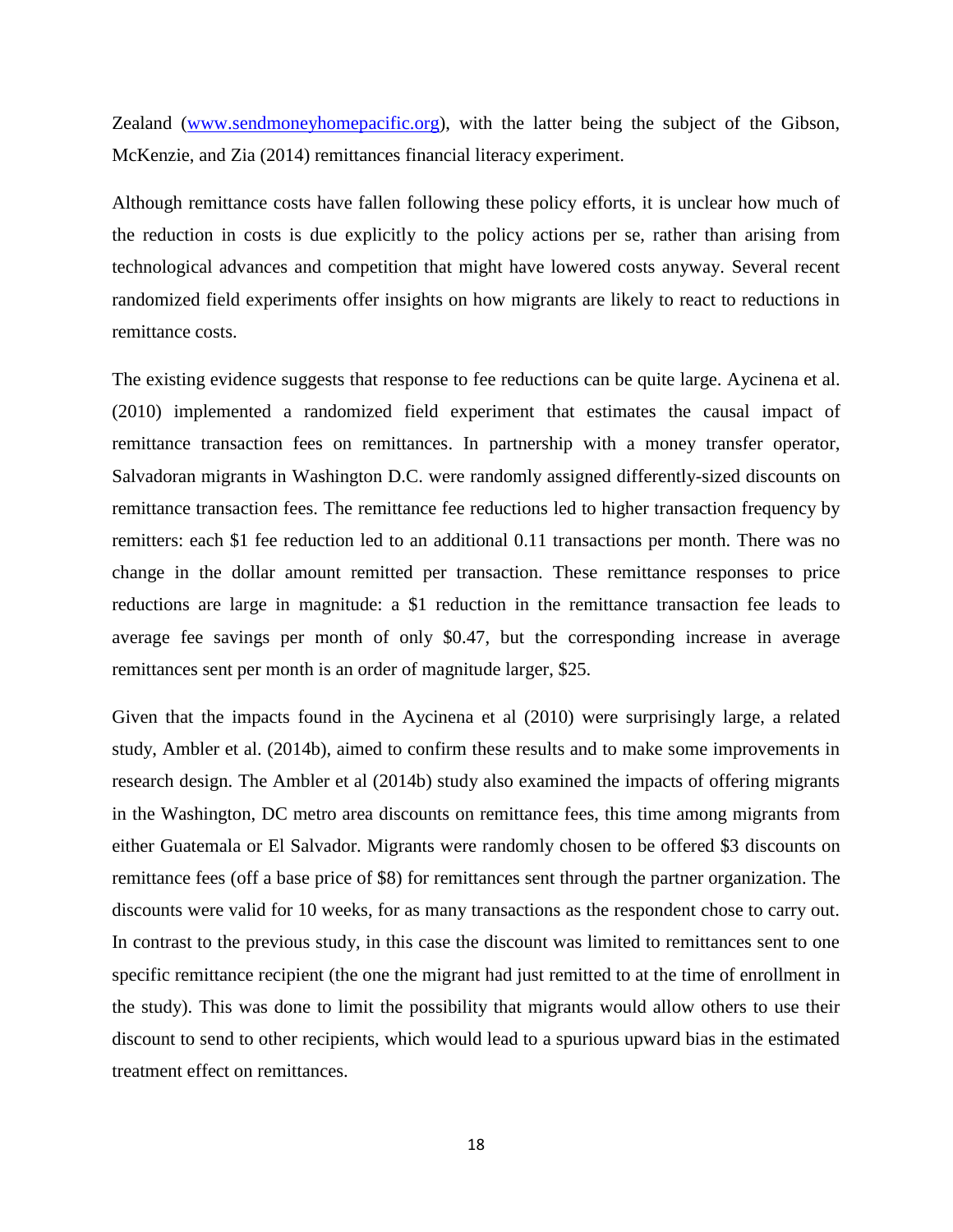Zealand ([www.sendmoneyhomepacific.org](www.sendmoneyhomepacific.org)), with the latter being the subject of the Gibson, McKenzie, and Zia (2014) remittances financial literacy experiment.

Although remittance costs have fallen following these policy efforts, it is unclear how much of the reduction in costs is due explicitly to the policy actions per se, rather than arising from technological advances and competition that might have lowered costs anyway. Several recent randomized field experiments offer insights on how migrants are likely to react to reductions in remittance costs.

The existing evidence suggests that response to fee reductions can be quite large. Aycinena et al. (2010) implemented a randomized field experiment that estimates the causal impact of remittance transaction fees on remittances. In partnership with a money transfer operator, Salvadoran migrants in Washington D.C. were randomly assigned differently-sized discounts on remittance transaction fees. The remittance fee reductions led to higher transaction frequency by remitters: each $1 fee reduction led to an additional 0.11 transactions per month. There was no change in the dollar amount remitted per transaction. These remittance responses to price reductions are large in magnitude: a $1 reduction in the remittance transaction fee leads to average fee savings per month of only $0.47, but the corresponding increase in average remittances sent per month is an order of magnitude larger, $25.

Given that the impacts found in the Aycinena et al (2010) were surprisingly large, a related study, Ambler et al. (2014b), aimed to confirm these results and to make some improvements in research design. The Ambler et al (2014b) study also examined the impacts of offering migrants in the Washington, DC metro area discounts on remittance fees, this time among migrants from either Guatemala or El Salvador. Migrants were randomly chosen to be offered $3 discounts on remittance fees (off a base price of $8) for remittances sent through the partner organization. The discounts were valid for 10 weeks, for as many transactions as the respondent chose to carry out. In contrast to the previous study, in this case the discount was limited to remittances sent to one specific remittance recipient (the one the migrant had just remitted to at the time of enrollment in the study). This was done to limit the possibility that migrants would allow others to use their discount to send to other recipients, which would lead to a spurious upward bias in the estimated treatment effect on remittances.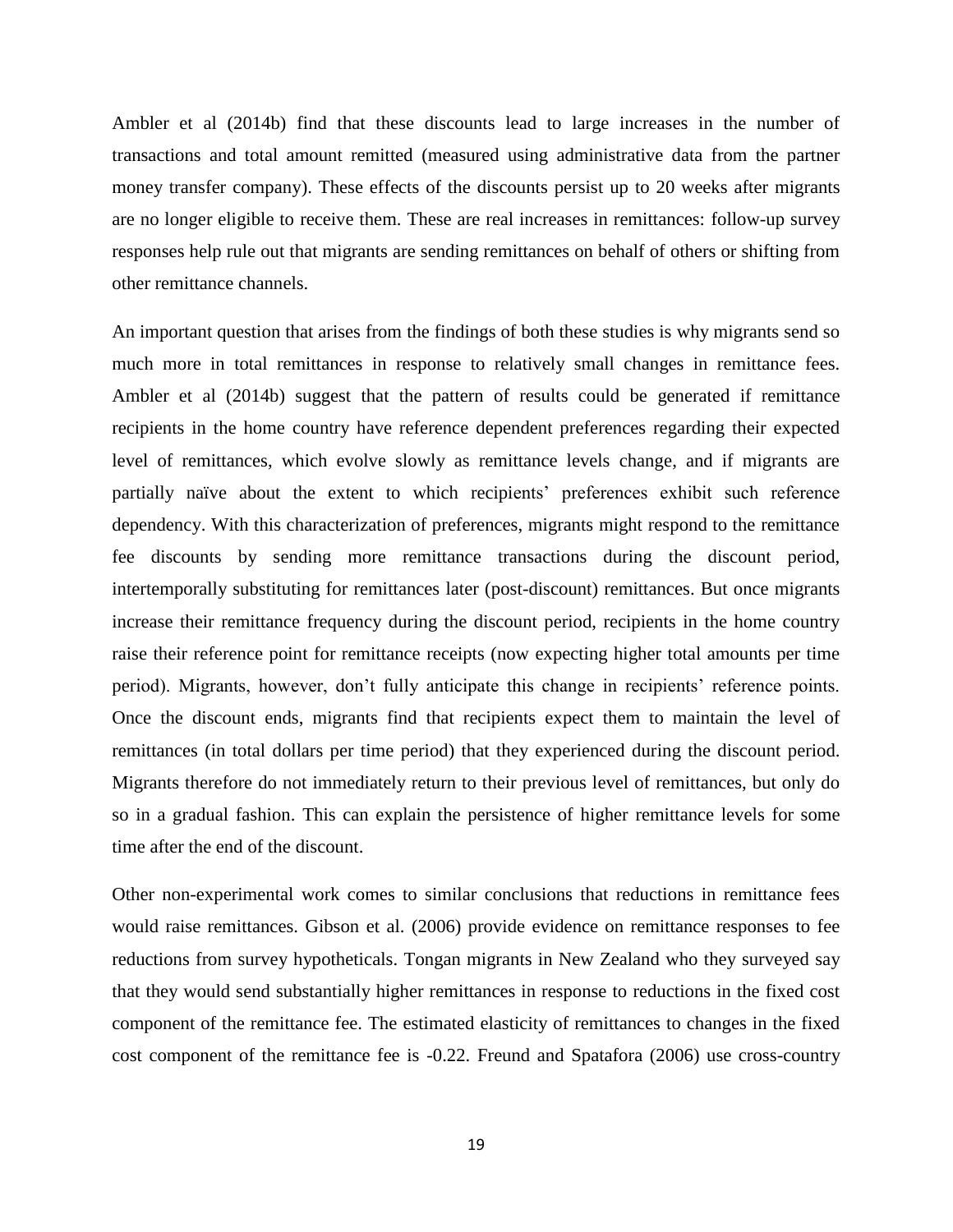Ambler et al (2014b) find that these discounts lead to large increases in the number of transactions and total amount remitted (measured using administrative data from the partner money transfer company). These effects of the discounts persist up to 20 weeks after migrants are no longer eligible to receive them. These are real increases in remittances: follow-up survey responses help rule out that migrants are sending remittances on behalf of others or shifting from other remittance channels.

An important question that arises from the findings of both these studies is why migrants send so much more in total remittances in response to relatively small changes in remittance fees. Ambler et al (2014b) suggest that the pattern of results could be generated if remittance recipients in the home country have reference dependent preferences regarding their expected level of remittances, which evolve slowly as remittance levels change, and if migrants are partially naïve about the extent to which recipients' preferences exhibit such reference dependency. With this characterization of preferences, migrants might respond to the remittance fee discounts by sending more remittance transactions during the discount period, intertemporally substituting for remittances later (post-discount) remittances. But once migrants increase their remittance frequency during the discount period, recipients in the home country raise their reference point for remittance receipts (now expecting higher total amounts per time period). Migrants, however, don't fully anticipate this change in recipients' reference points. Once the discount ends, migrants find that recipients expect them to maintain the level of remittances (in total dollars per time period) that they experienced during the discount period. Migrants therefore do not immediately return to their previous level of remittances, but only do so in a gradual fashion. This can explain the persistence of higher remittance levels for some time after the end of the discount.

Other non-experimental work comes to similar conclusions that reductions in remittance fees would raise remittances. Gibson et al. (2006) provide evidence on remittance responses to fee reductions from survey hypotheticals. Tongan migrants in New Zealand who they surveyed say that they would send substantially higher remittances in response to reductions in the fixed cost component of the remittance fee. The estimated elasticity of remittances to changes in the fixed cost component of the remittance fee is -0.22. Freund and Spatafora (2006) use cross-country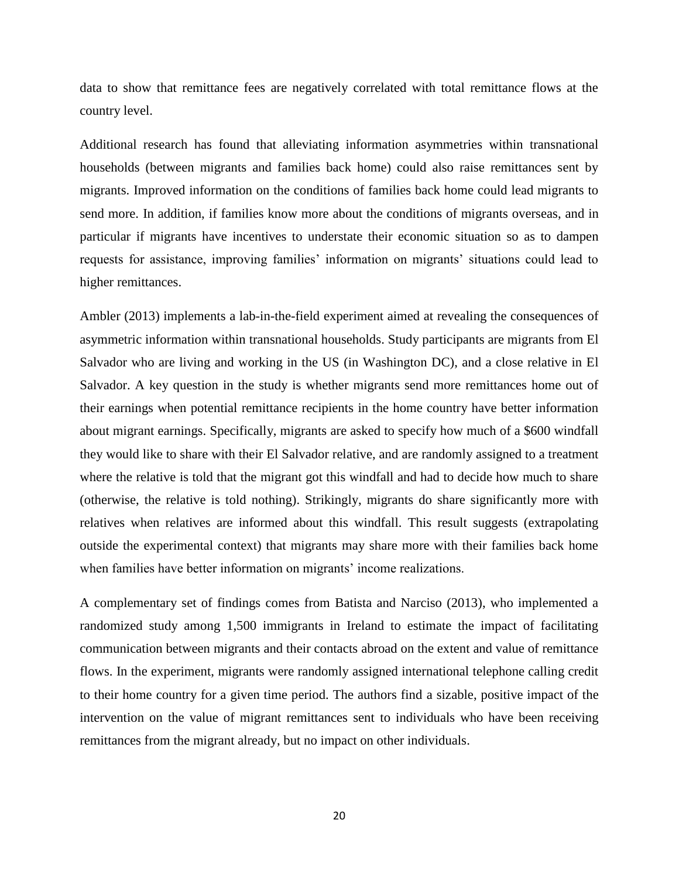data to show that remittance fees are negatively correlated with total remittance flows at the country level.

Additional research has found that alleviating information asymmetries within transnational households (between migrants and families back home) could also raise remittances sent by migrants. Improved information on the conditions of families back home could lead migrants to send more. In addition, if families know more about the conditions of migrants overseas, and in particular if migrants have incentives to understate their economic situation so as to dampen requests for assistance, improving families' information on migrants' situations could lead to higher remittances.

Ambler (2013) implements a lab-in-the-field experiment aimed at revealing the consequences of asymmetric information within transnational households. Study participants are migrants from El Salvador who are living and working in the US (in Washington DC), and a close relative in El Salvador. A key question in the study is whether migrants send more remittances home out of their earnings when potential remittance recipients in the home country have better information about migrant earnings. Specifically, migrants are asked to specify how much of a $600 windfall they would like to share with their El Salvador relative, and are randomly assigned to a treatment where the relative is told that the migrant got this windfall and had to decide how much to share (otherwise, the relative is told nothing). Strikingly, migrants do share significantly more with relatives when relatives are informed about this windfall. This result suggests (extrapolating outside the experimental context) that migrants may share more with their families back home when families have better information on migrants' income realizations.

A complementary set of findings comes from Batista and Narciso (2013), who implemented a randomized study among 1,500 immigrants in Ireland to estimate the impact of facilitating communication between migrants and their contacts abroad on the extent and value of remittance flows. In the experiment, migrants were randomly assigned international telephone calling credit to their home country for a given time period. The authors find a sizable, positive impact of the intervention on the value of migrant remittances sent to individuals who have been receiving remittances from the migrant already, but no impact on other individuals.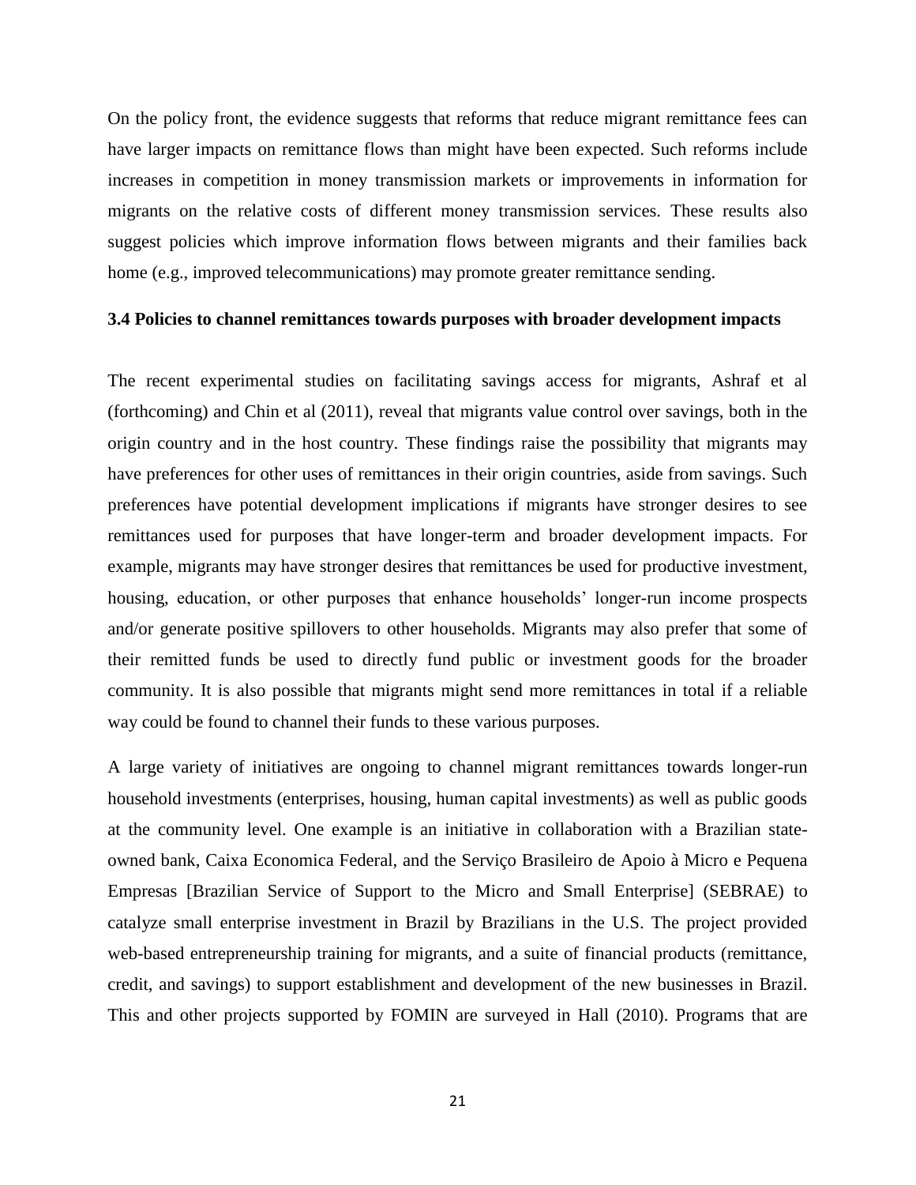On the policy front, the evidence suggests that reforms that reduce migrant remittance fees can have larger impacts on remittance flows than might have been expected. Such reforms include increases in competition in money transmission markets or improvements in information for migrants on the relative costs of different money transmission services. These results also suggest policies which improve information flows between migrants and their families back home (e.g., improved telecommunications) may promote greater remittance sending.

### 3.4 Policies to channel remittances towards purposes with broader development impacts

The recent experimental studies on facilitating savings access for migrants, Ashraf et al (forthcoming) and Chin et al (2011), reveal that migrants value control over savings, both in the origin country and in the host country. These findings raise the possibility that migrants may have preferences for other uses of remittances in their origin countries, aside from savings. Such preferences have potential development implications if migrants have stronger desires to see remittances used for purposes that have longer-term and broader development impacts. For example, migrants may have stronger desires that remittances be used for productive investment, housing, education, or other purposes that enhance households' longer-run income prospects and/or generate positive spillovers to other households. Migrants may also prefer that some of their remitted funds be used to directly fund public or investment goods for the broader community. It is also possible that migrants might send more remittances in total if a reliable way could be found to channel their funds to these various purposes.

A large variety of initiatives are ongoing to channel migrant remittances towards longer-run household investments (enterprises, housing, human capital investments) as well as public goods at the community level. One example is an initiative in collaboration with a Brazilian state-owned bank, Caixa Economica Federal, and the Serviço Brasileiro de Apoio à Micro e Pequena Empresas [Brazilian Service of Support to the Micro and Small Enterprise] (SEBRAE) to catalyze small enterprise investment in Brazil by Brazilians in the U.S. The project provided web-based entrepreneurship training for migrants, and a suite of financial products (remittance, credit, and savings) to support establishment and development of the new businesses in Brazil. This and other projects supported by FOMIN are surveyed in Hall (2010). Programs that are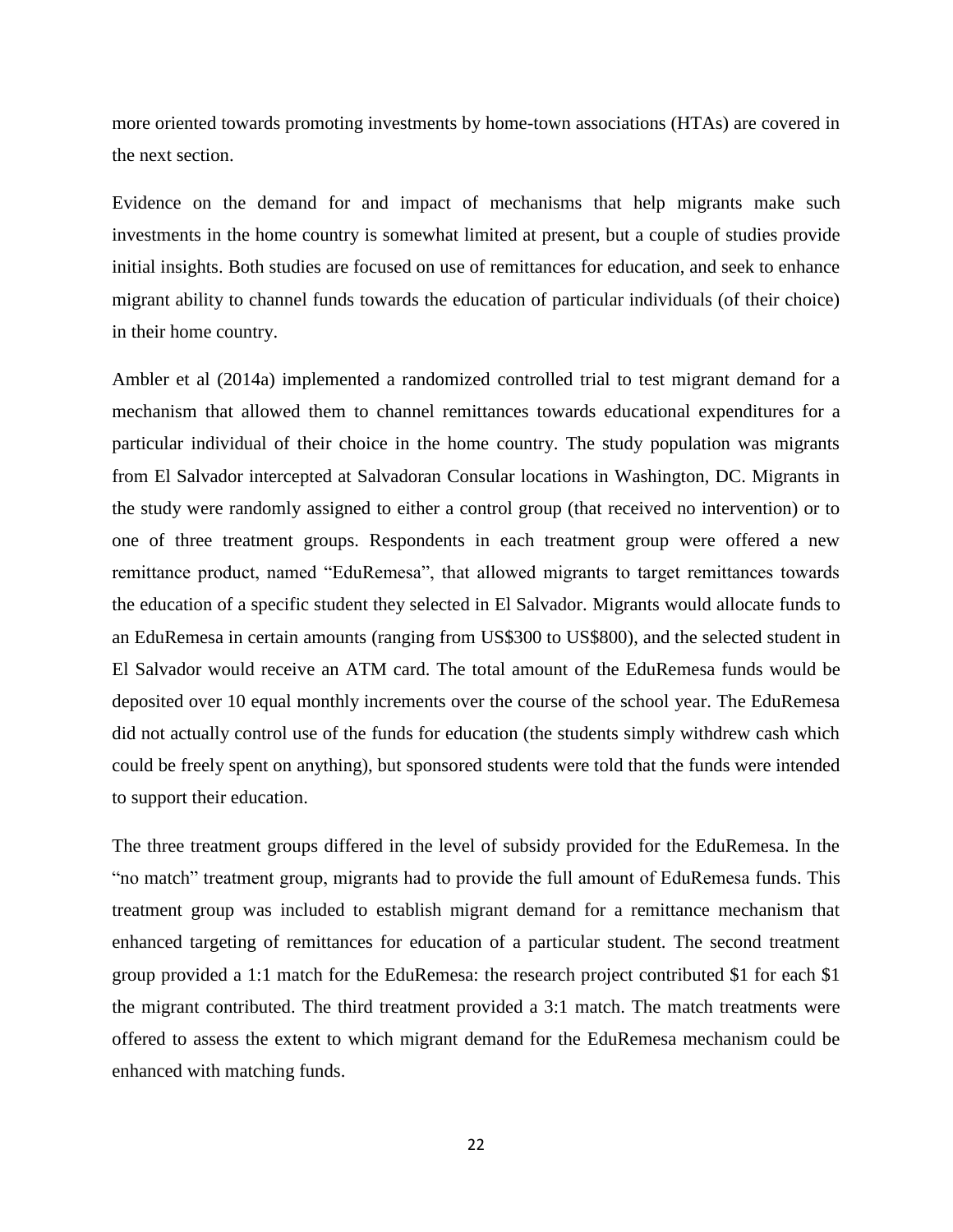more oriented towards promoting investments by home-town associations (HTAs) are covered in the next section.

Evidence on the demand for and impact of mechanisms that help migrants make such investments in the home country is somewhat limited at present, but a couple of studies provide initial insights. Both studies are focused on use of remittances for education, and seek to enhance migrant ability to channel funds towards the education of particular individuals (of their choice) in their home country.

Ambler et al (2014a) implemented a randomized controlled trial to test migrant demand for a mechanism that allowed them to channel remittances towards educational expenditures for a particular individual of their choice in the home country. The study population was migrants from El Salvador intercepted at Salvadoran Consular locations in Washington, DC. Migrants in the study were randomly assigned to either a control group (that received no intervention) or to one of three treatment groups. Respondents in each treatment group were offered a new remittance product, named "EduRemesa", that allowed migrants to target remittances towards the education of a specific student they selected in El Salvador. Migrants would allocate funds to an EduRemesa in certain amounts (ranging from US$300 to US$800), and the selected student in El Salvador would receive an ATM card. The total amount of the EduRemesa funds would be deposited over 10 equal monthly increments over the course of the school year. The EduRemesa did not actually control use of the funds for education (the students simply withdrew cash which could be freely spent on anything), but sponsored students were told that the funds were intended to support their education.

The three treatment groups differed in the level of subsidy provided for the EduRemesa. In the "no match" treatment group, migrants had to provide the full amount of EduRemesa funds. This treatment group was included to establish migrant demand for a remittance mechanism that enhanced targeting of remittances for education of a particular student. The second treatment group provided a 1:1 match for the EduRemesa: the research project contributed $1 for each $1 the migrant contributed. The third treatment provided a 3:1 match. The match treatments were offered to assess the extent to which migrant demand for the EduRemesa mechanism could be enhanced with matching funds.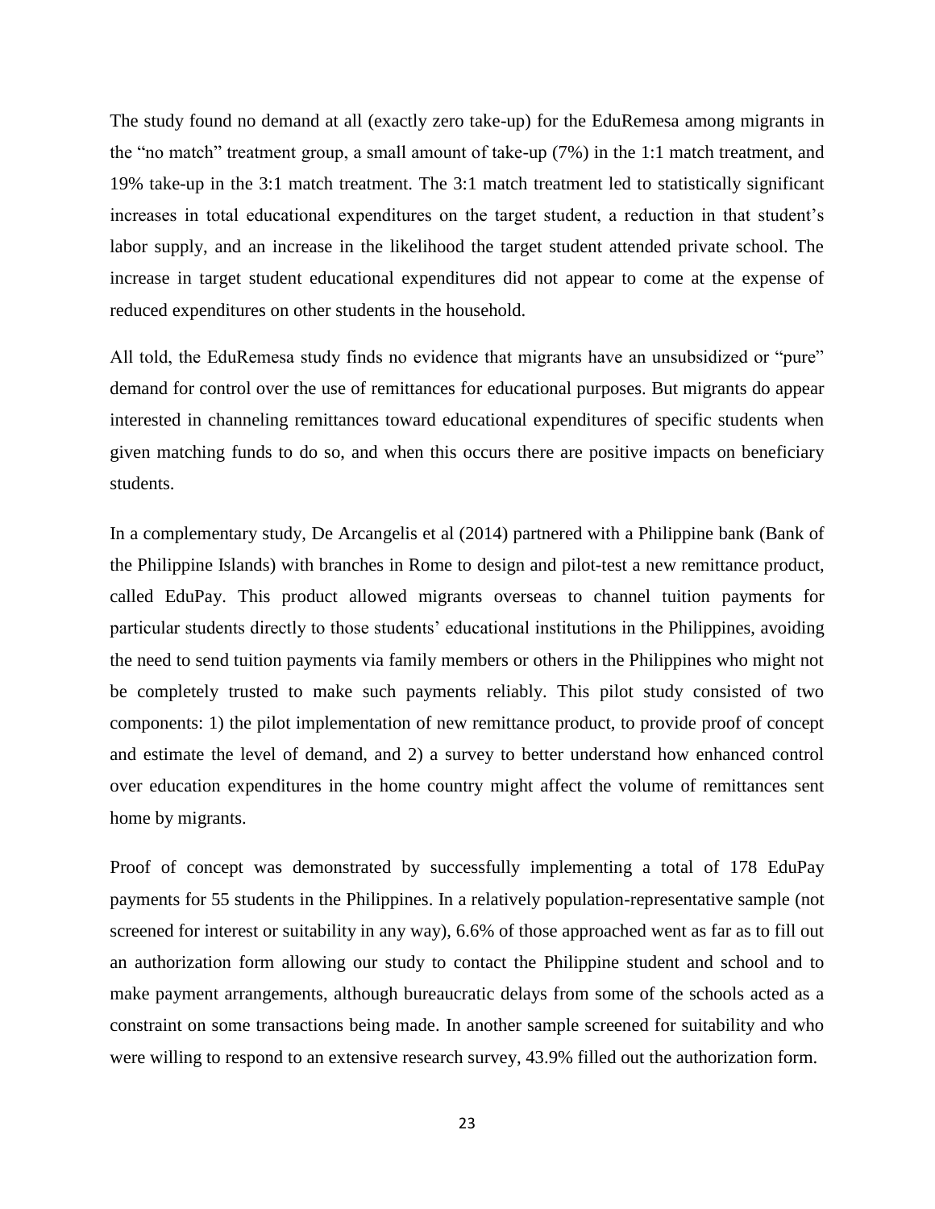The study found no demand at all (exactly zero take-up) for the EduRemesa among migrants in the "no match" treatment group, a small amount of take-up (7%) in the 1:1 match treatment, and 19% take-up in the 3:1 match treatment. The 3:1 match treatment led to statistically significant increases in total educational expenditures on the target student, a reduction in that student's labor supply, and an increase in the likelihood the target student attended private school. The increase in target student educational expenditures did not appear to come at the expense of reduced expenditures on other students in the household.

All told, the EduRemesa study finds no evidence that migrants have an unsubsidized or "pure" demand for control over the use of remittances for educational purposes. But migrants do appear interested in channeling remittances toward educational expenditures of specific students when given matching funds to do so, and when this occurs there are positive impacts on beneficiary students.

In a complementary study, De Arcangelis et al (2014) partnered with a Philippine bank (Bank of the Philippine Islands) with branches in Rome to design and pilot-test a new remittance product, called EduPay. This product allowed migrants overseas to channel tuition payments for particular students directly to those students' educational institutions in the Philippines, avoiding the need to send tuition payments via family members or others in the Philippines who might not be completely trusted to make such payments reliably. This pilot study consisted of two components: 1) the pilot implementation of new remittance product, to provide proof of concept and estimate the level of demand, and 2) a survey to better understand how enhanced control over education expenditures in the home country might affect the volume of remittances sent home by migrants.

Proof of concept was demonstrated by successfully implementing a total of 178 EduPay payments for 55 students in the Philippines. In a relatively population-representative sample (not screened for interest or suitability in any way), 6.6% of those approached went as far as to fill out an authorization form allowing our study to contact the Philippine student and school and to make payment arrangements, although bureaucratic delays from some of the schools acted as a constraint on some transactions being made. In another sample screened for suitability and who were willing to respond to an extensive research survey, 43.9% filled out the authorization form.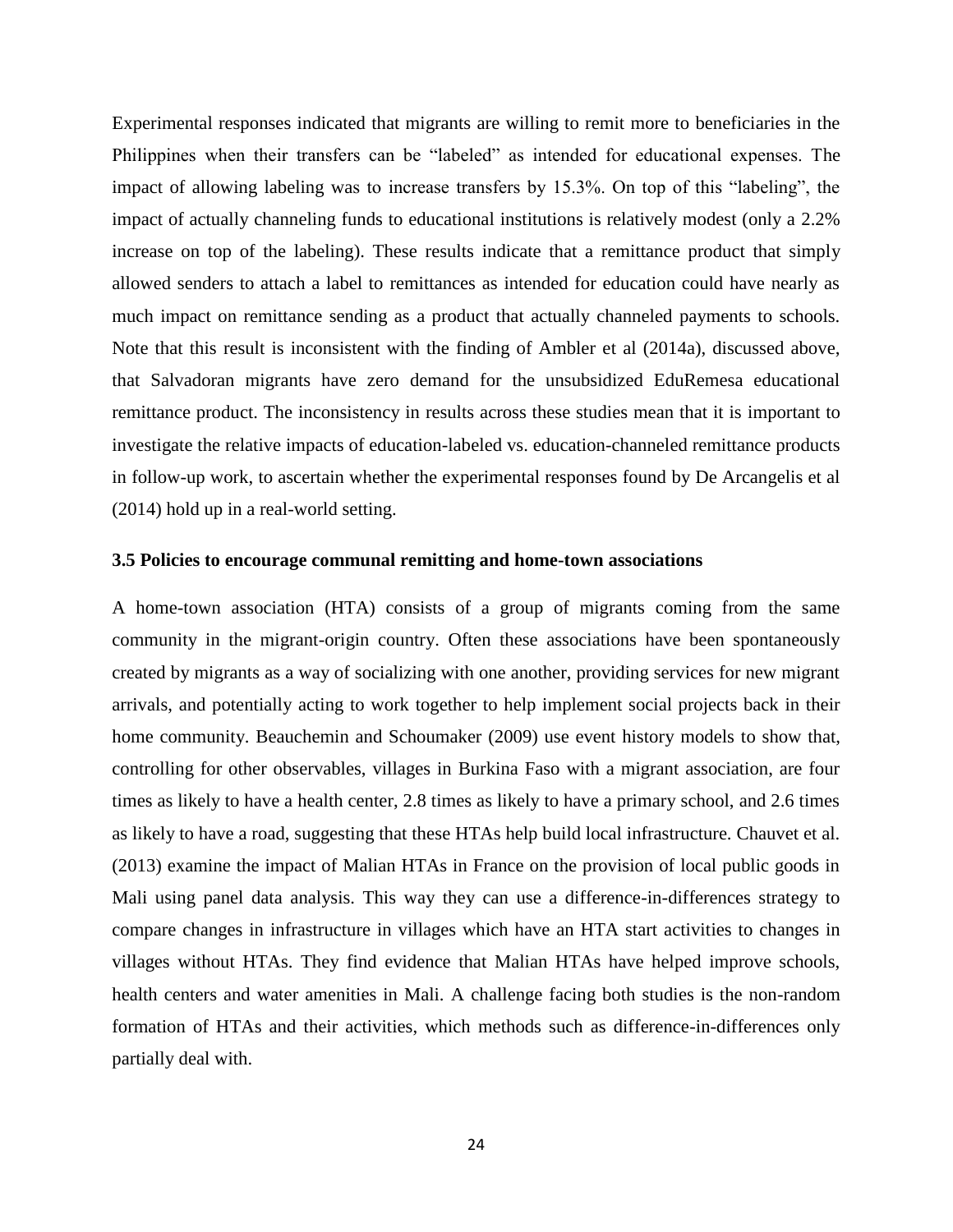Experimental responses indicated that migrants are willing to remit more to beneficiaries in the Philippines when their transfers can be "labeled" as intended for educational expenses. The impact of allowing labeling was to increase transfers by 15.3%. On top of this "labeling", the impact of actually channeling funds to educational institutions is relatively modest (only a 2.2% increase on top of the labeling). These results indicate that a remittance product that simply allowed senders to attach a label to remittances as intended for education could have nearly as much impact on remittance sending as a product that actually channeled payments to schools. Note that this result is inconsistent with the finding of Ambler et al (2014a), discussed above, that Salvadoran migrants have zero demand for the unsubsidized EduRemesa educational remittance product. The inconsistency in results across these studies mean that it is important to investigate the relative impacts of education-labeled vs. education-channeled remittance products in follow-up work, to ascertain whether the experimental responses found by De Arcangelis et al (2014) hold up in a real-world setting.

### 3.5 Policies to encourage communal remitting and home-town associations

A home-town association (HTA) consists of a group of migrants coming from the same community in the migrant-origin country. Often these associations have been spontaneously created by migrants as a way of socializing with one another, providing services for new migrant arrivals, and potentially acting to work together to help implement social projects back in their home community. Beauchemin and Schoumaker (2009) use event history models to show that, controlling for other observables, villages in Burkina Faso with a migrant association, are four times as likely to have a health center, 2.8 times as likely to have a primary school, and 2.6 times as likely to have a road, suggesting that these HTAs help build local infrastructure. Chauvet et al. (2013) examine the impact of Malian HTAs in France on the provision of local public goods in Mali using panel data analysis. This way they can use a difference-in-differences strategy to compare changes in infrastructure in villages which have an HTA start activities to changes in villages without HTAs. They find evidence that Malian HTAs have helped improve schools, health centers and water amenities in Mali. A challenge facing both studies is the non-random formation of HTAs and their activities, which methods such as difference-in-differences only partially deal with.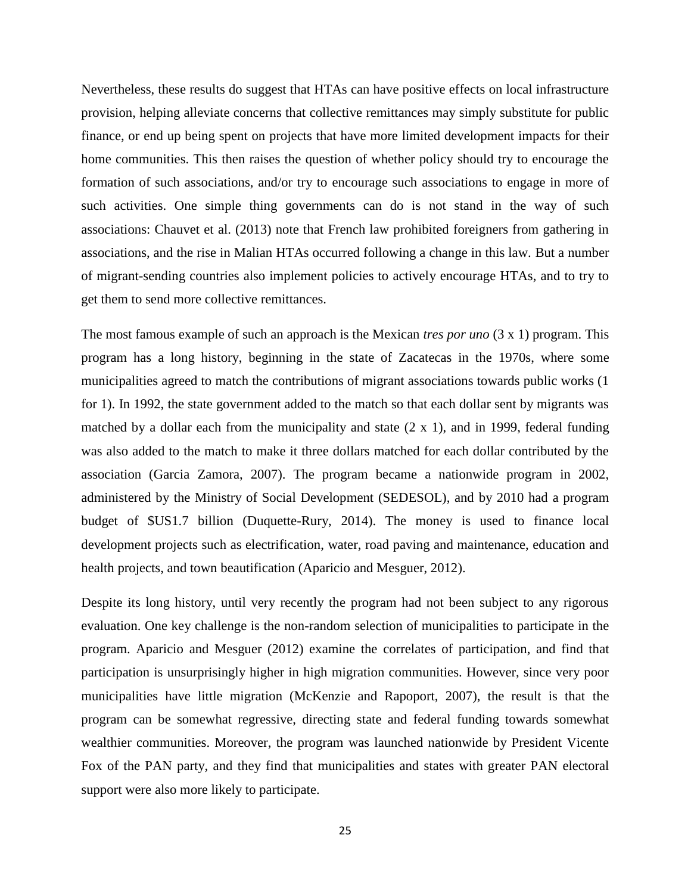Nevertheless, these results do suggest that HTAs can have positive effects on local infrastructure provision, helping alleviate concerns that collective remittances may simply substitute for public finance, or end up being spent on projects that have more limited development impacts for their home communities. This then raises the question of whether policy should try to encourage the formation of such associations, and/or try to encourage such associations to engage in more of such activities. One simple thing governments can do is not stand in the way of such associations: Chauvet et al. (2013) note that French law prohibited foreigners from gathering in associations, and the rise in Malian HTAs occurred following a change in this law. But a number of migrant-sending countries also implement policies to actively encourage HTAs, and to try to get them to send more collective remittances.

The most famous example of such an approach is the Mexican *tres por uno* (3 x 1) program. This program has a long history, beginning in the state of Zacatecas in the 1970s, where some municipalities agreed to match the contributions of migrant associations towards public works (1 for 1). In 1992, the state government added to the match so that each dollar sent by migrants was matched by a dollar each from the municipality and state (2 x 1), and in 1999, federal funding was also added to the match to make it three dollars matched for each dollar contributed by the association (Garcia Zamora, 2007). The program became a nationwide program in 2002, administered by the Ministry of Social Development (SEDESOL), and by 2010 had a program budget of $US1.7 billion (Duquette-Rury, 2014). The money is used to finance local development projects such as electrification, water, road paving and maintenance, education and health projects, and town beautification (Aparicio and Mesguer, 2012).

Despite its long history, until very recently the program had not been subject to any rigorous evaluation. One key challenge is the non-random selection of municipalities to participate in the program. Aparicio and Mesguer (2012) examine the correlates of participation, and find that participation is unsurprisingly higher in high migration communities. However, since very poor municipalities have little migration (McKenzie and Rapoport, 2007), the result is that the program can be somewhat regressive, directing state and federal funding towards somewhat wealthier communities. Moreover, the program was launched nationwide by President Vicente Fox of the PAN party, and they find that municipalities and states with greater PAN electoral support were also more likely to participate.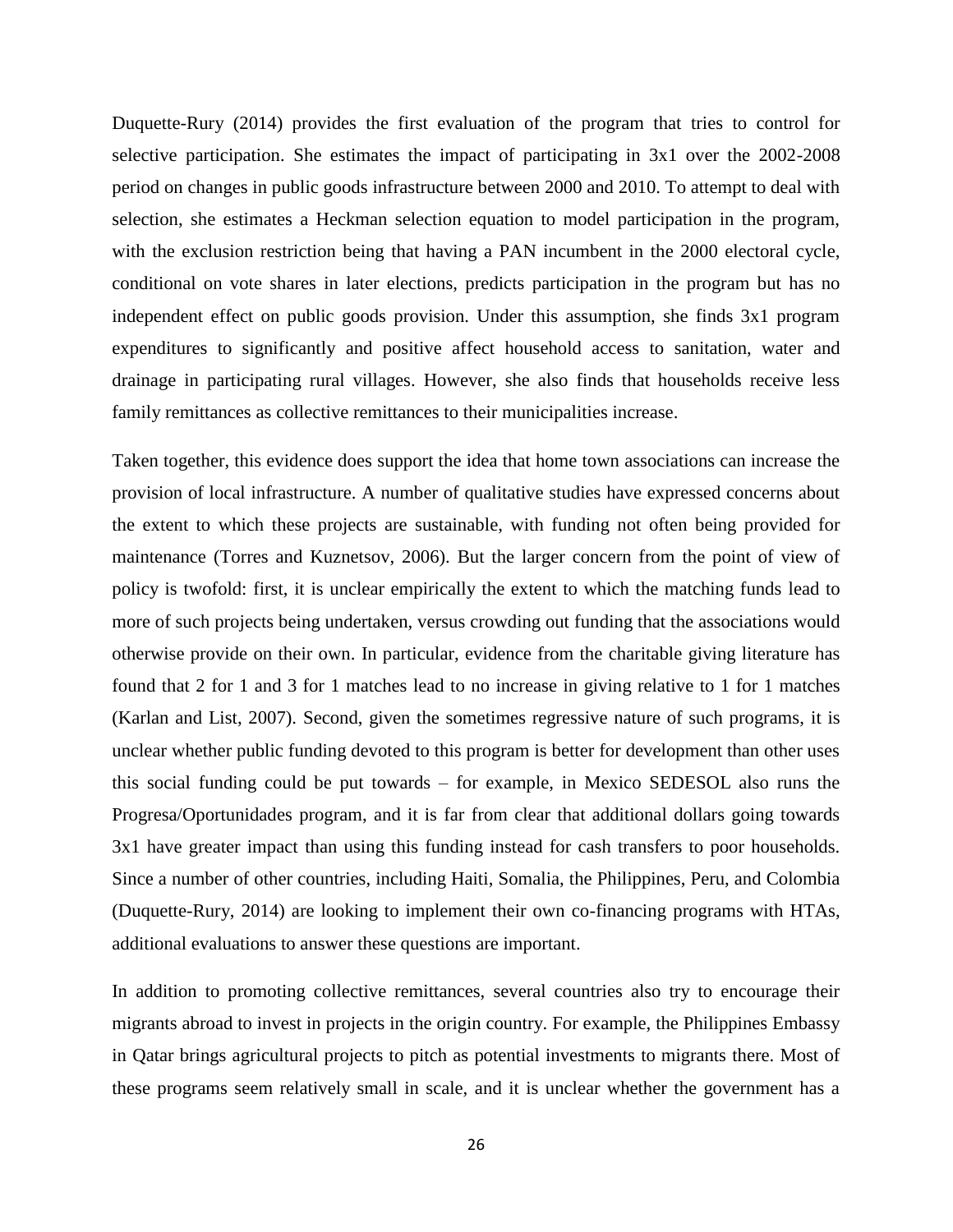Duquette-Rury (2014) provides the first evaluation of the program that tries to control for selective participation. She estimates the impact of participating in 3x1 over the 2002-2008 period on changes in public goods infrastructure between 2000 and 2010. To attempt to deal with selection, she estimates a Heckman selection equation to model participation in the program, with the exclusion restriction being that having a PAN incumbent in the 2000 electoral cycle, conditional on vote shares in later elections, predicts participation in the program but has no independent effect on public goods provision. Under this assumption, she finds 3x1 program expenditures to significantly and positive affect household access to sanitation, water and drainage in participating rural villages. However, she also finds that households receive less family remittances as collective remittances to their municipalities increase.

Taken together, this evidence does support the idea that home town associations can increase the provision of local infrastructure. A number of qualitative studies have expressed concerns about the extent to which these projects are sustainable, with funding not often being provided for maintenance (Torres and Kuznetsov, 2006). But the larger concern from the point of view of policy is twofold: first, it is unclear empirically the extent to which the matching funds lead to more of such projects being undertaken, versus crowding out funding that the associations would otherwise provide on their own. In particular, evidence from the charitable giving literature has found that 2 for 1 and 3 for 1 matches lead to no increase in giving relative to 1 for 1 matches (Karlan and List, 2007). Second, given the sometimes regressive nature of such programs, it is unclear whether public funding devoted to this program is better for development than other uses this social funding could be put towards – for example, in Mexico SEDESOL also runs the Progresa/Oportunidades program, and it is far from clear that additional dollars going towards 3x1 have greater impact than using this funding instead for cash transfers to poor households. Since a number of other countries, including Haiti, Somalia, the Philippines, Peru, and Colombia (Duquette-Rury, 2014) are looking to implement their own co-financing programs with HTAs, additional evaluations to answer these questions are important.

In addition to promoting collective remittances, several countries also try to encourage their migrants abroad to invest in projects in the origin country. For example, the Philippines Embassy in Qatar brings agricultural projects to pitch as potential investments to migrants there. Most of these programs seem relatively small in scale, and it is unclear whether the government has a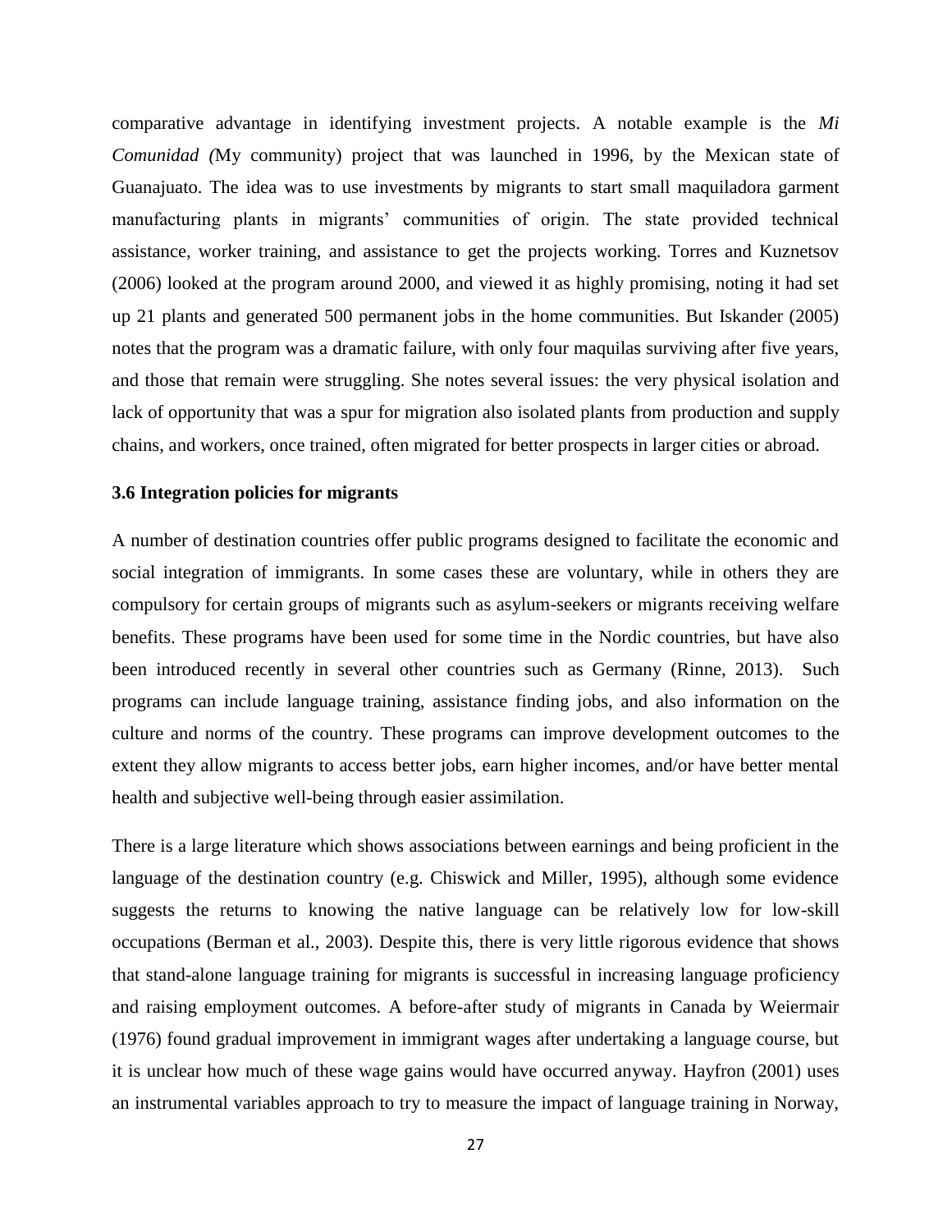comparative advantage in identifying investment projects. A notable example is the *Mi Comunidad (*My community) project that was launched in 1996, by the Mexican state of Guanajuato. The idea was to use investments by migrants to start small maquiladora garment manufacturing plants in migrants' communities of origin. The state provided technical assistance, worker training, and assistance to get the projects working. Torres and Kuznetsov (2006) looked at the program around 2000, and viewed it as highly promising, noting it had set up 21 plants and generated 500 permanent jobs in the home communities. But Iskander (2005) notes that the program was a dramatic failure, with only four maquilas surviving after five years, and those that remain were struggling. She notes several issues: the very physical isolation and lack of opportunity that was a spur for migration also isolated plants from production and supply chains, and workers, once trained, often migrated for better prospects in larger cities or abroad.

### 3.6 Integration policies for migrants

A number of destination countries offer public programs designed to facilitate the economic and social integration of immigrants. In some cases these are voluntary, while in others they are compulsory for certain groups of migrants such as asylum-seekers or migrants receiving welfare benefits. These programs have been used for some time in the Nordic countries, but have also been introduced recently in several other countries such as Germany (Rinne, 2013). Such programs can include language training, assistance finding jobs, and also information on the culture and norms of the country. These programs can improve development outcomes to the extent they allow migrants to access better jobs, earn higher incomes, and/or have better mental health and subjective well-being through easier assimilation.

There is a large literature which shows associations between earnings and being proficient in the language of the destination country (e.g. Chiswick and Miller, 1995), although some evidence suggests the returns to knowing the native language can be relatively low for low-skill occupations (Berman et al., 2003). Despite this, there is very little rigorous evidence that shows that stand-alone language training for migrants is successful in increasing language proficiency and raising employment outcomes. A before-after study of migrants in Canada by Weiermair (1976) found gradual improvement in immigrant wages after undertaking a language course, but it is unclear how much of these wage gains would have occurred anyway. Hayfron (2001) uses an instrumental variables approach to try to measure the impact of language training in Norway,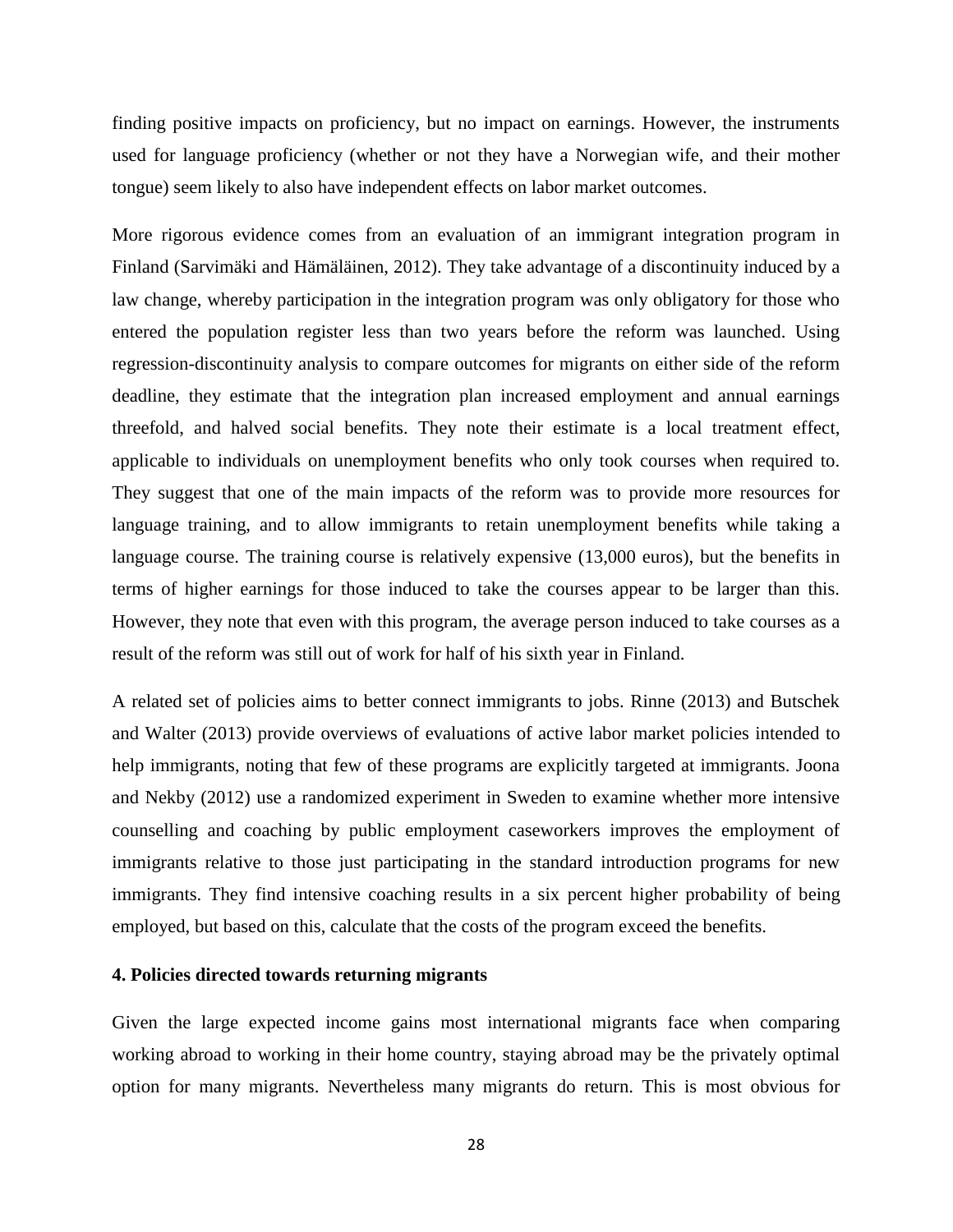finding positive impacts on proficiency, but no impact on earnings. However, the instruments used for language proficiency (whether or not they have a Norwegian wife, and their mother tongue) seem likely to also have independent effects on labor market outcomes.

More rigorous evidence comes from an evaluation of an immigrant integration program in Finland (Sarvimäki and Hämäläinen, 2012). They take advantage of a discontinuity induced by a law change, whereby participation in the integration program was only obligatory for those who entered the population register less than two years before the reform was launched. Using regression-discontinuity analysis to compare outcomes for migrants on either side of the reform deadline, they estimate that the integration plan increased employment and annual earnings threefold, and halved social benefits. They note their estimate is a local treatment effect, applicable to individuals on unemployment benefits who only took courses when required to. They suggest that one of the main impacts of the reform was to provide more resources for language training, and to allow immigrants to retain unemployment benefits while taking a language course. The training course is relatively expensive (13,000 euros), but the benefits in terms of higher earnings for those induced to take the courses appear to be larger than this. However, they note that even with this program, the average person induced to take courses as a result of the reform was still out of work for half of his sixth year in Finland.

A related set of policies aims to better connect immigrants to jobs. Rinne (2013) and Butschek and Walter (2013) provide overviews of evaluations of active labor market policies intended to help immigrants, noting that few of these programs are explicitly targeted at immigrants. Joona and Nekby (2012) use a randomized experiment in Sweden to examine whether more intensive counselling and coaching by public employment caseworkers improves the employment of immigrants relative to those just participating in the standard introduction programs for new immigrants. They find intensive coaching results in a six percent higher probability of being employed, but based on this, calculate that the costs of the program exceed the benefits.

### 4. Policies directed towards returning migrants

Given the large expected income gains most international migrants face when comparing working abroad to working in their home country, staying abroad may be the privately optimal option for many migrants. Nevertheless many migrants do return. This is most obvious for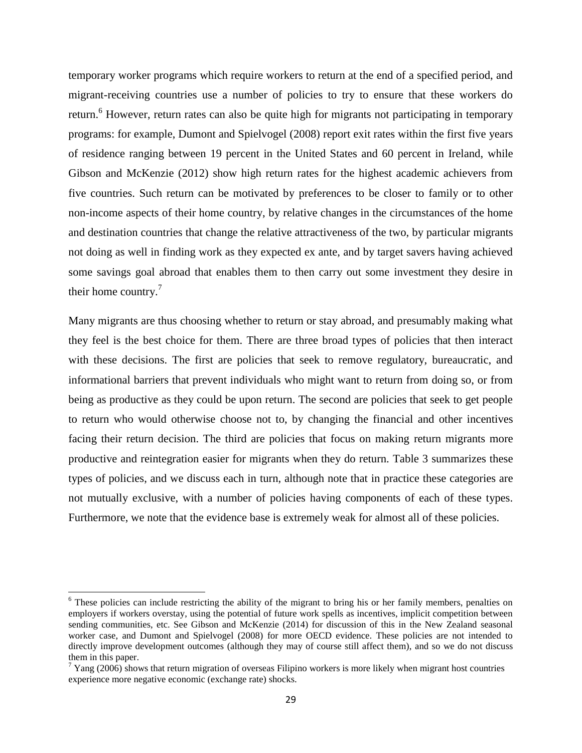temporary worker programs which require workers to return at the end of a specified period, and migrant-receiving countries use a number of policies to try to ensure that these workers do return.[6] However, return rates can also be quite high for migrants not participating in temporary programs: for example, Dumont and Spielvogel (2008) report exit rates within the first five years of residence ranging between 19 percent in the United States and 60 percent in Ireland, while Gibson and McKenzie (2012) show high return rates for the highest academic achievers from five countries. Such return can be motivated by preferences to be closer to family or to other non-income aspects of their home country, by relative changes in the circumstances of the home and destination countries that change the relative attractiveness of the two, by particular migrants not doing as well in finding work as they expected ex ante, and by target savers having achieved some savings goal abroad that enables them to then carry out some investment they desire in their home country.[7]

Many migrants are thus choosing whether to return or stay abroad, and presumably making what they feel is the best choice for them. There are three broad types of policies that then interact with these decisions. The first are policies that seek to remove regulatory, bureaucratic, and informational barriers that prevent individuals who might want to return from doing so, or from being as productive as they could be upon return. The second are policies that seek to get people to return who would otherwise choose not to, by changing the financial and other incentives facing their return decision. The third are policies that focus on making return migrants more productive and reintegration easier for migrants when they do return. Table 3 summarizes these types of policies, and we discuss each in turn, although note that in practice these categories are not mutually exclusive, with a number of policies having components of each of these types. Furthermore, we note that the evidence base is extremely weak for almost all of these policies.

---

[6] These policies can include restricting the ability of the migrant to bring his or her family members, penalties on employers if workers overstay, using the potential of future work spells as incentives, implicit competition between sending communities, etc. See Gibson and McKenzie (2014) for discussion of this in the New Zealand seasonal worker case, and Dumont and Spielvogel (2008) for more OECD evidence. These policies are not intended to directly improve development outcomes (although they may of course still affect them), and so we do not discuss them in this paper.

[7] Yang (2006) shows that return migration of overseas Filipino workers is more likely when migrant host countries experience more negative economic (exchange rate) shocks.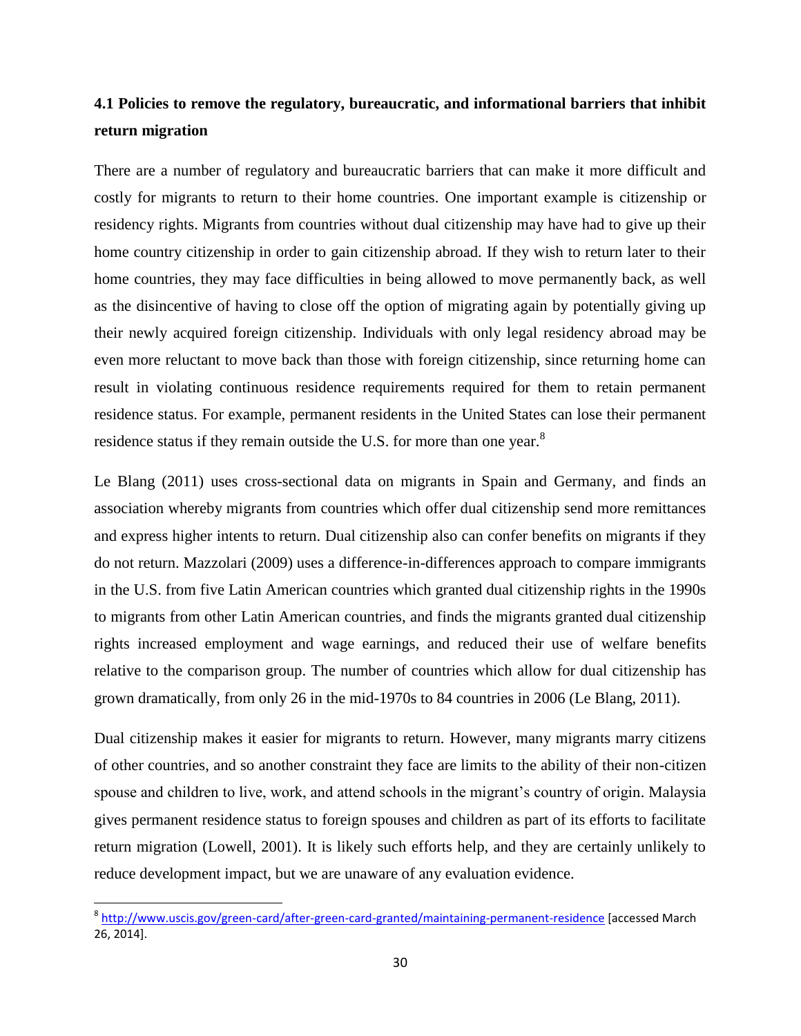### 4.1 Policies to remove the regulatory, bureaucratic, and informational barriers that inhibit return migration

There are a number of regulatory and bureaucratic barriers that can make it more difficult and costly for migrants to return to their home countries. One important example is citizenship or residency rights. Migrants from countries without dual citizenship may have had to give up their home country citizenship in order to gain citizenship abroad. If they wish to return later to their home countries, they may face difficulties in being allowed to move permanently back, as well as the disincentive of having to close off the option of migrating again by potentially giving up their newly acquired foreign citizenship. Individuals with only legal residency abroad may be even more reluctant to move back than those with foreign citizenship, since returning home can result in violating continuous residence requirements required for them to retain permanent residence status. For example, permanent residents in the United States can lose their permanent residence status if they remain outside the U.S. for more than one year.[8]

Le Blang (2011) uses cross-sectional data on migrants in Spain and Germany, and finds an association whereby migrants from countries which offer dual citizenship send more remittances and express higher intents to return. Dual citizenship also can confer benefits on migrants if they do not return. Mazzolari (2009) uses a difference-in-differences approach to compare immigrants in the U.S. from five Latin American countries which granted dual citizenship rights in the 1990s to migrants from other Latin American countries, and finds the migrants granted dual citizenship rights increased employment and wage earnings, and reduced their use of welfare benefits relative to the comparison group. The number of countries which allow for dual citizenship has grown dramatically, from only 26 in the mid-1970s to 84 countries in 2006 (Le Blang, 2011).

Dual citizenship makes it easier for migrants to return. However, many migrants marry citizens of other countries, and so another constraint they face are limits to the ability of their non-citizen spouse and children to live, work, and attend schools in the migrant's country of origin. Malaysia gives permanent residence status to foreign spouses and children as part of its efforts to facilitate return migration (Lowell, 2001). It is likely such efforts help, and they are certainly unlikely to reduce development impact, but we are unaware of any evaluation evidence.

---

[8] http://www.uscis.gov/green-card/after-green-card-granted/maintaining-permanent-residence [accessed March 26, 2014].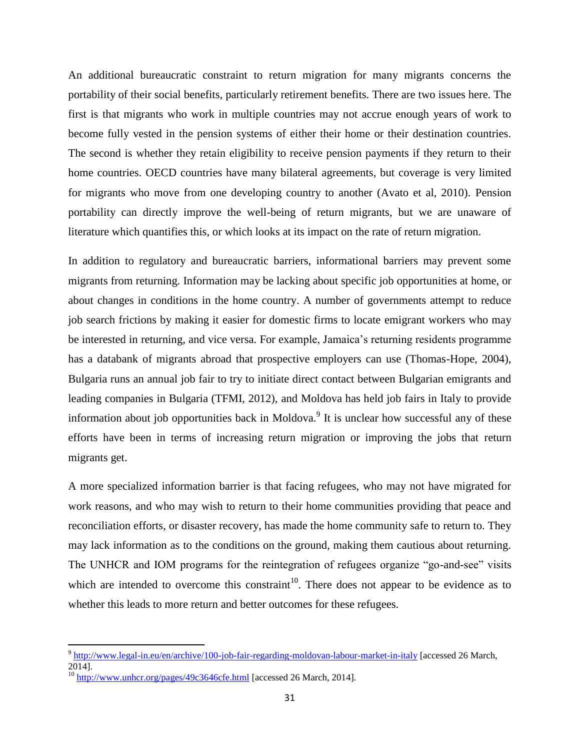An additional bureaucratic constraint to return migration for many migrants concerns the portability of their social benefits, particularly retirement benefits. There are two issues here. The first is that migrants who work in multiple countries may not accrue enough years of work to become fully vested in the pension systems of either their home or their destination countries. The second is whether they retain eligibility to receive pension payments if they return to their home countries. OECD countries have many bilateral agreements, but coverage is very limited for migrants who move from one developing country to another (Avato et al, 2010). Pension portability can directly improve the well-being of return migrants, but we are unaware of literature which quantifies this, or which looks at its impact on the rate of return migration.

In addition to regulatory and bureaucratic barriers, informational barriers may prevent some migrants from returning. Information may be lacking about specific job opportunities at home, or about changes in conditions in the home country. A number of governments attempt to reduce job search frictions by making it easier for domestic firms to locate emigrant workers who may be interested in returning, and vice versa. For example, Jamaica's returning residents programme has a databank of migrants abroad that prospective employers can use (Thomas-Hope, 2004), Bulgaria runs an annual job fair to try to initiate direct contact between Bulgarian emigrants and leading companies in Bulgaria (TFMI, 2012), and Moldova has held job fairs in Italy to provide information about job opportunities back in Moldova.[9] It is unclear how successful any of these efforts have been in terms of increasing return migration or improving the jobs that return migrants get.

A more specialized information barrier is that facing refugees, who may not have migrated for work reasons, and who may wish to return to their home communities providing that peace and reconciliation efforts, or disaster recovery, has made the home community safe to return to. They may lack information as to the conditions on the ground, making them cautious about returning. The UNHCR and IOM programs for the reintegration of refugees organize "go-and-see" visits which are intended to overcome this constraint[10]. There does not appear to be evidence as to whether this leads to more return and better outcomes for these refugees.

---

[9] http://www.legal-in.eu/en/archive/100-job-fair-regarding-moldovan-labour-market-in-italy [accessed 26 March, 2014].

[10] http://www.unhcr.org/pages/49c3646cfe.html [accessed 26 March, 2014].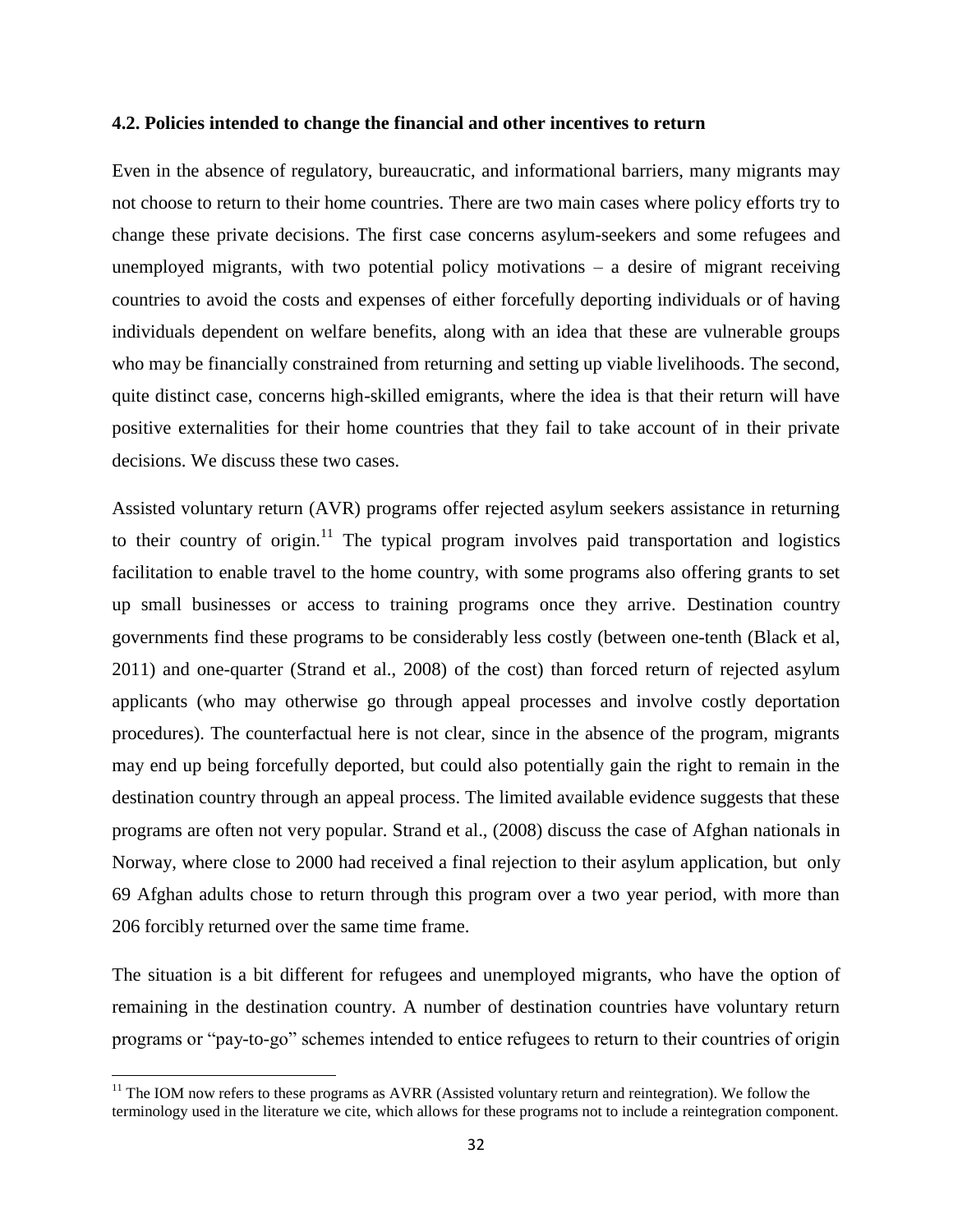### 4.2. Policies intended to change the financial and other incentives to return

Even in the absence of regulatory, bureaucratic, and informational barriers, many migrants may not choose to return to their home countries. There are two main cases where policy efforts try to change these private decisions. The first case concerns asylum-seekers and some refugees and unemployed migrants, with two potential policy motivations – a desire of migrant receiving countries to avoid the costs and expenses of either forcefully deporting individuals or of having individuals dependent on welfare benefits, along with an idea that these are vulnerable groups who may be financially constrained from returning and setting up viable livelihoods. The second, quite distinct case, concerns high-skilled emigrants, where the idea is that their return will have positive externalities for their home countries that they fail to take account of in their private decisions. We discuss these two cases.

Assisted voluntary return (AVR) programs offer rejected asylum seekers assistance in returning to their country of origin.[11] The typical program involves paid transportation and logistics facilitation to enable travel to the home country, with some programs also offering grants to set up small businesses or access to training programs once they arrive. Destination country governments find these programs to be considerably less costly (between one-tenth (Black et al, 2011) and one-quarter (Strand et al., 2008) of the cost) than forced return of rejected asylum applicants (who may otherwise go through appeal processes and involve costly deportation procedures). The counterfactual here is not clear, since in the absence of the program, migrants may end up being forcefully deported, but could also potentially gain the right to remain in the destination country through an appeal process. The limited available evidence suggests that these programs are often not very popular. Strand et al., (2008) discuss the case of Afghan nationals in Norway, where close to 2000 had received a final rejection to their asylum application, but only 69 Afghan adults chose to return through this program over a two year period, with more than 206 forcibly returned over the same time frame.

The situation is a bit different for refugees and unemployed migrants, who have the option of remaining in the destination country. A number of destination countries have voluntary return programs or "pay-to-go" schemes intended to entice refugees to return to their countries of origin

[11] The IOM now refers to these programs as AVRR (Assisted voluntary return and reintegration). We follow the terminology used in the literature we cite, which allows for these programs not to include a reintegration component.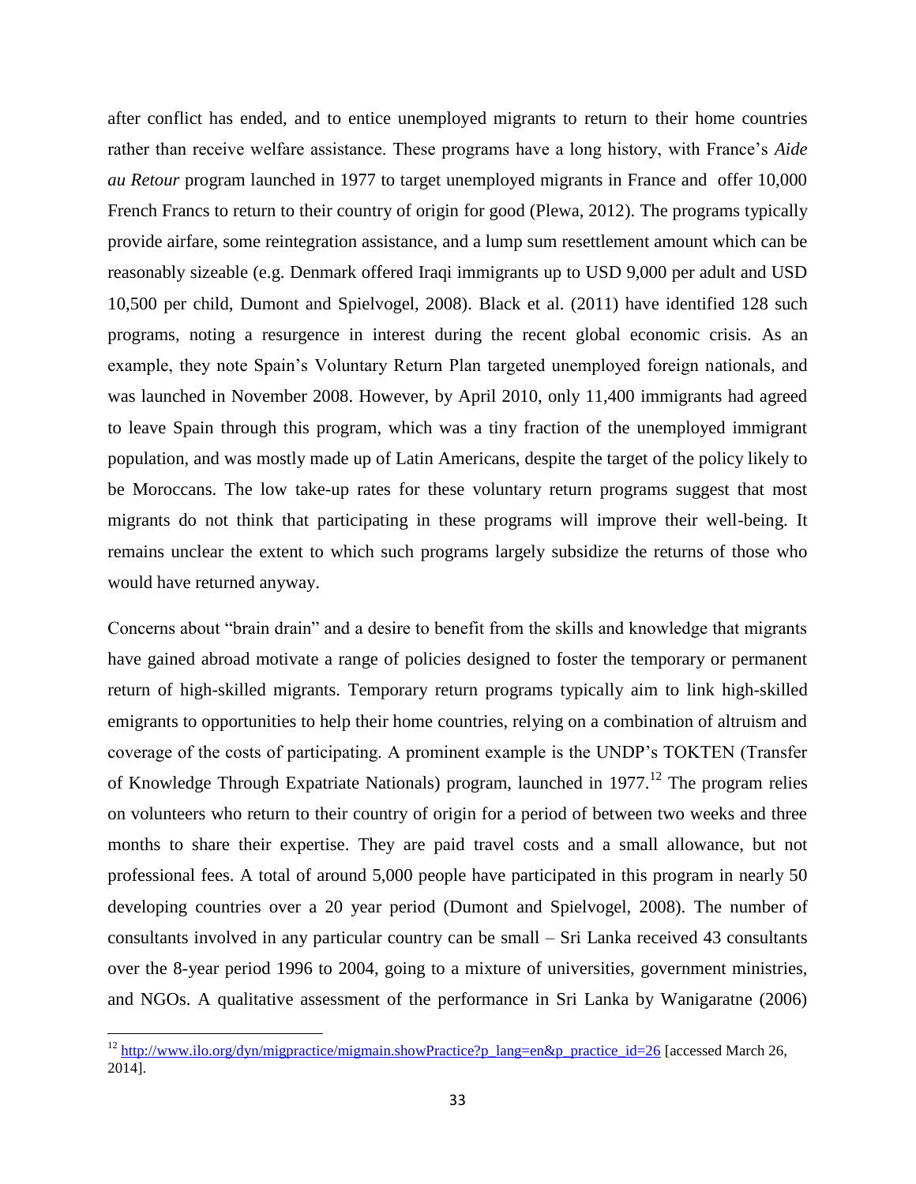after conflict has ended, and to entice unemployed migrants to return to their home countries rather than receive welfare assistance. These programs have a long history, with France's *Aide au Retour* program launched in 1977 to target unemployed migrants in France and offer 10,000 French Francs to return to their country of origin for good (Plewa, 2012). The programs typically provide airfare, some reintegration assistance, and a lump sum resettlement amount which can be reasonably sizeable (e.g. Denmark offered Iraqi immigrants up to USD 9,000 per adult and USD 10,500 per child, Dumont and Spielvogel, 2008). Black et al. (2011) have identified 128 such programs, noting a resurgence in interest during the recent global economic crisis. As an example, they note Spain's Voluntary Return Plan targeted unemployed foreign nationals, and was launched in November 2008. However, by April 2010, only 11,400 immigrants had agreed to leave Spain through this program, which was a tiny fraction of the unemployed immigrant population, and was mostly made up of Latin Americans, despite the target of the policy likely to be Moroccans. The low take-up rates for these voluntary return programs suggest that most migrants do not think that participating in these programs will improve their well-being. It remains unclear the extent to which such programs largely subsidize the returns of those who would have returned anyway.

Concerns about "brain drain" and a desire to benefit from the skills and knowledge that migrants have gained abroad motivate a range of policies designed to foster the temporary or permanent return of high-skilled migrants. Temporary return programs typically aim to link high-skilled emigrants to opportunities to help their home countries, relying on a combination of altruism and coverage of the costs of participating. A prominent example is the UNDP's TOKTEN (Transfer of Knowledge Through Expatriate Nationals) program, launched in 1977.[12] The program relies on volunteers who return to their country of origin for a period of between two weeks and three months to share their expertise. They are paid travel costs and a small allowance, but not professional fees. A total of around 5,000 people have participated in this program in nearly 50 developing countries over a 20 year period (Dumont and Spielvogel, 2008). The number of consultants involved in any particular country can be small – Sri Lanka received 43 consultants over the 8-year period 1996 to 2004, going to a mixture of universities, government ministries, and NGOs. A qualitative assessment of the performance in Sri Lanka by Wanigaratne (2006)

[12] http://www.ilo.org/dyn/migpractice/migmain.showPractice?p_lang=en&p_practice_id=26 [accessed March 26, 2014].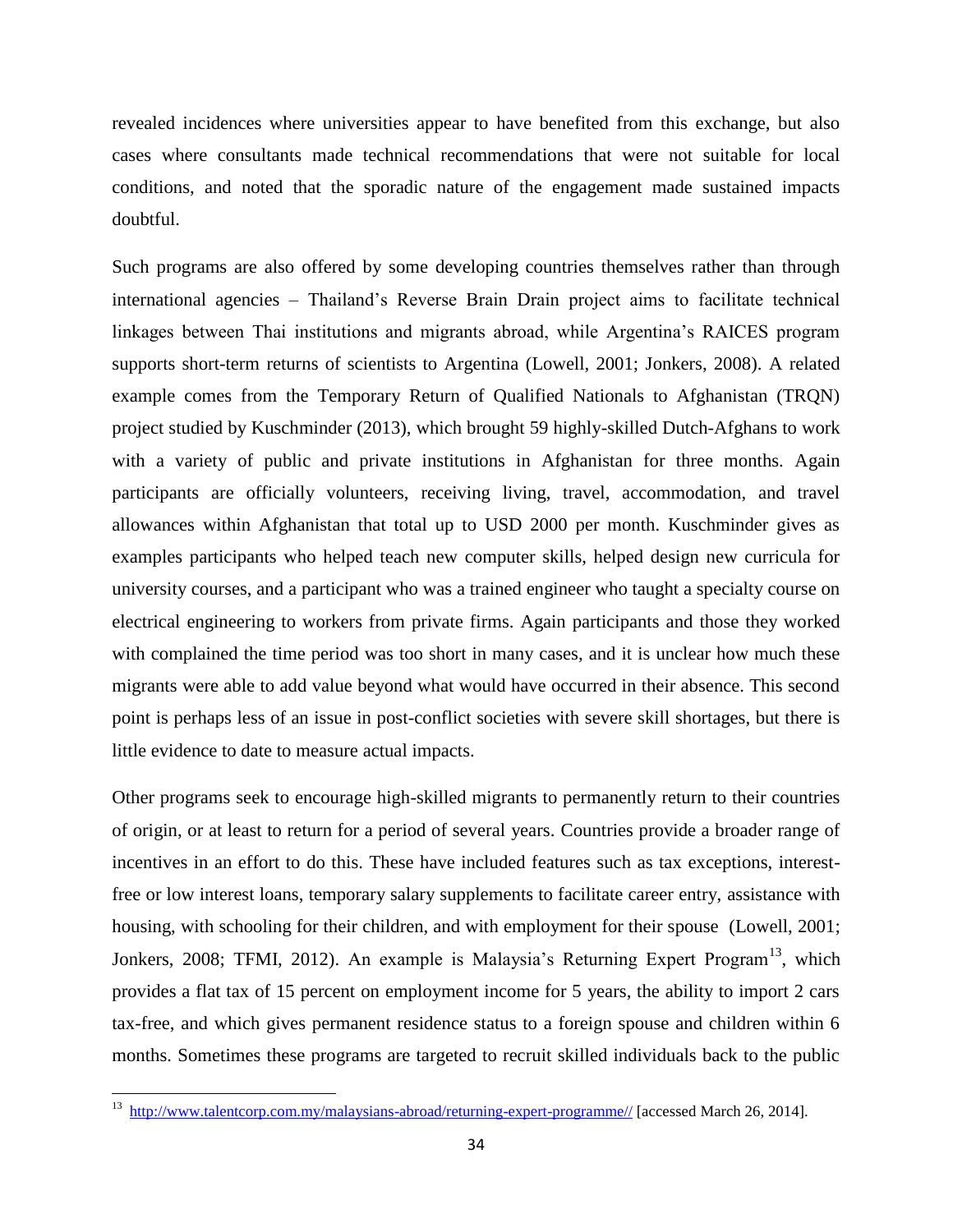revealed incidences where universities appear to have benefited from this exchange, but also cases where consultants made technical recommendations that were not suitable for local conditions, and noted that the sporadic nature of the engagement made sustained impacts doubtful.

Such programs are also offered by some developing countries themselves rather than through international agencies – Thailand's Reverse Brain Drain project aims to facilitate technical linkages between Thai institutions and migrants abroad, while Argentina's RAICES program supports short-term returns of scientists to Argentina (Lowell, 2001; Jonkers, 2008). A related example comes from the Temporary Return of Qualified Nationals to Afghanistan (TRQN) project studied by Kuschminder (2013), which brought 59 highly-skilled Dutch-Afghans to work with a variety of public and private institutions in Afghanistan for three months. Again participants are officially volunteers, receiving living, travel, accommodation, and travel allowances within Afghanistan that total up to USD 2000 per month. Kuschminder gives as examples participants who helped teach new computer skills, helped design new curricula for university courses, and a participant who was a trained engineer who taught a specialty course on electrical engineering to workers from private firms. Again participants and those they worked with complained the time period was too short in many cases, and it is unclear how much these migrants were able to add value beyond what would have occurred in their absence. This second point is perhaps less of an issue in post-conflict societies with severe skill shortages, but there is little evidence to date to measure actual impacts.

Other programs seek to encourage high-skilled migrants to permanently return to their countries of origin, or at least to return for a period of several years. Countries provide a broader range of incentives in an effort to do this. These have included features such as tax exceptions, interest-free or low interest loans, temporary salary supplements to facilitate career entry, assistance with housing, with schooling for their children, and with employment for their spouse (Lowell, 2001; Jonkers, 2008; TFMI, 2012). An example is Malaysia's Returning Expert Program[13], which provides a flat tax of 15 percent on employment income for 5 years, the ability to import 2 cars tax-free, and which gives permanent residence status to a foreign spouse and children within 6 months. Sometimes these programs are targeted to recruit skilled individuals back to the public

[13] http://www.talentcorp.com.my/malaysians-abroad/returning-expert-programme// [accessed March 26, 2014].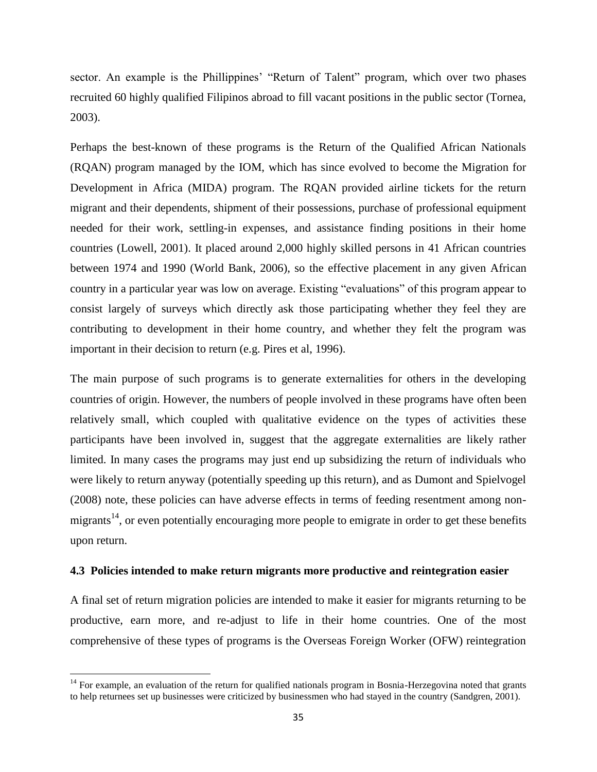sector. An example is the Phillippines' "Return of Talent" program, which over two phases recruited 60 highly qualified Filipinos abroad to fill vacant positions in the public sector (Tornea, 2003).

Perhaps the best-known of these programs is the Return of the Qualified African Nationals (RQAN) program managed by the IOM, which has since evolved to become the Migration for Development in Africa (MIDA) program. The RQAN provided airline tickets for the return migrant and their dependents, shipment of their possessions, purchase of professional equipment needed for their work, settling-in expenses, and assistance finding positions in their home countries (Lowell, 2001). It placed around 2,000 highly skilled persons in 41 African countries between 1974 and 1990 (World Bank, 2006), so the effective placement in any given African country in a particular year was low on average. Existing "evaluations" of this program appear to consist largely of surveys which directly ask those participating whether they feel they are contributing to development in their home country, and whether they felt the program was important in their decision to return (e.g. Pires et al, 1996).

The main purpose of such programs is to generate externalities for others in the developing countries of origin. However, the numbers of people involved in these programs have often been relatively small, which coupled with qualitative evidence on the types of activities these participants have been involved in, suggest that the aggregate externalities are likely rather limited. In many cases the programs may just end up subsidizing the return of individuals who were likely to return anyway (potentially speeding up this return), and as Dumont and Spielvogel (2008) note, these policies can have adverse effects in terms of feeding resentment among non-migrants[14], or even potentially encouraging more people to emigrate in order to get these benefits upon return.

### 4.3 Policies intended to make return migrants more productive and reintegration easier

A final set of return migration policies are intended to make it easier for migrants returning to be productive, earn more, and re-adjust to life in their home countries. One of the most comprehensive of these types of programs is the Overseas Foreign Worker (OFW) reintegration

[14] For example, an evaluation of the return for qualified nationals program in Bosnia-Herzegovina noted that grants to help returnees set up businesses were criticized by businessmen who had stayed in the country (Sandgren, 2001).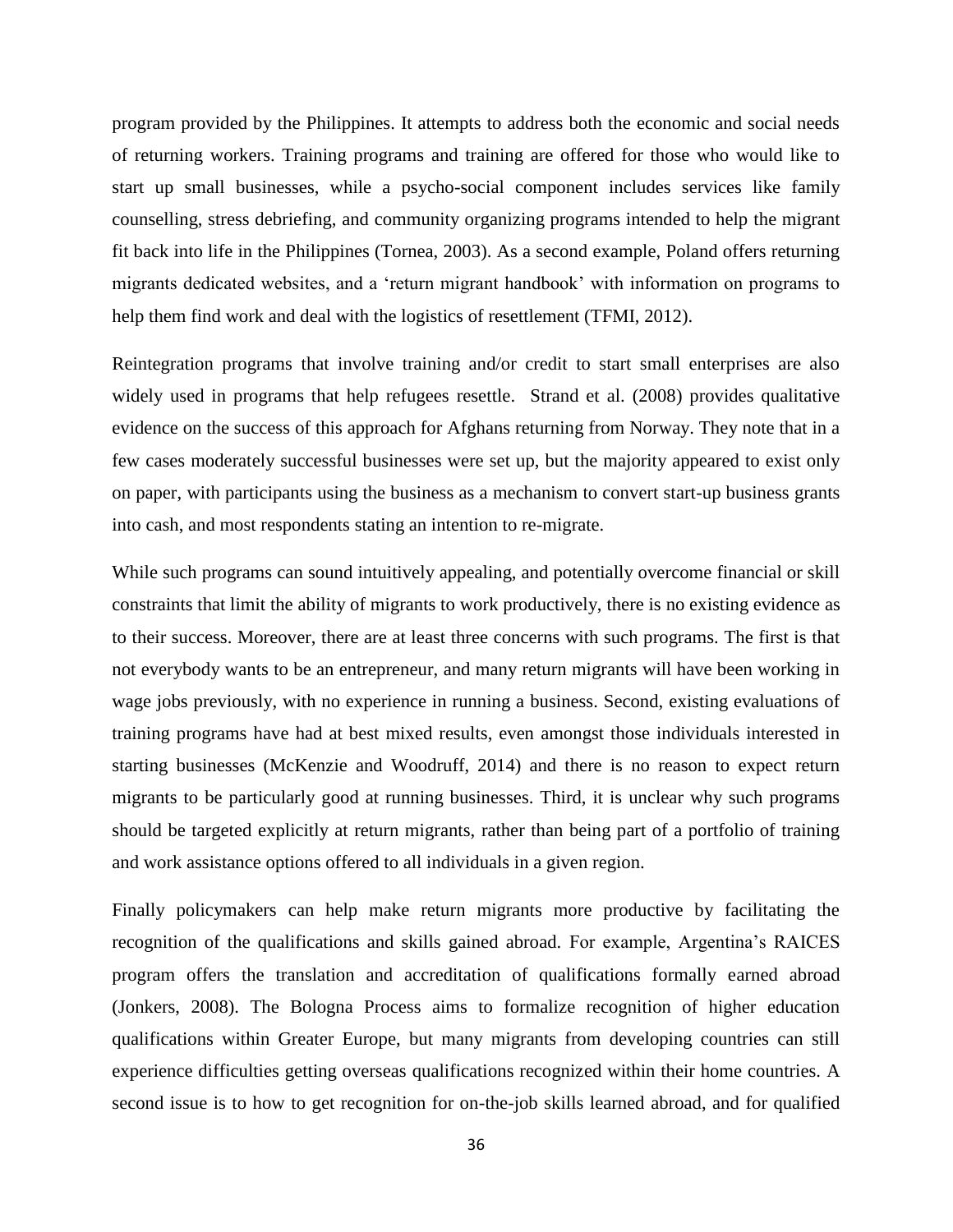program provided by the Philippines. It attempts to address both the economic and social needs of returning workers. Training programs and training are offered for those who would like to start up small businesses, while a psycho-social component includes services like family counselling, stress debriefing, and community organizing programs intended to help the migrant fit back into life in the Philippines (Tornea, 2003). As a second example, Poland offers returning migrants dedicated websites, and a 'return migrant handbook' with information on programs to help them find work and deal with the logistics of resettlement (TFMI, 2012).

Reintegration programs that involve training and/or credit to start small enterprises are also widely used in programs that help refugees resettle. Strand et al. (2008) provides qualitative evidence on the success of this approach for Afghans returning from Norway. They note that in a few cases moderately successful businesses were set up, but the majority appeared to exist only on paper, with participants using the business as a mechanism to convert start-up business grants into cash, and most respondents stating an intention to re-migrate.

While such programs can sound intuitively appealing, and potentially overcome financial or skill constraints that limit the ability of migrants to work productively, there is no existing evidence as to their success. Moreover, there are at least three concerns with such programs. The first is that not everybody wants to be an entrepreneur, and many return migrants will have been working in wage jobs previously, with no experience in running a business. Second, existing evaluations of training programs have had at best mixed results, even amongst those individuals interested in starting businesses (McKenzie and Woodruff, 2014) and there is no reason to expect return migrants to be particularly good at running businesses. Third, it is unclear why such programs should be targeted explicitly at return migrants, rather than being part of a portfolio of training and work assistance options offered to all individuals in a given region.

Finally policymakers can help make return migrants more productive by facilitating the recognition of the qualifications and skills gained abroad. For example, Argentina's RAICES program offers the translation and accreditation of qualifications formally earned abroad (Jonkers, 2008). The Bologna Process aims to formalize recognition of higher education qualifications within Greater Europe, but many migrants from developing countries can still experience difficulties getting overseas qualifications recognized within their home countries. A second issue is to how to get recognition for on-the-job skills learned abroad, and for qualified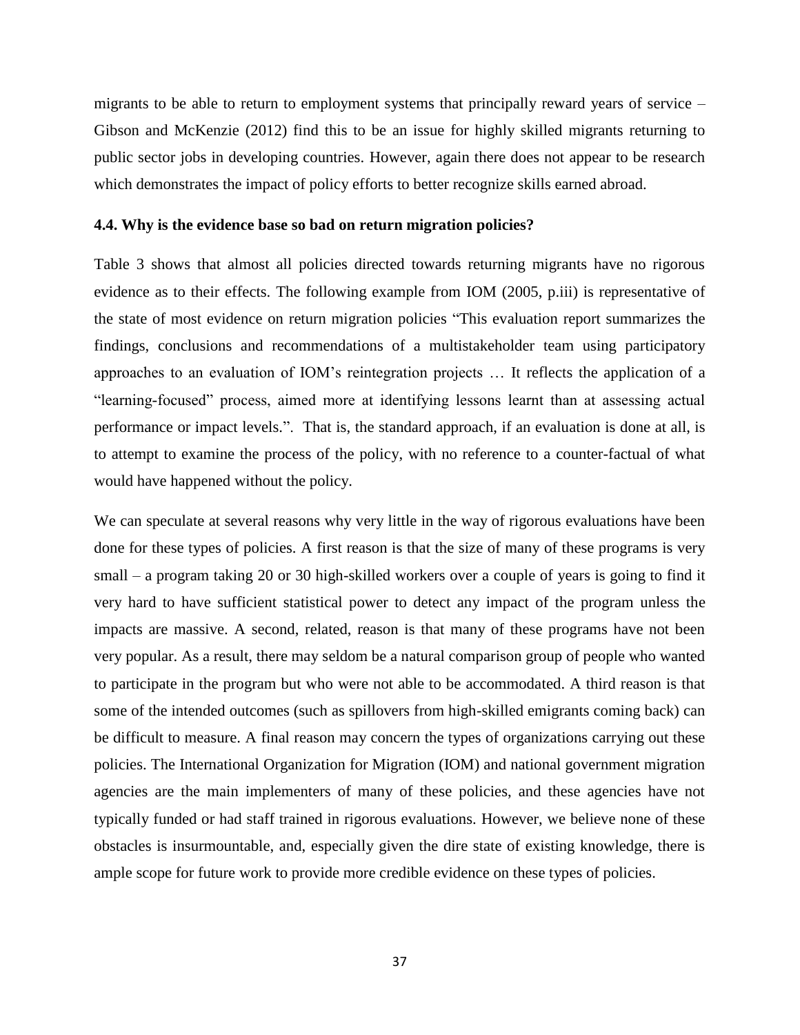migrants to be able to return to employment systems that principally reward years of service – Gibson and McKenzie (2012) find this to be an issue for highly skilled migrants returning to public sector jobs in developing countries. However, again there does not appear to be research which demonstrates the impact of policy efforts to better recognize skills earned abroad.

### 4.4. Why is the evidence base so bad on return migration policies?

Table 3 shows that almost all policies directed towards returning migrants have no rigorous evidence as to their effects. The following example from IOM (2005, p.iii) is representative of the state of most evidence on return migration policies "This evaluation report summarizes the findings, conclusions and recommendations of a multistakeholder team using participatory approaches to an evaluation of IOM's reintegration projects … It reflects the application of a "learning-focused" process, aimed more at identifying lessons learnt than at assessing actual performance or impact levels.". That is, the standard approach, if an evaluation is done at all, is to attempt to examine the process of the policy, with no reference to a counter-factual of what would have happened without the policy.

We can speculate at several reasons why very little in the way of rigorous evaluations have been done for these types of policies. A first reason is that the size of many of these programs is very small – a program taking 20 or 30 high-skilled workers over a couple of years is going to find it very hard to have sufficient statistical power to detect any impact of the program unless the impacts are massive. A second, related, reason is that many of these programs have not been very popular. As a result, there may seldom be a natural comparison group of people who wanted to participate in the program but who were not able to be accommodated. A third reason is that some of the intended outcomes (such as spillovers from high-skilled emigrants coming back) can be difficult to measure. A final reason may concern the types of organizations carrying out these policies. The International Organization for Migration (IOM) and national government migration agencies are the main implementers of many of these policies, and these agencies have not typically funded or had staff trained in rigorous evaluations. However, we believe none of these obstacles is insurmountable, and, especially given the dire state of existing knowledge, there is ample scope for future work to provide more credible evidence on these types of policies.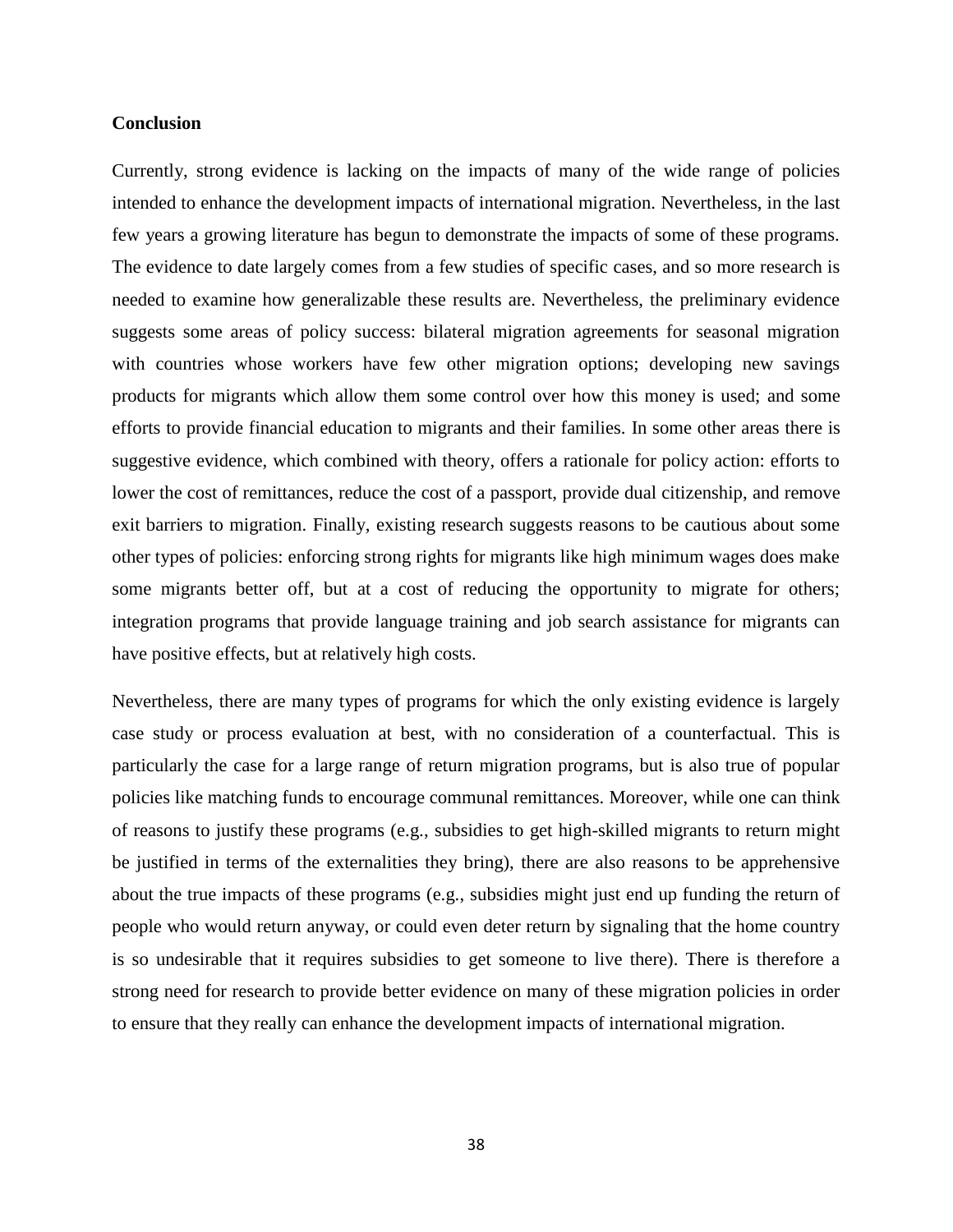## Conclusion

Currently, strong evidence is lacking on the impacts of many of the wide range of policies intended to enhance the development impacts of international migration. Nevertheless, in the last few years a growing literature has begun to demonstrate the impacts of some of these programs. The evidence to date largely comes from a few studies of specific cases, and so more research is needed to examine how generalizable these results are. Nevertheless, the preliminary evidence suggests some areas of policy success: bilateral migration agreements for seasonal migration with countries whose workers have few other migration options; developing new savings products for migrants which allow them some control over how this money is used; and some efforts to provide financial education to migrants and their families. In some other areas there is suggestive evidence, which combined with theory, offers a rationale for policy action: efforts to lower the cost of remittances, reduce the cost of a passport, provide dual citizenship, and remove exit barriers to migration. Finally, existing research suggests reasons to be cautious about some other types of policies: enforcing strong rights for migrants like high minimum wages does make some migrants better off, but at a cost of reducing the opportunity to migrate for others; integration programs that provide language training and job search assistance for migrants can have positive effects, but at relatively high costs.

Nevertheless, there are many types of programs for which the only existing evidence is largely case study or process evaluation at best, with no consideration of a counterfactual. This is particularly the case for a large range of return migration programs, but is also true of popular policies like matching funds to encourage communal remittances. Moreover, while one can think of reasons to justify these programs (e.g., subsidies to get high-skilled migrants to return might be justified in terms of the externalities they bring), there are also reasons to be apprehensive about the true impacts of these programs (e.g., subsidies might just end up funding the return of people who would return anyway, or could even deter return by signaling that the home country is so undesirable that it requires subsidies to get someone to live there). There is therefore a strong need for research to provide better evidence on many of these migration policies in order to ensure that they really can enhance the development impacts of international migration.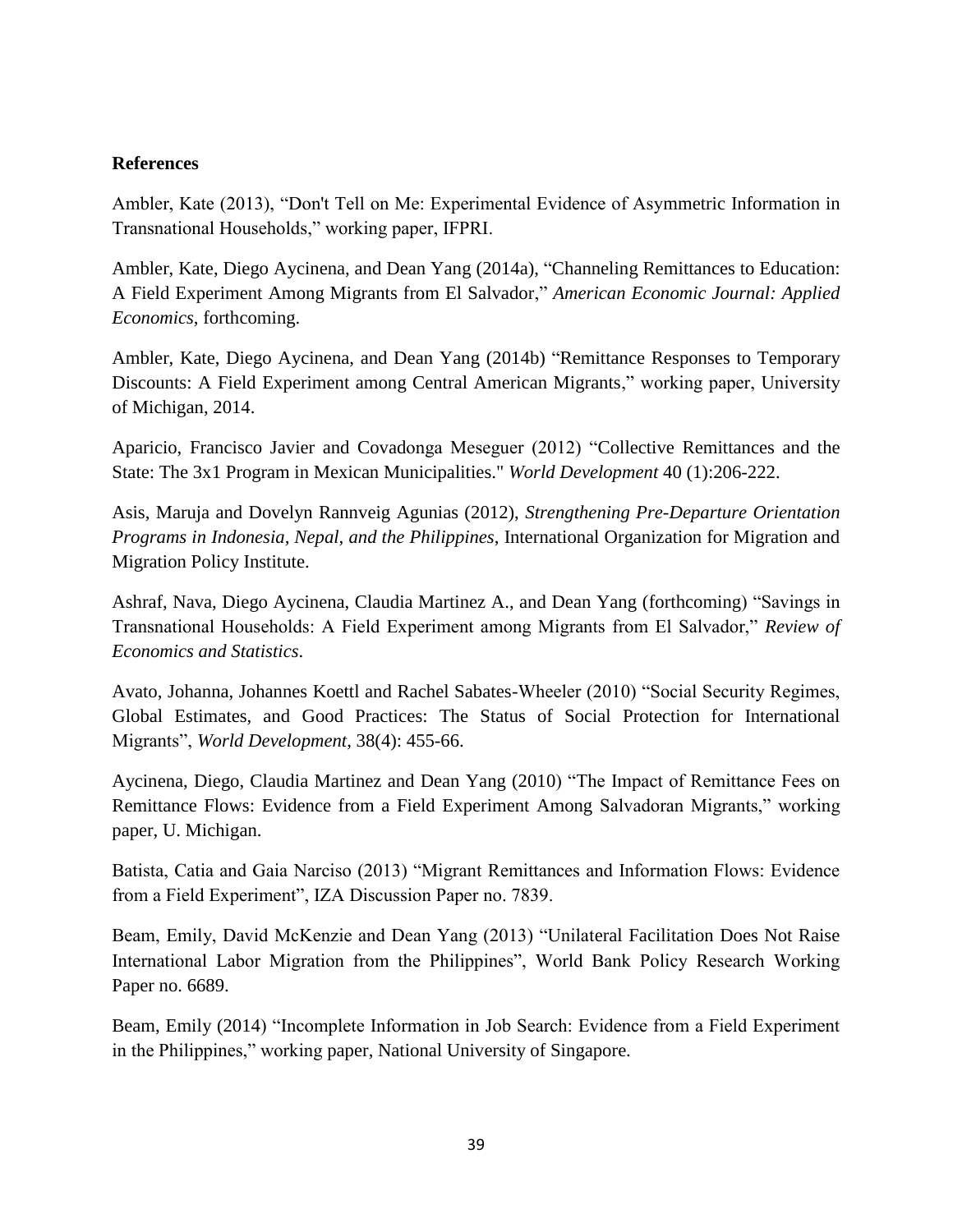**References**

Ambler, Kate (2013), "Don't Tell on Me: Experimental Evidence of Asymmetric Information in Transnational Households," working paper, IFPRI.

Ambler, Kate, Diego Aycinena, and Dean Yang (2014a), "Channeling Remittances to Education: A Field Experiment Among Migrants from El Salvador," *American Economic Journal: Applied Economics*, forthcoming.

Ambler, Kate, Diego Aycinena, and Dean Yang (2014b) "Remittance Responses to Temporary Discounts: A Field Experiment among Central American Migrants," working paper, University of Michigan, 2014.

Aparicio, Francisco Javier and Covadonga Meseguer (2012) "Collective Remittances and the State: The 3x1 Program in Mexican Municipalities." *World Development* 40 (1):206-222.

Asis, Maruja and Dovelyn Rannveig Agunias (2012), *Strengthening Pre-Departure Orientation Programs in Indonesia, Nepal, and the Philippines*, International Organization for Migration and Migration Policy Institute.

Ashraf, Nava, Diego Aycinena, Claudia Martinez A., and Dean Yang (forthcoming) "Savings in Transnational Households: A Field Experiment among Migrants from El Salvador," *Review of Economics and Statistics*.

Avato, Johanna, Johannes Koettl and Rachel Sabates-Wheeler (2010) "Social Security Regimes, Global Estimates, and Good Practices: The Status of Social Protection for International Migrants", *World Development*, 38(4): 455-66.

Aycinena, Diego, Claudia Martinez and Dean Yang (2010) "The Impact of Remittance Fees on Remittance Flows: Evidence from a Field Experiment Among Salvadoran Migrants," working paper, U. Michigan.

Batista, Catia and Gaia Narciso (2013) "Migrant Remittances and Information Flows: Evidence from a Field Experiment", IZA Discussion Paper no. 7839.

Beam, Emily, David McKenzie and Dean Yang (2013) "Unilateral Facilitation Does Not Raise International Labor Migration from the Philippines", World Bank Policy Research Working Paper no. 6689.

Beam, Emily (2014) "Incomplete Information in Job Search: Evidence from a Field Experiment in the Philippines," working paper, National University of Singapore.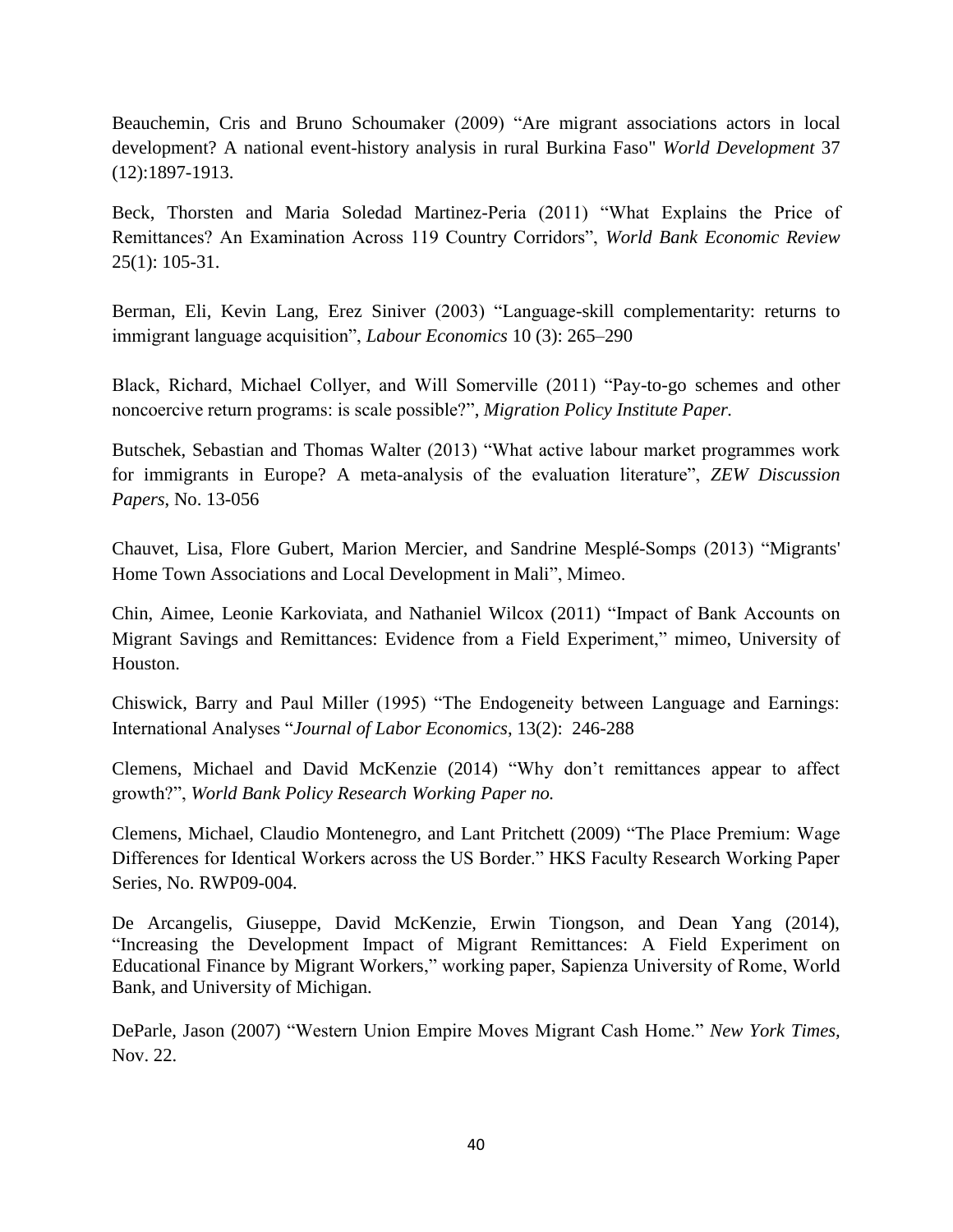Beauchemin, Cris and Bruno Schoumaker (2009) "Are migrant associations actors in local development? A national event-history analysis in rural Burkina Faso" *World Development* 37 (12):1897-1913.

Beck, Thorsten and Maria Soledad Martinez-Peria (2011) "What Explains the Price of Remittances? An Examination Across 119 Country Corridors", *World Bank Economic Review* 25(1): 105-31.

Berman, Eli, Kevin Lang, Erez Siniver (2003) "Language-skill complementarity: returns to immigrant language acquisition", *Labour Economics* 10 (3): 265–290

Black, Richard, Michael Collyer, and Will Somerville (2011) "Pay-to-go schemes and other noncoercive return programs: is scale possible?", *Migration Policy Institute Paper.*

Butschek, Sebastian and Thomas Walter (2013) "What active labour market programmes work for immigrants in Europe? A meta-analysis of the evaluation literature", *ZEW Discussion Papers*, No. 13-056

Chauvet, Lisa, Flore Gubert, Marion Mercier, and Sandrine Mesplé-Somps (2013) "Migrants' Home Town Associations and Local Development in Mali", Mimeo.

Chin, Aimee, Leonie Karkoviata, and Nathaniel Wilcox (2011) "Impact of Bank Accounts on Migrant Savings and Remittances: Evidence from a Field Experiment," mimeo, University of Houston.

Chiswick, Barry and Paul Miller (1995) "The Endogeneity between Language and Earnings: International Analyses "*Journal of Labor Economics*, 13(2): 246-288

Clemens, Michael and David McKenzie (2014) "Why don't remittances appear to affect growth?", *World Bank Policy Research Working Paper no.*

Clemens, Michael, Claudio Montenegro, and Lant Pritchett (2009) "The Place Premium: Wage Differences for Identical Workers across the US Border." HKS Faculty Research Working Paper Series, No. RWP09-004.

De Arcangelis, Giuseppe, David McKenzie, Erwin Tiongson, and Dean Yang (2014), "Increasing the Development Impact of Migrant Remittances: A Field Experiment on Educational Finance by Migrant Workers," working paper, Sapienza University of Rome, World Bank, and University of Michigan.

DeParle, Jason (2007) "Western Union Empire Moves Migrant Cash Home." *New York Times*, Nov. 22.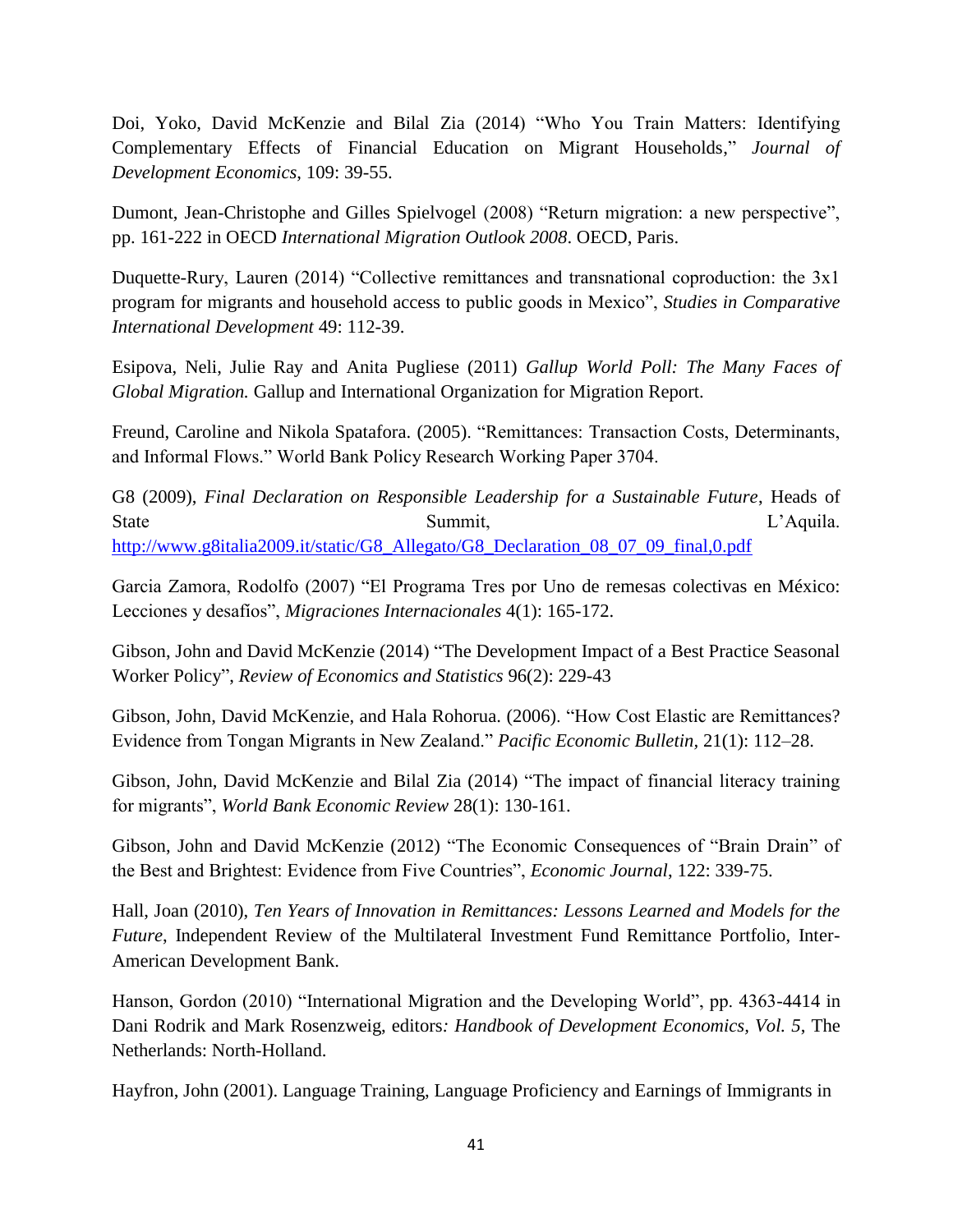Doi, Yoko, David McKenzie and Bilal Zia (2014) "Who You Train Matters: Identifying Complementary Effects of Financial Education on Migrant Households," *Journal of Development Economics*, 109: 39-55.

Dumont, Jean-Christophe and Gilles Spielvogel (2008) "Return migration: a new perspective", pp. 161-222 in OECD *International Migration Outlook 2008*. OECD, Paris.

Duquette-Rury, Lauren (2014) "Collective remittances and transnational coproduction: the 3x1 program for migrants and household access to public goods in Mexico", *Studies in Comparative International Development* 49: 112-39.

Esipova, Neli, Julie Ray and Anita Pugliese (2011) *Gallup World Poll: The Many Faces of Global Migration.* Gallup and International Organization for Migration Report.

Freund, Caroline and Nikola Spatafora. (2005). "Remittances: Transaction Costs, Determinants, and Informal Flows." World Bank Policy Research Working Paper 3704.

G8 (2009), *Final Declaration on Responsible Leadership for a Sustainable Future*, Heads of State Summit, L'Aquila. http://www.g8italia2009.it/static/G8_Allegato/G8_Declaration_08_07_09_final,0.pdf

Garcia Zamora, Rodolfo (2007) "El Programa Tres por Uno de remesas colectivas en México: Lecciones y desafíos", *Migraciones Internacionales* 4(1): 165-172.

Gibson, John and David McKenzie (2014) "The Development Impact of a Best Practice Seasonal Worker Policy", *Review of Economics and Statistics* 96(2): 229-43

Gibson, John, David McKenzie, and Hala Rohorua. (2006). "How Cost Elastic are Remittances? Evidence from Tongan Migrants in New Zealand." *Pacific Economic Bulletin*, 21(1): 112–28.

Gibson, John, David McKenzie and Bilal Zia (2014) "The impact of financial literacy training for migrants", *World Bank Economic Review* 28(1): 130-161.

Gibson, John and David McKenzie (2012) "The Economic Consequences of "Brain Drain" of the Best and Brightest: Evidence from Five Countries", *Economic Journal*, 122: 339-75.

Hall, Joan (2010), *Ten Years of Innovation in Remittances: Lessons Learned and Models for the Future*, Independent Review of the Multilateral Investment Fund Remittance Portfolio, Inter-American Development Bank.

Hanson, Gordon (2010) "International Migration and the Developing World", pp. 4363-4414 in Dani Rodrik and Mark Rosenzweig, editors*: Handbook of Development Economics, Vol. 5*, The Netherlands: North-Holland.

Hayfron, John (2001). Language Training, Language Proficiency and Earnings of Immigrants in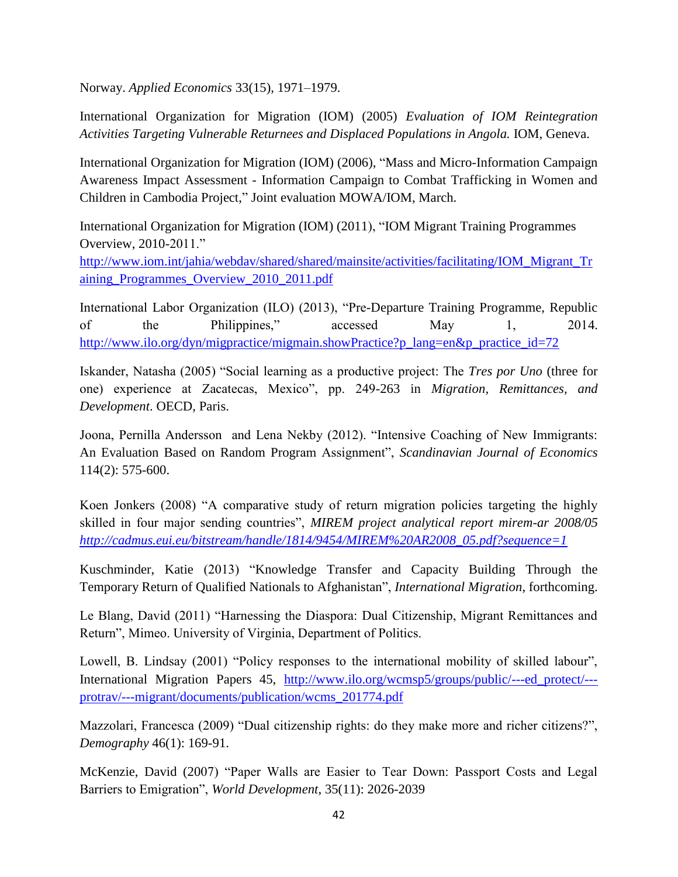Norway. *Applied Economics* 33(15), 1971–1979.

International Organization for Migration (IOM) (2005) *Evaluation of IOM Reintegration Activities Targeting Vulnerable Returnees and Displaced Populations in Angola.* IOM, Geneva.

International Organization for Migration (IOM) (2006), "Mass and Micro-Information Campaign Awareness Impact Assessment - Information Campaign to Combat Trafficking in Women and Children in Cambodia Project," Joint evaluation MOWA/IOM, March.

International Organization for Migration (IOM) (2011), "IOM Migrant Training Programmes Overview, 2010-2011." http://www.iom.int/jahia/webdav/shared/shared/mainsite/activities/facilitating/IOM_Migrant_Training_Programmes_Overview_2010_2011.pdf

International Labor Organization (ILO) (2013), "Pre-Departure Training Programme, Republic of the Philippines," accessed May 1, 2014. http://www.ilo.org/dyn/migpractice/migmain.showPractice?p_lang=en&p_practice_id=72

Iskander, Natasha (2005) "Social learning as a productive project: The *Tres por Uno* (three for one) experience at Zacatecas, Mexico", pp. 249-263 in *Migration, Remittances, and Development*. OECD, Paris.

Joona, Pernilla Andersson and Lena Nekby (2012). "Intensive Coaching of New Immigrants: An Evaluation Based on Random Program Assignment", *Scandinavian Journal of Economics* 114(2): 575-600.

Koen Jonkers (2008) "A comparative study of return migration policies targeting the highly skilled in four major sending countries", *MIREM project analytical report mirem-ar 2008/05 http://cadmus.eui.eu/bitstream/handle/1814/9454/MIREM%20AR2008_05.pdf?sequence=1*

Kuschminder, Katie (2013) "Knowledge Transfer and Capacity Building Through the Temporary Return of Qualified Nationals to Afghanistan", *International Migration*, forthcoming.

Le Blang, David (2011) "Harnessing the Diaspora: Dual Citizenship, Migrant Remittances and Return", Mimeo. University of Virginia, Department of Politics.

Lowell, B. Lindsay (2001) "Policy responses to the international mobility of skilled labour", International Migration Papers 45, http://www.ilo.org/wcmsp5/groups/public/---ed_protect/---protrav/---migrant/documents/publication/wcms_201774.pdf

Mazzolari, Francesca (2009) "Dual citizenship rights: do they make more and richer citizens?", *Demography* 46(1): 169-91.

McKenzie, David (2007) "Paper Walls are Easier to Tear Down: Passport Costs and Legal Barriers to Emigration", *World Development*, 35(11): 2026-2039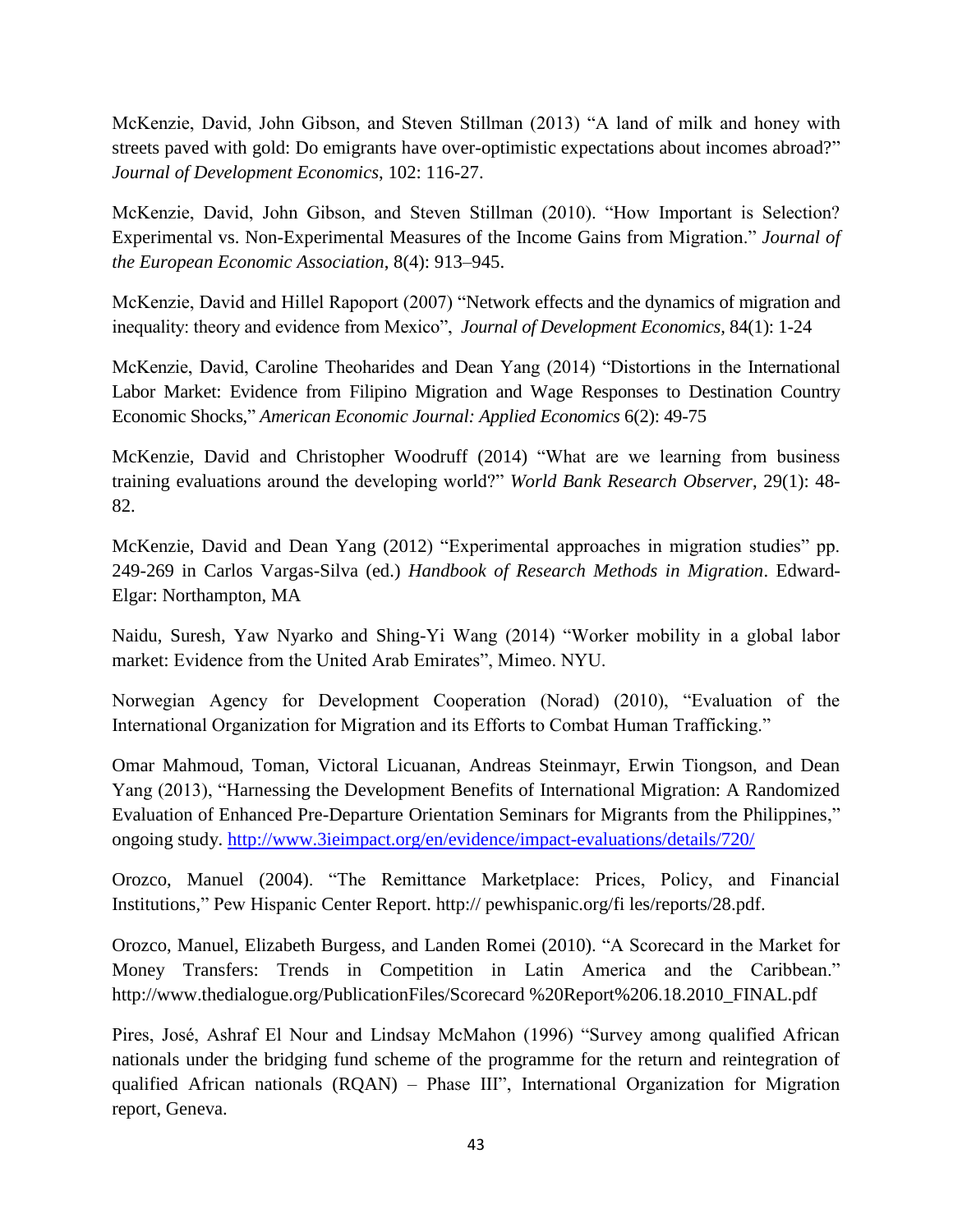McKenzie, David, John Gibson, and Steven Stillman (2013) "A land of milk and honey with streets paved with gold: Do emigrants have over-optimistic expectations about incomes abroad?" *Journal of Development Economics*, 102: 116-27.

McKenzie, David, John Gibson, and Steven Stillman (2010). "How Important is Selection? Experimental vs. Non-Experimental Measures of the Income Gains from Migration." *Journal of the European Economic Association*, 8(4): 913–945.

McKenzie, David and Hillel Rapoport (2007) "Network effects and the dynamics of migration and inequality: theory and evidence from Mexico", *Journal of Development Economics*, 84(1): 1-24

McKenzie, David, Caroline Theoharides and Dean Yang (2014) "Distortions in the International Labor Market: Evidence from Filipino Migration and Wage Responses to Destination Country Economic Shocks," *American Economic Journal: Applied Economics* 6(2): 49-75

McKenzie, David and Christopher Woodruff (2014) "What are we learning from business training evaluations around the developing world?" *World Bank Research Observer*, 29(1): 48-82.

McKenzie, David and Dean Yang (2012) "Experimental approaches in migration studies" pp. 249-269 in Carlos Vargas-Silva (ed.) *Handbook of Research Methods in Migration*. Edward-Elgar: Northampton, MA

Naidu, Suresh, Yaw Nyarko and Shing-Yi Wang (2014) "Worker mobility in a global labor market: Evidence from the United Arab Emirates", Mimeo. NYU.

Norwegian Agency for Development Cooperation (Norad) (2010), "Evaluation of the International Organization for Migration and its Efforts to Combat Human Trafficking."

Omar Mahmoud, Toman, Victoral Licuanan, Andreas Steinmayr, Erwin Tiongson, and Dean Yang (2013), "Harnessing the Development Benefits of International Migration: A Randomized Evaluation of Enhanced Pre-Departure Orientation Seminars for Migrants from the Philippines," ongoing study. http://www.3ieimpact.org/en/evidence/impact-evaluations/details/720/

Orozco, Manuel (2004). "The Remittance Marketplace: Prices, Policy, and Financial Institutions," Pew Hispanic Center Report. http:// pewhispanic.org/fi les/reports/28.pdf.

Orozco, Manuel, Elizabeth Burgess, and Landen Romei (2010). "A Scorecard in the Market for Money Transfers: Trends in Competition in Latin America and the Caribbean." http://www.thedialogue.org/PublicationFiles/Scorecard %20Report%206.18.2010_FINAL.pdf

Pires, José, Ashraf El Nour and Lindsay McMahon (1996) "Survey among qualified African nationals under the bridging fund scheme of the programme for the return and reintegration of qualified African nationals (RQAN) – Phase III", International Organization for Migration report, Geneva.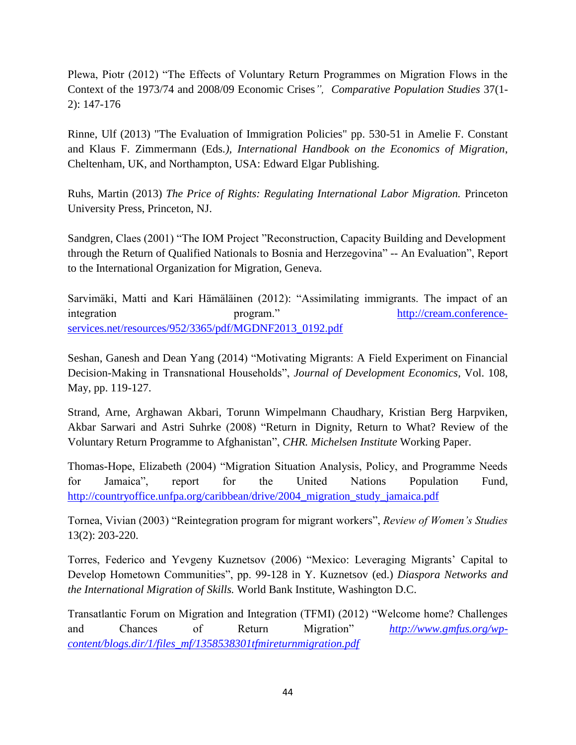Plewa, Piotr (2012) “The Effects of Voluntary Return Programmes on Migration Flows in the Context of the 1973/74 and 2008/09 Economic Crises*”, Comparative Population Studies* 37(1-2): 147-176

Rinne, Ulf (2013) "The Evaluation of Immigration Policies" pp. 530-51 in Amelie F. Constant and Klaus F. Zimmermann (Eds.*), International Handbook on the Economics of Migration*, Cheltenham, UK, and Northampton, USA: Edward Elgar Publishing.

Ruhs, Martin (2013) *The Price of Rights: Regulating International Labor Migration.* Princeton University Press, Princeton, NJ.

Sandgren, Claes (2001) “The IOM Project ”Reconstruction, Capacity Building and Development through the Return of Qualified Nationals to Bosnia and Herzegovina” -- An Evaluation”, Report to the International Organization for Migration, Geneva.

Sarvimäki, Matti and Kari Hämäläinen (2012): “Assimilating immigrants. The impact of an integration program.” http://cream.conference-services.net/resources/952/3365/pdf/MGDNF2013_0192.pdf

Seshan, Ganesh and Dean Yang (2014) “Motivating Migrants: A Field Experiment on Financial Decision-Making in Transnational Households”, *Journal of Development Economics*, Vol. 108, May, pp. 119-127.

Strand, Arne, Arghawan Akbari, Torunn Wimpelmann Chaudhary, Kristian Berg Harpviken, Akbar Sarwari and Astri Suhrke (2008) “Return in Dignity, Return to What? Review of the Voluntary Return Programme to Afghanistan”, *CHR. Michelsen Institute* Working Paper.

Thomas-Hope, Elizabeth (2004) “Migration Situation Analysis, Policy, and Programme Needs for Jamaica”, report for the United Nations Population Fund, http://countryoffice.unfpa.org/caribbean/drive/2004_migration_study_jamaica.pdf

Tornea, Vivian (2003) “Reintegration program for migrant workers”, *Review of Women’s Studies* 13(2): 203-220.

Torres, Federico and Yevgeny Kuznetsov (2006) “Mexico: Leveraging Migrants’ Capital to Develop Hometown Communities”, pp. 99-128 in Y. Kuznetsov (ed.) *Diaspora Networks and the International Migration of Skills.* World Bank Institute, Washington D.C.

Transatlantic Forum on Migration and Integration (TFMI) (2012) “Welcome home? Challenges and Chances of Return Migration” *http://www.gmfus.org/wp-content/blogs.dir/1/files_mf/1358538301tfmireturnmigration.pdf*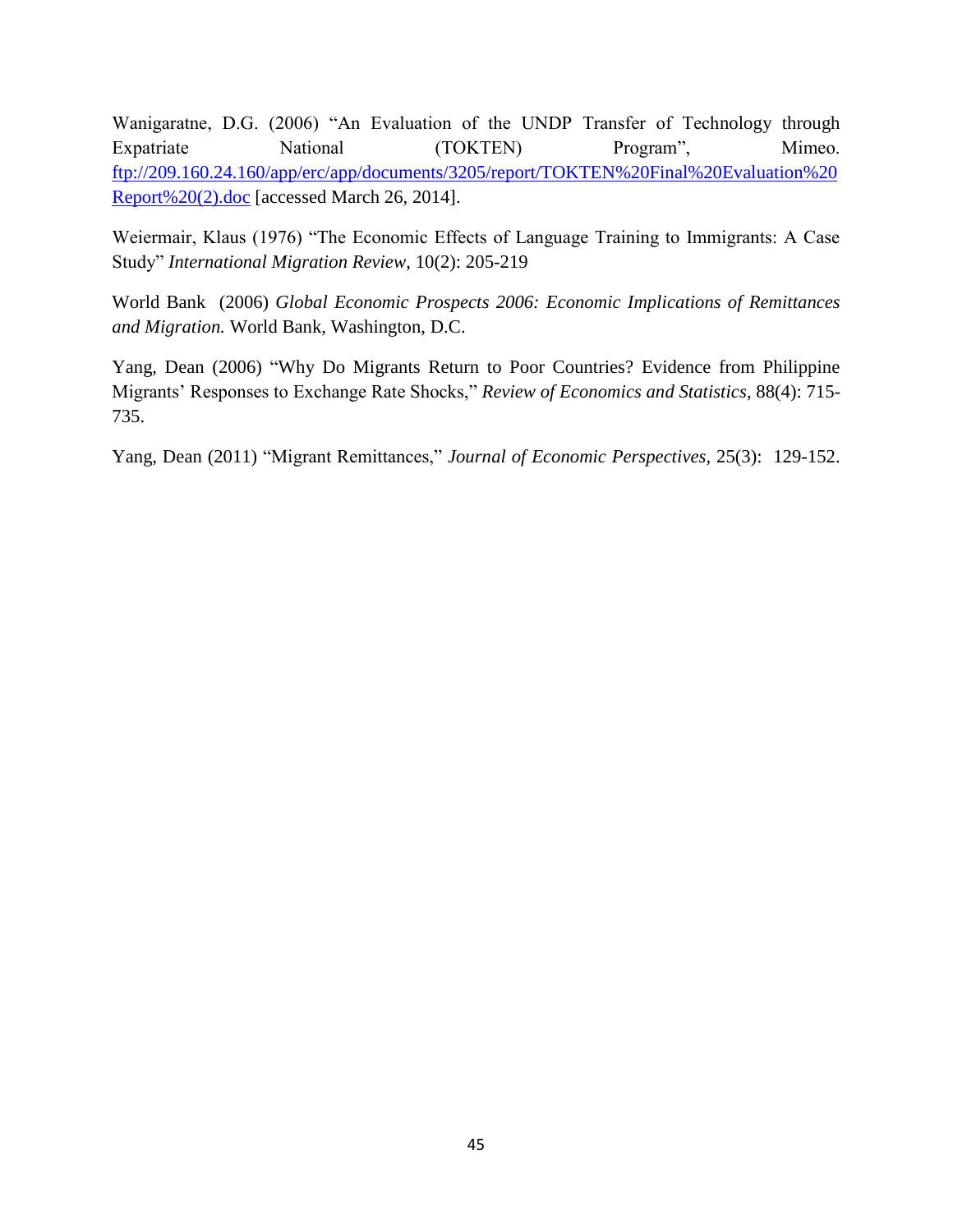Wanigaratne, D.G. (2006) "An Evaluation of the UNDP Transfer of Technology through Expatriate National (TOKTEN) Program", Mimeo. [ftp://209.160.24.160/app/erc/app/documents/3205/report/TOKTEN%20Final%20Evaluation%20Report%20(2).doc](ftp://209.160.24.160/app/erc/app/documents/3205/report/TOKTEN%20Final%20Evaluation%20Report%20(2).doc) [accessed March 26, 2014].

Weiermair, Klaus (1976) "The Economic Effects of Language Training to Immigrants: A Case Study" *International Migration Review*, 10(2): 205-219

World Bank (2006) *Global Economic Prospects 2006: Economic Implications of Remittances and Migration.* World Bank, Washington, D.C.

Yang, Dean (2006) "Why Do Migrants Return to Poor Countries? Evidence from Philippine Migrants' Responses to Exchange Rate Shocks," *Review of Economics and Statistics*, 88(4): 715-735.

Yang, Dean (2011) "Migrant Remittances," *Journal of Economic Perspectives,* 25(3): 129-152.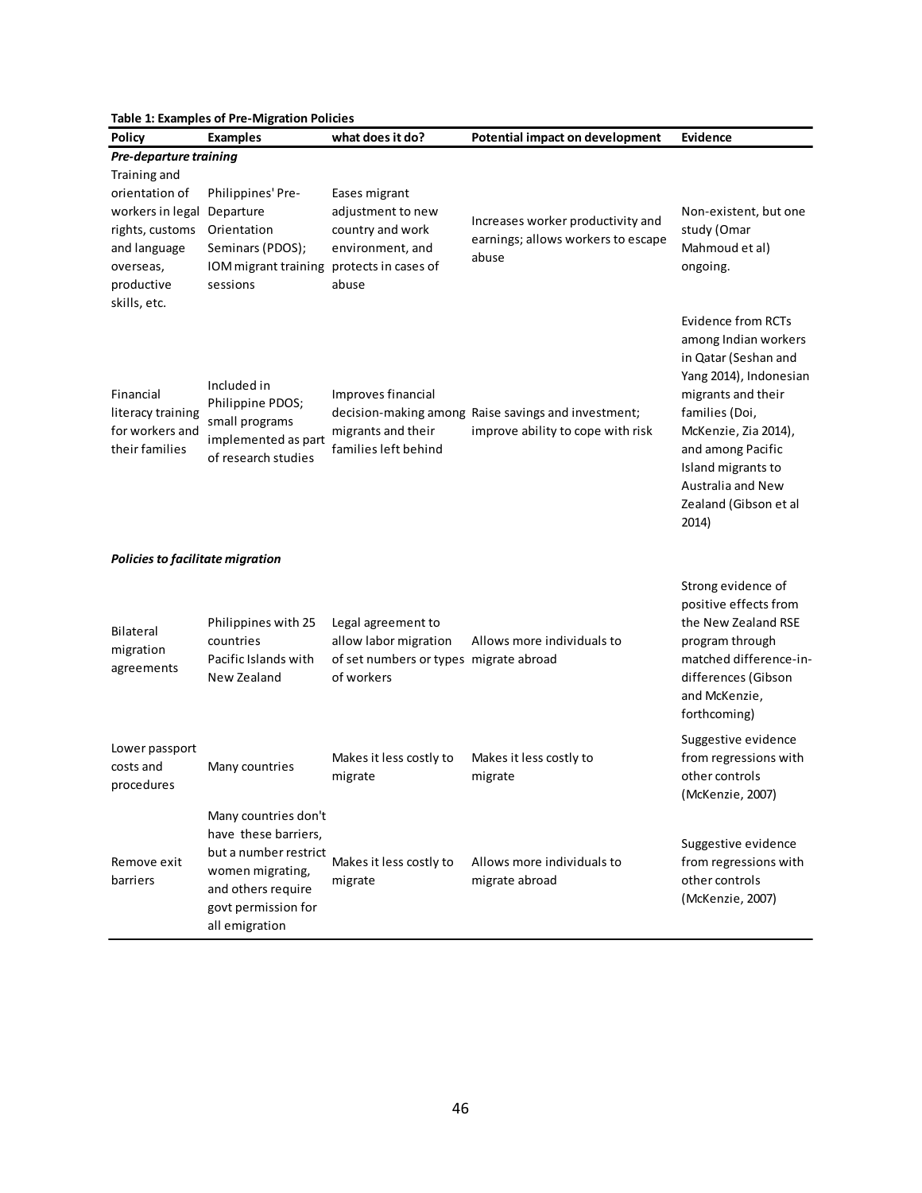**Table 1: Examples of Pre-Migration Policies**

| Policy | Examples | what does it do? | Potential impact on development | Evidence |
|---|---|---|---|---|
| ***Pre-departure training*** | | | | |
| Training and orientation of workers in legal rights, customs and language overseas, productive skills, etc. | Philippines' Pre-Departure Orientation Seminars (PDOS); IOM migrant training sessions | Eases migrant adjustment to new country and work environment, and protects in cases of abuse | Increases worker productivity and earnings; allows workers to escape abuse | Non-existent, but one study (Omar Mahmoud et al) ongoing. |
| Financial literacy training for workers and their families | Included in Philippine PDOS; small programs implemented as part of research studies | Improves financial decision-making among migrants and their families left behind | Raise savings and investment; improve ability to cope with risk | Evidence from RCTs among Indian workers in Qatar (Seshan and Yang 2014), Indonesian migrants and their families (Doi, McKenzie, Zia 2014), and among Pacific Island migrants to Australia and New Zealand (Gibson et al 2014) |
| ***Policies to facilitate migration*** | | | | |
| Bilateral migration agreements | Philippines with 25 countries Pacific Islands with New Zealand | Legal agreement to allow labor migration of set numbers or types of workers | Allows more individuals to migrate abroad | Strong evidence of positive effects from the New Zealand RSE program through matched difference-in-differences (Gibson and McKenzie, forthcoming) |
| Lower passport costs and procedures | Many countries | Makes it less costly to migrate | Makes it less costly to migrate | Suggestive evidence from regressions with other controls (McKenzie, 2007) |
| Remove exit barriers | Many countries don't have these barriers, but a number restrict women migrating, and others require govt permission for all emigration | Makes it less costly to migrate | Allows more individuals to migrate abroad | Suggestive evidence from regressions with other controls (McKenzie, 2007) |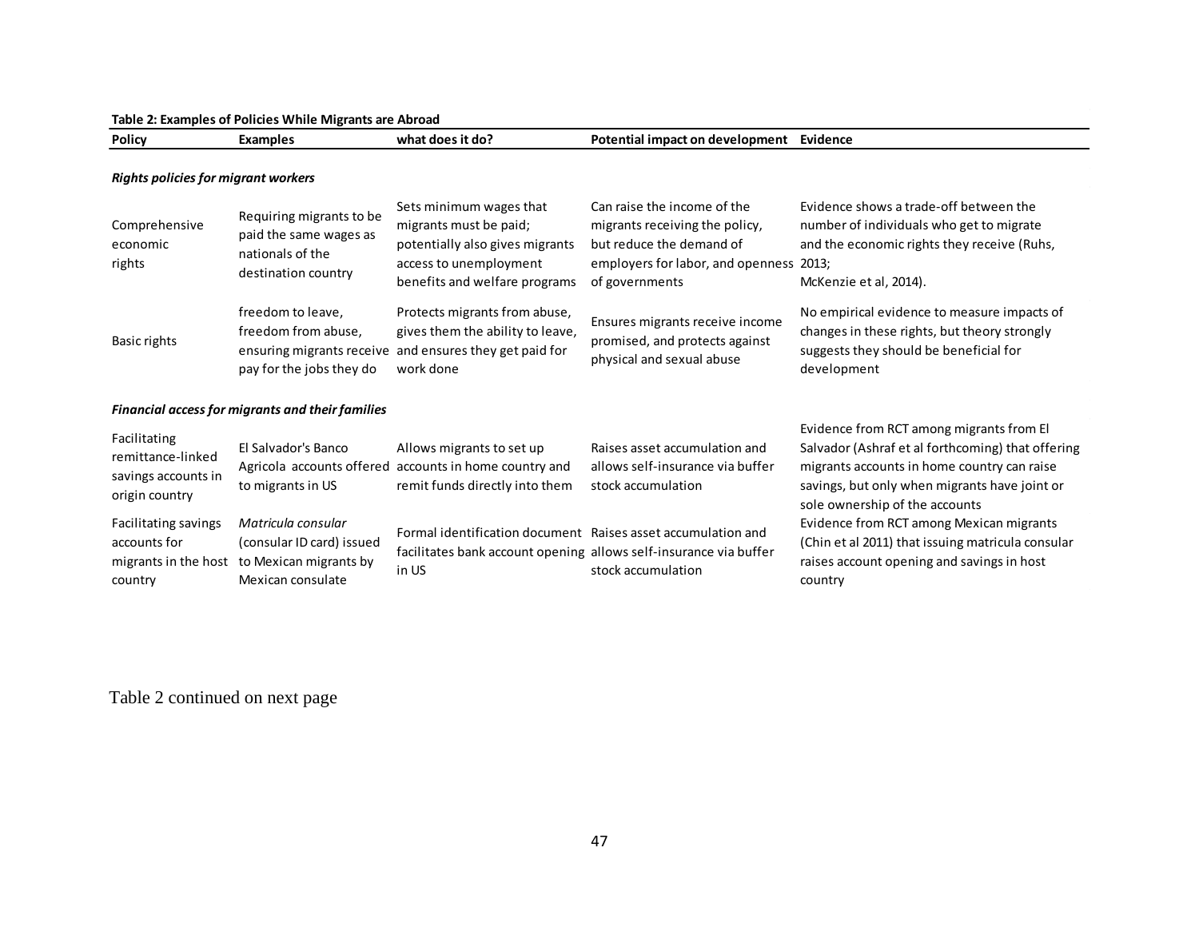**Table 2: Examples of Policies While Migrants are Abroad**

| Policy | Examples | what does it do? | Potential impact on development | Evidence |
|---|---|---|---|---|
| ***Rights policies for migrant workers*** | | | | |
| Comprehensive economic rights | Requiring migrants to be paid the same wages as nationals of the destination country | Sets minimum wages that migrants must be paid; potentially also gives migrants access to unemployment benefits and welfare programs | Can raise the income of the migrants receiving the policy, but reduce the demand of employers for labor, and openness of governments | Evidence shows a trade-off between the number of individuals who get to migrate and the economic rights they receive (Ruhs, 2013; McKenzie et al, 2014). |
| Basic rights | freedom to leave, freedom from abuse, ensuring migrants receive pay for the jobs they do | Protects migrants from abuse, gives them the ability to leave, and ensures they get paid for work done | Ensures migrants receive income promised, and protects against physical and sexual abuse | No empirical evidence to measure impacts of changes in these rights, but theory strongly suggests they should be beneficial for development |
| ***Financial access for migrants and their families*** | | | | |
| Facilitating remittance-linked savings accounts in origin country | El Salvador's Banco Agricola accounts offered to migrants in US | Allows migrants to set up accounts in home country and remit funds directly into them | Raises asset accumulation and allows self-insurance via buffer stock accumulation | Evidence from RCT among migrants from El Salvador (Ashraf et al forthcoming) that offering migrants accounts in home country can raise savings, but only when migrants have joint or sole ownership of the accounts |
| Facilitating savings accounts for migrants in the host country | *Matricula consular* (consular ID card) issued to Mexican migrants by Mexican consulate | Formal identification document facilitates bank account opening in US | Raises asset accumulation and allows self-insurance via buffer stock accumulation | Evidence from RCT among Mexican migrants (Chin et al 2011) that issuing matricula consular raises account opening and savings in host country |

Table 2 continued on next page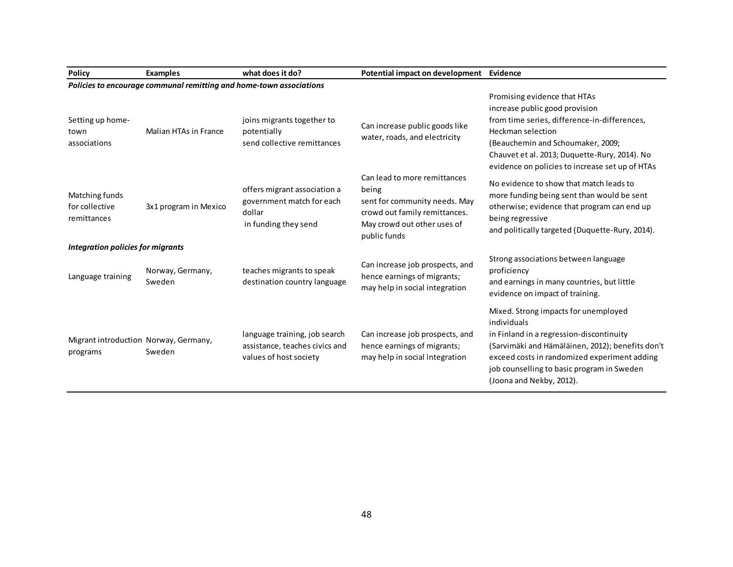| Policy | Examples | what does it do? | Potential impact on development | Evidence |
|---|---|---|---|---|
| ***Policies to encourage communal remitting and home-town associations*** | | | | |
| Setting up home-town associations | Malian HTAs in France | joins migrants together to potentially send collective remittances | Can increase public goods like water, roads, and electricity | Promising evidence that HTAs increase public good provision from time series, difference-in-differences, Heckman selection (Beauchemin and Schoumaker, 2009; Chauvet et al. 2013; Duquette-Rury, 2014). No evidence on policies to increase set up of HTAs |
| Matching funds for collective remittances | 3x1 program in Mexico | offers migrant association a government match for each dollar in funding they send | Can lead to more remittances being sent for community needs. May crowd out family remittances. May crowd out other uses of public funds | No evidence to show that match leads to more funding being sent than would be sent otherwise; evidence that program can end up being regressive and politically targeted (Duquette-Rury, 2014). |
| ***Integration policies for migrants*** | | | | |
| Language training | Norway, Germany, Sweden | teaches migrants to speak destination country language | Can increase job prospects, and hence earnings of migrants; may help in social integration | Strong associations between language proficiency and earnings in many countries, but little evidence on impact of training. |
| Migrant introduction programs | Norway, Germany, Sweden | language training, job search assistance, teaches civics and values of host society | Can increase job prospects, and hence earnings of migrants; may help in social integration | Mixed. Strong impacts for unemployed individuals in Finland in a regression-discontinuity (Sarvimäki and Hämäläinen, 2012); benefits don't exceed costs in randomized experiment adding job counselling to basic program in Sweden (Joona and Nekby, 2012). |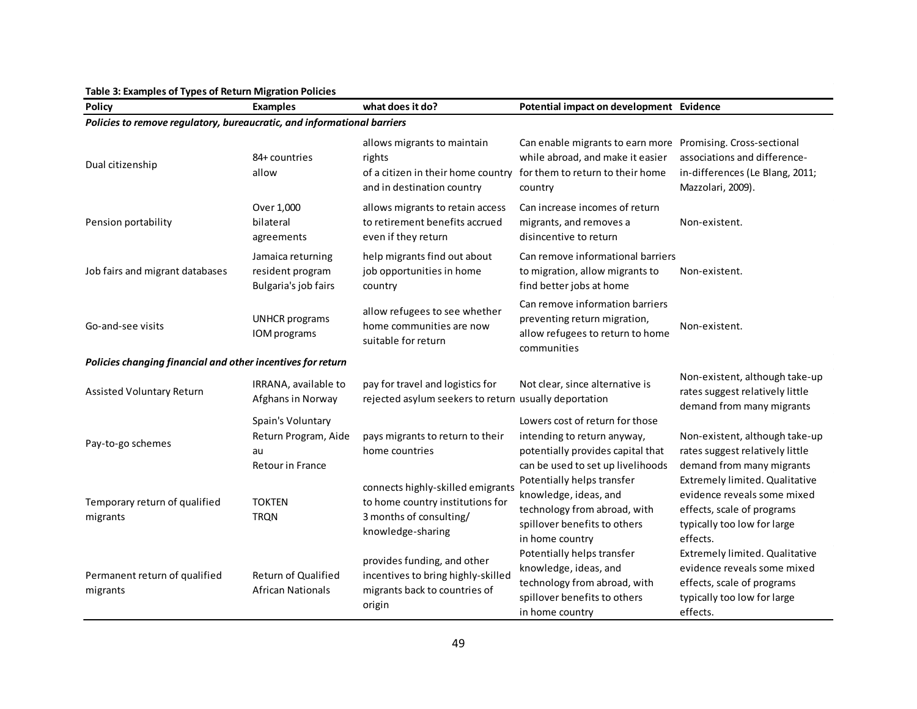**Table 3: Examples of Types of Return Migration Policies**

| Policy | Examples | what does it do? | Potential impact on development | Evidence |
|---|---|---|---|---|
| ***Policies to remove regulatory, bureaucratic, and informational barriers*** | | | | |
| Dual citizenship | 84+ countries allow | allows migrants to maintain rights of a citizen in their home country and in destination country | Can enable migrants to earn more while abroad, and make it easier for them to return to their home country | Promising. Cross-sectional associations and difference-in-differences (Le Blang, 2011; Mazzolari, 2009). |
| Pension portability | Over 1,000 bilateral agreements | allows migrants to retain access to retirement benefits accrued even if they return | Can increase incomes of return migrants, and removes a disincentive to return | Non-existent. |
| Job fairs and migrant databases | Jamaica returning resident program Bulgaria's job fairs | help migrants find out about job opportunities in home country | Can remove informational barriers to migration, allow migrants to find better jobs at home | Non-existent. |
| Go-and-see visits | UNHCR programs IOM programs | allow refugees to see whether home communities are now suitable for return | Can remove information barriers preventing return migration, allow refugees to return to home communities | Non-existent. |
| ***Policies changing financial and other incentives for return*** | | | | |
| Assisted Voluntary Return | IRRANA, available to Afghans in Norway | pay for travel and logistics for rejected asylum seekers to return | Not clear, since alternative is usually deportation | Non-existent, although take-up rates suggest relatively little demand from many migrants |
| Pay-to-go schemes | Spain's Voluntary Return Program, Aide au Retour in France | pays migrants to return to their home countries | Lowers cost of return for those intending to return anyway, potentially provides capital that can be used to set up livelihoods | Non-existent, although take-up rates suggest relatively little demand from many migrants |
| Temporary return of qualified migrants | TOKTEN TRQN | connects highly-skilled emigrants to home country institutions for 3 months of consulting/ knowledge-sharing | Potentially helps transfer knowledge, ideas, and technology from abroad, with spillover benefits to others in home country | Extremely limited. Qualitative evidence reveals some mixed effects, scale of programs typically too low for large effects. |
| Permanent return of qualified migrants | Return of Qualified African Nationals | provides funding, and other incentives to bring highly-skilled migrants back to countries of origin | Potentially helps transfer knowledge, ideas, and technology from abroad, with spillover benefits to others in home country | Extremely limited. Qualitative evidence reveals some mixed effects, scale of programs typically too low for large effects. |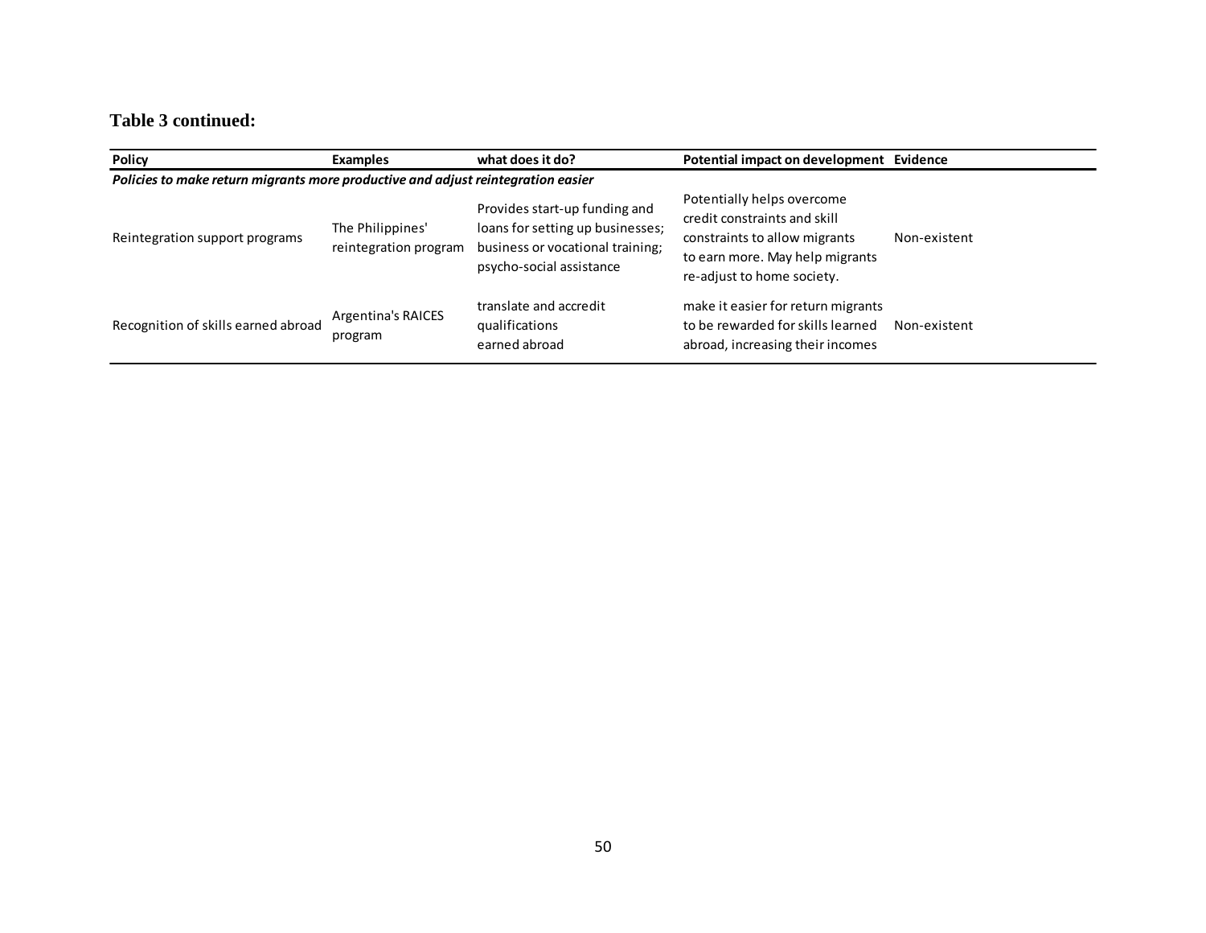**Table 3 continued:**

| Policy | Examples | what does it do? | Potential impact on development | Evidence |
|---|---|---|---|---|
| ***Policies to make return migrants more productive and adjust reintegration easier*** | | | | |
| Reintegration support programs | The Philippines' reintegration program | Provides start-up funding and loans for setting up businesses; business or vocational training; psycho-social assistance | Potentially helps overcome credit constraints and skill constraints to allow migrants to earn more. May help migrants re-adjust to home society. | Non-existent |
| Recognition of skills earned abroad | Argentina's RAICES program | translate and accredit qualifications earned abroad | make it easier for return migrants to be rewarded for skills learned abroad, increasing their incomes | Non-existent |